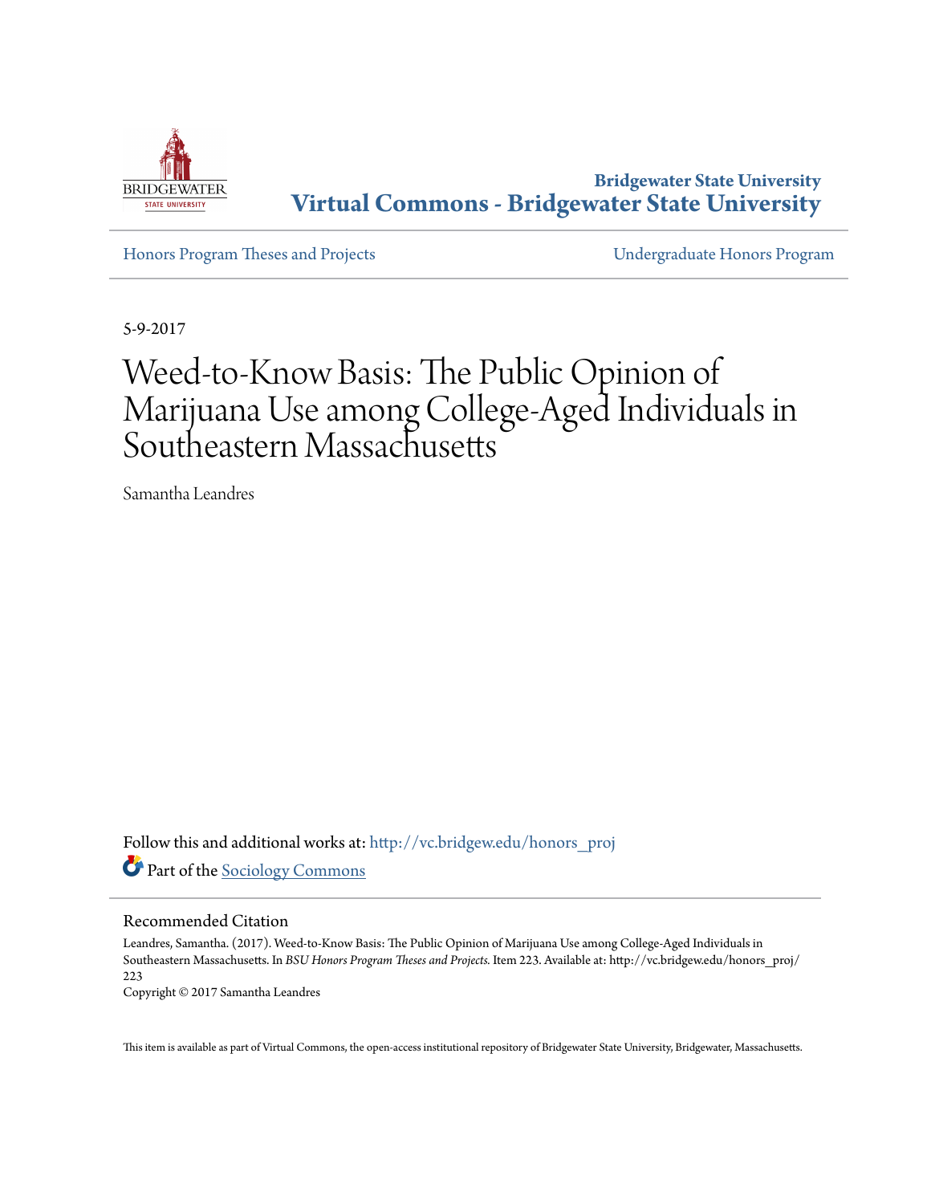Bridgewater State University
**Virtual Commons - Bridgewater State University**

Honors Program Theses and Projects

Undergraduate Honors Program

5-9-2017

# Weed-to-Know Basis: The Public Opinion of Marijuana Use among College-Aged Individuals in Southeastern Massachusetts

Samantha Leandres

Follow this and additional works at: http://vc.bridgew.edu/honors_proj

Part of the Sociology Commons

## Recommended Citation

Leandres, Samantha. (2017). Weed-to-Know Basis: The Public Opinion of Marijuana Use among College-Aged Individuals in Southeastern Massachusetts. In *BSU Honors Program Theses and Projects.* Item 223. Available at: http://vc.bridgew.edu/honors_proj/223

Copyright © 2017 Samantha Leandres

This item is available as part of Virtual Commons, the open-access institutional repository of Bridgewater State University, Bridgewater, Massachusetts.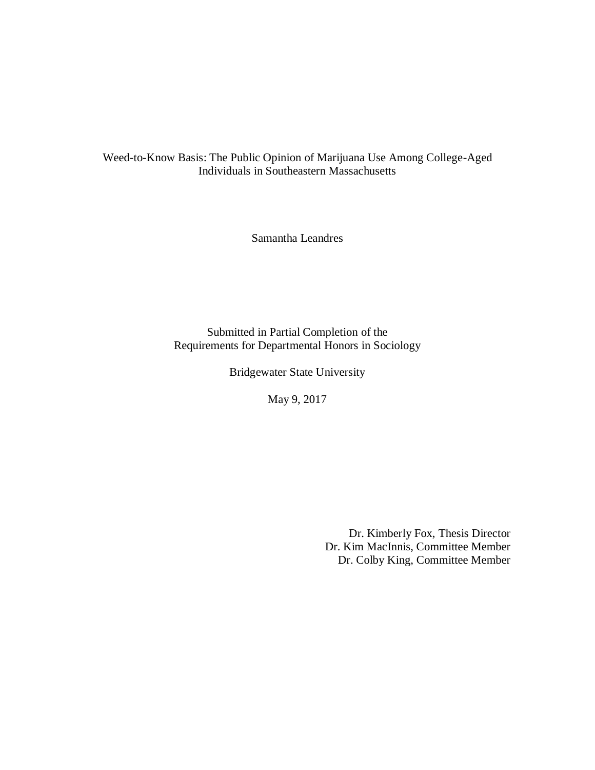# Weed-to-Know Basis: The Public Opinion of Marijuana Use Among College-Aged Individuals in Southeastern Massachusetts

Samantha Leandres

Submitted in Partial Completion of the
Requirements for Departmental Honors in Sociology

Bridgewater State University

May 9, 2017

Dr. Kimberly Fox, Thesis Director
Dr. Kim MacInnis, Committee Member
Dr. Colby King, Committee Member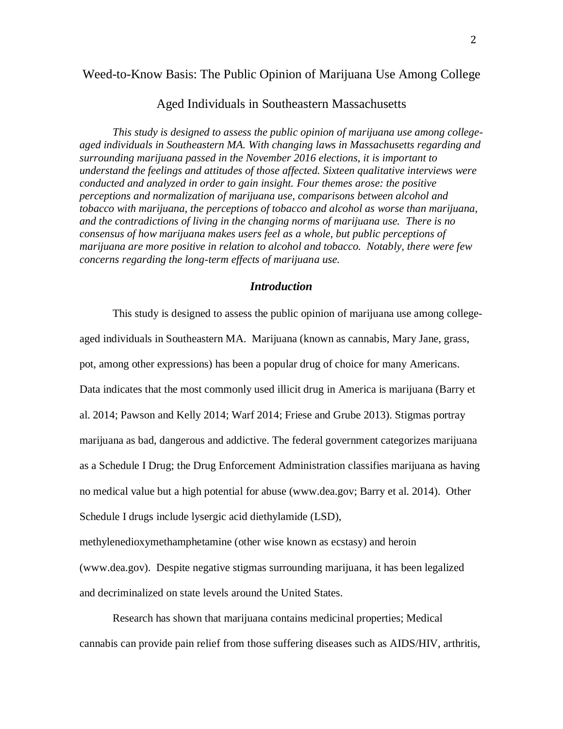# Weed-to-Know Basis: The Public Opinion of Marijuana Use Among College Aged Individuals in Southeastern Massachusetts

*This study is designed to assess the public opinion of marijuana use among college-aged individuals in Southeastern MA. With changing laws in Massachusetts regarding and surrounding marijuana passed in the November 2016 elections, it is important to understand the feelings and attitudes of those affected. Sixteen qualitative interviews were conducted and analyzed in order to gain insight. Four themes arose: the positive perceptions and normalization of marijuana use, comparisons between alcohol and tobacco with marijuana, the perceptions of tobacco and alcohol as worse than marijuana, and the contradictions of living in the changing norms of marijuana use. There is no consensus of how marijuana makes users feel as a whole, but public perceptions of marijuana are more positive in relation to alcohol and tobacco. Notably, there were few concerns regarding the long-term effects of marijuana use.*

## *Introduction*

This study is designed to assess the public opinion of marijuana use among college-aged individuals in Southeastern MA. Marijuana (known as cannabis, Mary Jane, grass, pot, among other expressions) has been a popular drug of choice for many Americans. Data indicates that the most commonly used illicit drug in America is marijuana (Barry et al. 2014; Pawson and Kelly 2014; Warf 2014; Friese and Grube 2013). Stigmas portray marijuana as bad, dangerous and addictive. The federal government categorizes marijuana as a Schedule I Drug; the Drug Enforcement Administration classifies marijuana as having no medical value but a high potential for abuse (www.dea.gov; Barry et al. 2014). Other Schedule I drugs include lysergic acid diethylamide (LSD), methylenedioxymethamphetamine (other wise known as ecstasy) and heroin (www.dea.gov). Despite negative stigmas surrounding marijuana, it has been legalized and decriminalized on state levels around the United States.

Research has shown that marijuana contains medicinal properties; Medical cannabis can provide pain relief from those suffering diseases such as AIDS/HIV, arthritis,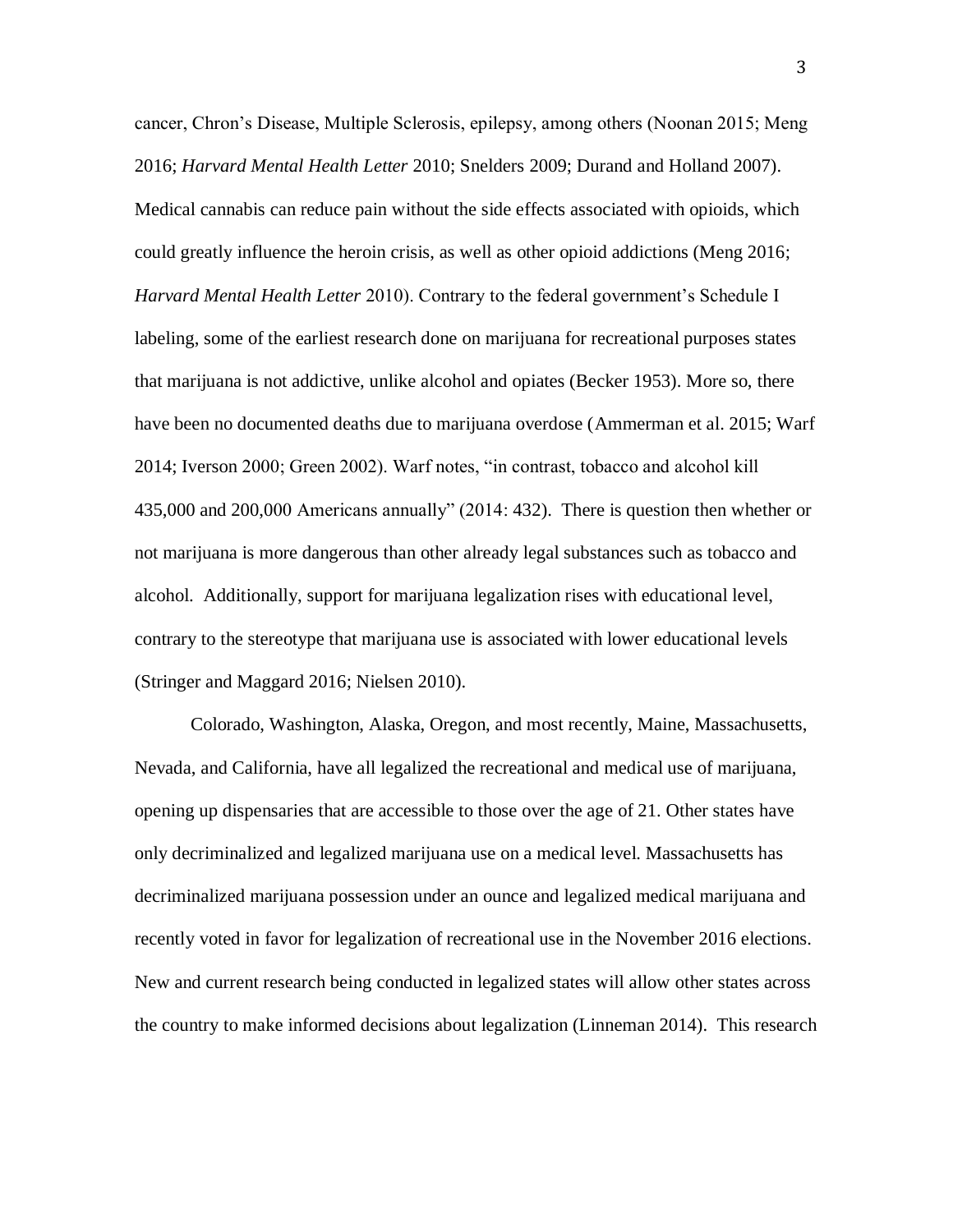cancer, Chron's Disease, Multiple Sclerosis, epilepsy, among others (Noonan 2015; Meng 2016; *Harvard Mental Health Letter* 2010; Snelders 2009; Durand and Holland 2007). Medical cannabis can reduce pain without the side effects associated with opioids, which could greatly influence the heroin crisis, as well as other opioid addictions (Meng 2016; *Harvard Mental Health Letter* 2010). Contrary to the federal government's Schedule I labeling, some of the earliest research done on marijuana for recreational purposes states that marijuana is not addictive, unlike alcohol and opiates (Becker 1953). More so, there have been no documented deaths due to marijuana overdose (Ammerman et al. 2015; Warf 2014; Iverson 2000; Green 2002). Warf notes, "in contrast, tobacco and alcohol kill 435,000 and 200,000 Americans annually" (2014: 432). There is question then whether or not marijuana is more dangerous than other already legal substances such as tobacco and alcohol. Additionally, support for marijuana legalization rises with educational level, contrary to the stereotype that marijuana use is associated with lower educational levels (Stringer and Maggard 2016; Nielsen 2010).

Colorado, Washington, Alaska, Oregon, and most recently, Maine, Massachusetts, Nevada, and California, have all legalized the recreational and medical use of marijuana, opening up dispensaries that are accessible to those over the age of 21. Other states have only decriminalized and legalized marijuana use on a medical level. Massachusetts has decriminalized marijuana possession under an ounce and legalized medical marijuana and recently voted in favor for legalization of recreational use in the November 2016 elections. New and current research being conducted in legalized states will allow other states across the country to make informed decisions about legalization (Linneman 2014). This research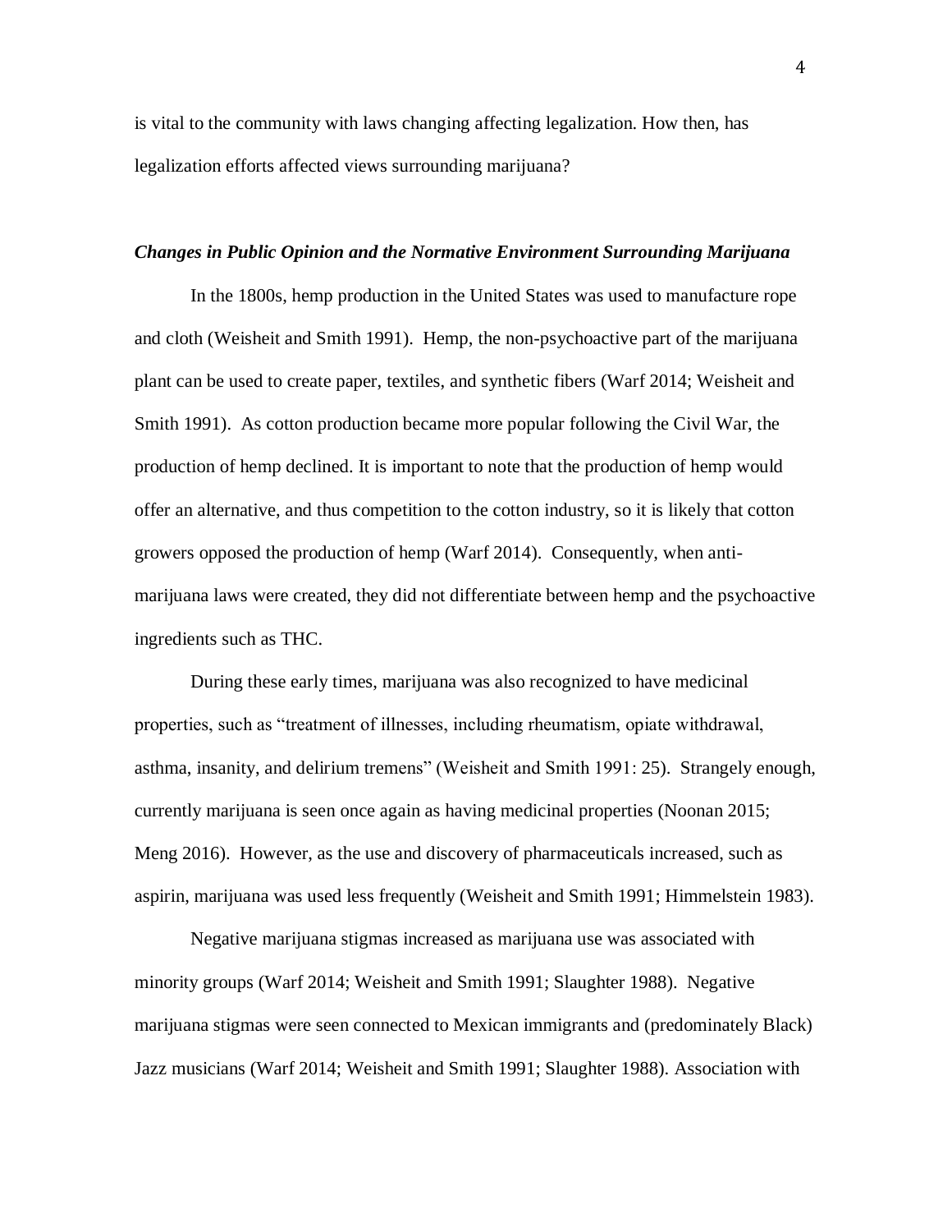is vital to the community with laws changing affecting legalization. How then, has legalization efforts affected views surrounding marijuana?

### ***Changes in Public Opinion and the Normative Environment Surrounding Marijuana***

In the 1800s, hemp production in the United States was used to manufacture rope and cloth (Weisheit and Smith 1991). Hemp, the non-psychoactive part of the marijuana plant can be used to create paper, textiles, and synthetic fibers (Warf 2014; Weisheit and Smith 1991). As cotton production became more popular following the Civil War, the production of hemp declined. It is important to note that the production of hemp would offer an alternative, and thus competition to the cotton industry, so it is likely that cotton growers opposed the production of hemp (Warf 2014). Consequently, when anti-marijuana laws were created, they did not differentiate between hemp and the psychoactive ingredients such as THC.

During these early times, marijuana was also recognized to have medicinal properties, such as "treatment of illnesses, including rheumatism, opiate withdrawal, asthma, insanity, and delirium tremens" (Weisheit and Smith 1991: 25). Strangely enough, currently marijuana is seen once again as having medicinal properties (Noonan 2015; Meng 2016). However, as the use and discovery of pharmaceuticals increased, such as aspirin, marijuana was used less frequently (Weisheit and Smith 1991; Himmelstein 1983).

Negative marijuana stigmas increased as marijuana use was associated with minority groups (Warf 2014; Weisheit and Smith 1991; Slaughter 1988). Negative marijuana stigmas were seen connected to Mexican immigrants and (predominately Black) Jazz musicians (Warf 2014; Weisheit and Smith 1991; Slaughter 1988). Association with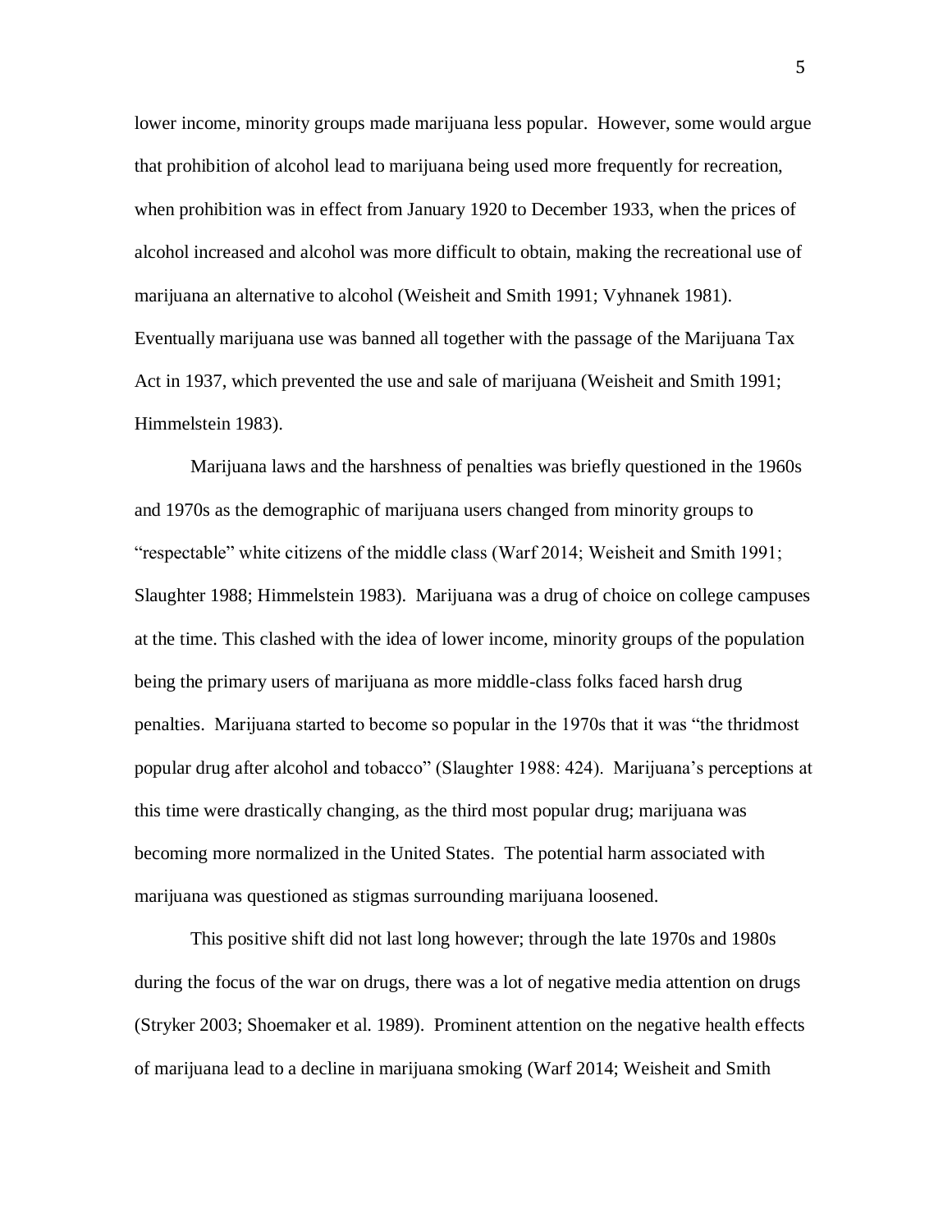lower income, minority groups made marijuana less popular. However, some would argue that prohibition of alcohol lead to marijuana being used more frequently for recreation, when prohibition was in effect from January 1920 to December 1933, when the prices of alcohol increased and alcohol was more difficult to obtain, making the recreational use of marijuana an alternative to alcohol (Weisheit and Smith 1991; Vyhnanek 1981). Eventually marijuana use was banned all together with the passage of the Marijuana Tax Act in 1937, which prevented the use and sale of marijuana (Weisheit and Smith 1991; Himmelstein 1983).

Marijuana laws and the harshness of penalties was briefly questioned in the 1960s and 1970s as the demographic of marijuana users changed from minority groups to "respectable" white citizens of the middle class (Warf 2014; Weisheit and Smith 1991; Slaughter 1988; Himmelstein 1983). Marijuana was a drug of choice on college campuses at the time. This clashed with the idea of lower income, minority groups of the population being the primary users of marijuana as more middle-class folks faced harsh drug penalties. Marijuana started to become so popular in the 1970s that it was "the thridmost popular drug after alcohol and tobacco" (Slaughter 1988: 424). Marijuana's perceptions at this time were drastically changing, as the third most popular drug; marijuana was becoming more normalized in the United States. The potential harm associated with marijuana was questioned as stigmas surrounding marijuana loosened.

This positive shift did not last long however; through the late 1970s and 1980s during the focus of the war on drugs, there was a lot of negative media attention on drugs (Stryker 2003; Shoemaker et al. 1989). Prominent attention on the negative health effects of marijuana lead to a decline in marijuana smoking (Warf 2014; Weisheit and Smith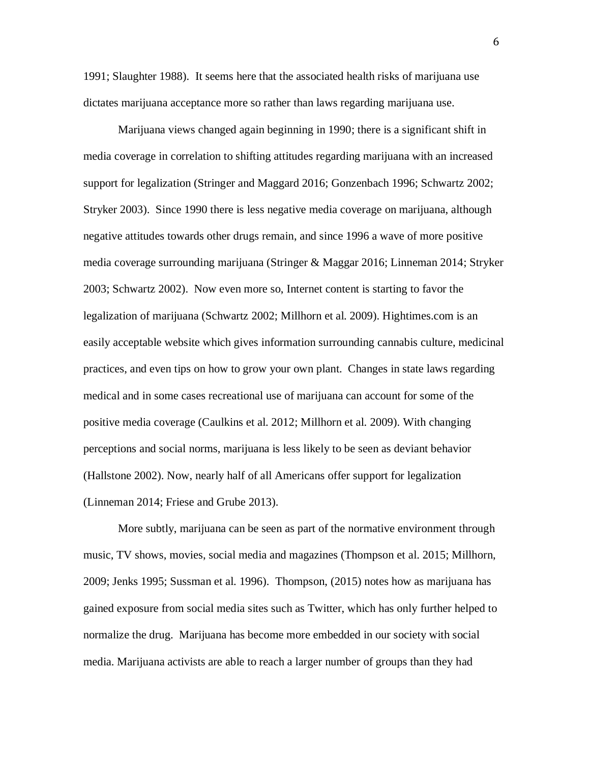1991; Slaughter 1988). It seems here that the associated health risks of marijuana use dictates marijuana acceptance more so rather than laws regarding marijuana use.

Marijuana views changed again beginning in 1990; there is a significant shift in media coverage in correlation to shifting attitudes regarding marijuana with an increased support for legalization (Stringer and Maggard 2016; Gonzenbach 1996; Schwartz 2002; Stryker 2003). Since 1990 there is less negative media coverage on marijuana, although negative attitudes towards other drugs remain, and since 1996 a wave of more positive media coverage surrounding marijuana (Stringer & Maggar 2016; Linneman 2014; Stryker 2003; Schwartz 2002). Now even more so, Internet content is starting to favor the legalization of marijuana (Schwartz 2002; Millhorn et al. 2009). Hightimes.com is an easily acceptable website which gives information surrounding cannabis culture, medicinal practices, and even tips on how to grow your own plant. Changes in state laws regarding medical and in some cases recreational use of marijuana can account for some of the positive media coverage (Caulkins et al. 2012; Millhorn et al. 2009). With changing perceptions and social norms, marijuana is less likely to be seen as deviant behavior (Hallstone 2002). Now, nearly half of all Americans offer support for legalization (Linneman 2014; Friese and Grube 2013).

More subtly, marijuana can be seen as part of the normative environment through music, TV shows, movies, social media and magazines (Thompson et al. 2015; Millhorn, 2009; Jenks 1995; Sussman et al. 1996). Thompson, (2015) notes how as marijuana has gained exposure from social media sites such as Twitter, which has only further helped to normalize the drug. Marijuana has become more embedded in our society with social media. Marijuana activists are able to reach a larger number of groups than they had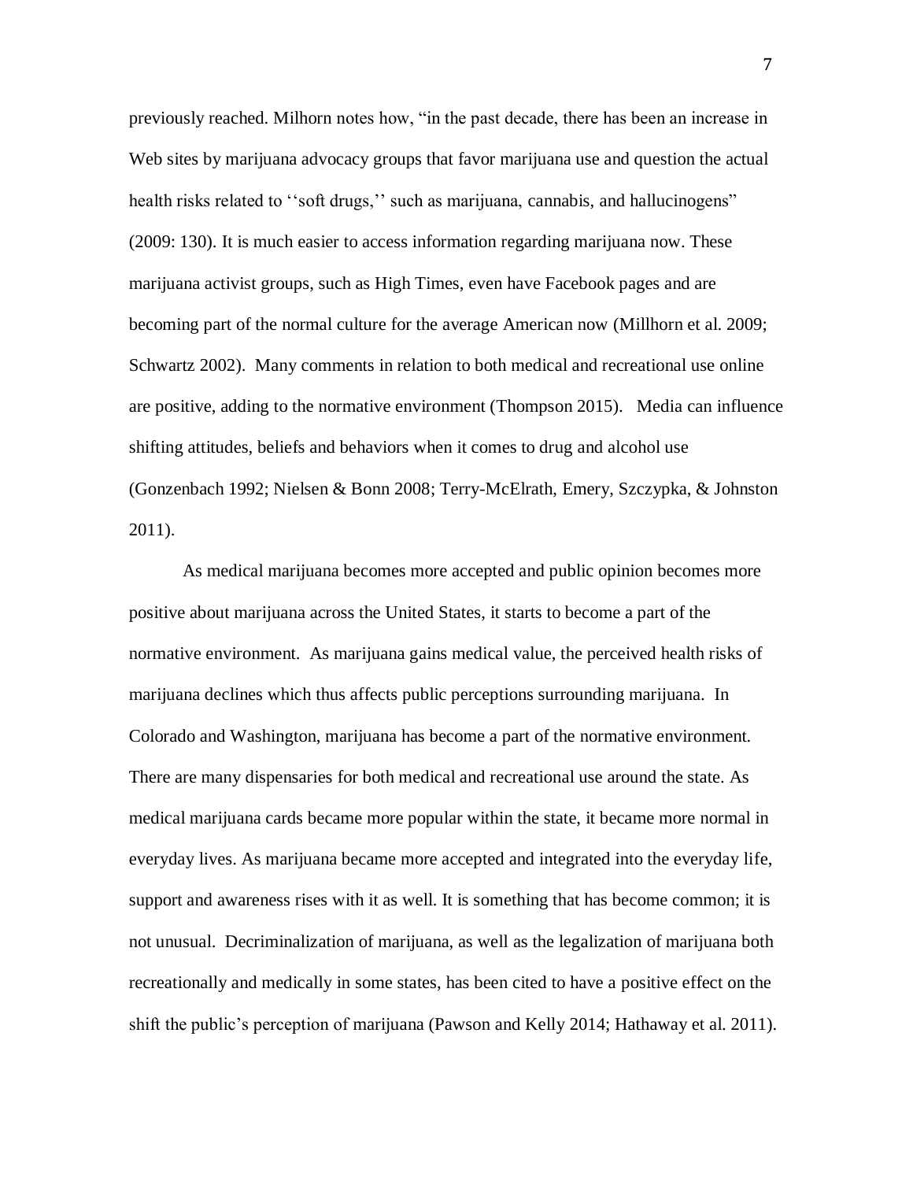previously reached. Milhorn notes how, "in the past decade, there has been an increase in Web sites by marijuana advocacy groups that favor marijuana use and question the actual health risks related to ''soft drugs,'' such as marijuana, cannabis, and hallucinogens" (2009: 130). It is much easier to access information regarding marijuana now. These marijuana activist groups, such as High Times, even have Facebook pages and are becoming part of the normal culture for the average American now (Millhorn et al. 2009; Schwartz 2002). Many comments in relation to both medical and recreational use online are positive, adding to the normative environment (Thompson 2015). Media can influence shifting attitudes, beliefs and behaviors when it comes to drug and alcohol use (Gonzenbach 1992; Nielsen & Bonn 2008; Terry-McElrath, Emery, Szczypka, & Johnston 2011).

As medical marijuana becomes more accepted and public opinion becomes more positive about marijuana across the United States, it starts to become a part of the normative environment. As marijuana gains medical value, the perceived health risks of marijuana declines which thus affects public perceptions surrounding marijuana. In Colorado and Washington, marijuana has become a part of the normative environment. There are many dispensaries for both medical and recreational use around the state. As medical marijuana cards became more popular within the state, it became more normal in everyday lives. As marijuana became more accepted and integrated into the everyday life, support and awareness rises with it as well. It is something that has become common; it is not unusual. Decriminalization of marijuana, as well as the legalization of marijuana both recreationally and medically in some states, has been cited to have a positive effect on the shift the public's perception of marijuana (Pawson and Kelly 2014; Hathaway et al. 2011).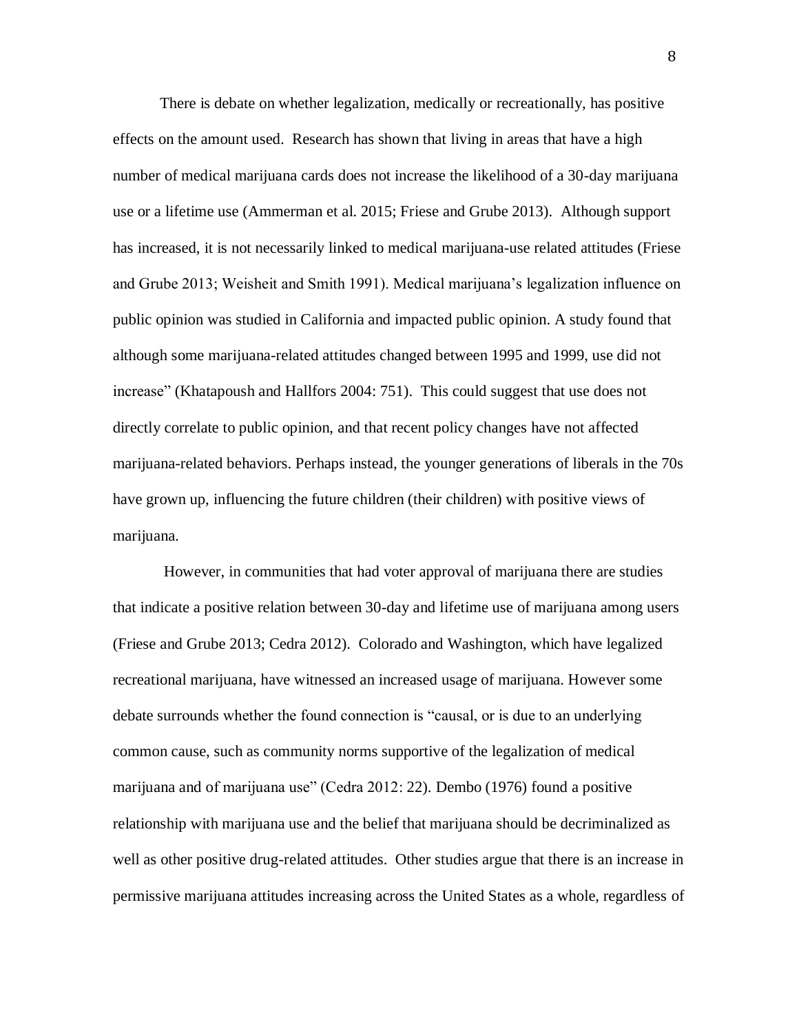There is debate on whether legalization, medically or recreationally, has positive effects on the amount used. Research has shown that living in areas that have a high number of medical marijuana cards does not increase the likelihood of a 30-day marijuana use or a lifetime use (Ammerman et al. 2015; Friese and Grube 2013). Although support has increased, it is not necessarily linked to medical marijuana-use related attitudes (Friese and Grube 2013; Weisheit and Smith 1991). Medical marijuana's legalization influence on public opinion was studied in California and impacted public opinion. A study found that although some marijuana-related attitudes changed between 1995 and 1999, use did not increase" (Khatapoush and Hallfors 2004: 751). This could suggest that use does not directly correlate to public opinion, and that recent policy changes have not affected marijuana-related behaviors. Perhaps instead, the younger generations of liberals in the 70s have grown up, influencing the future children (their children) with positive views of marijuana.

However, in communities that had voter approval of marijuana there are studies that indicate a positive relation between 30-day and lifetime use of marijuana among users (Friese and Grube 2013; Cedra 2012). Colorado and Washington, which have legalized recreational marijuana, have witnessed an increased usage of marijuana. However some debate surrounds whether the found connection is "causal, or is due to an underlying common cause, such as community norms supportive of the legalization of medical marijuana and of marijuana use" (Cedra 2012: 22). Dembo (1976) found a positive relationship with marijuana use and the belief that marijuana should be decriminalized as well as other positive drug-related attitudes. Other studies argue that there is an increase in permissive marijuana attitudes increasing across the United States as a whole, regardless of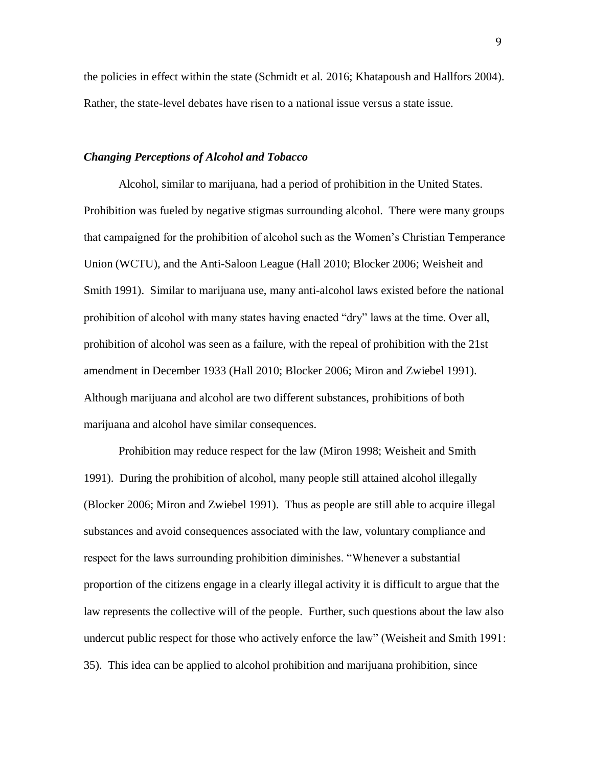the policies in effect within the state (Schmidt et al. 2016; Khatapoush and Hallfors 2004). Rather, the state-level debates have risen to a national issue versus a state issue.

### *Changing Perceptions of Alcohol and Tobacco*

Alcohol, similar to marijuana, had a period of prohibition in the United States. Prohibition was fueled by negative stigmas surrounding alcohol. There were many groups that campaigned for the prohibition of alcohol such as the Women's Christian Temperance Union (WCTU), and the Anti-Saloon League (Hall 2010; Blocker 2006; Weisheit and Smith 1991). Similar to marijuana use, many anti-alcohol laws existed before the national prohibition of alcohol with many states having enacted "dry" laws at the time. Over all, prohibition of alcohol was seen as a failure, with the repeal of prohibition with the 21st amendment in December 1933 (Hall 2010; Blocker 2006; Miron and Zwiebel 1991). Although marijuana and alcohol are two different substances, prohibitions of both marijuana and alcohol have similar consequences.

Prohibition may reduce respect for the law (Miron 1998; Weisheit and Smith 1991). During the prohibition of alcohol, many people still attained alcohol illegally (Blocker 2006; Miron and Zwiebel 1991). Thus as people are still able to acquire illegal substances and avoid consequences associated with the law, voluntary compliance and respect for the laws surrounding prohibition diminishes. "Whenever a substantial proportion of the citizens engage in a clearly illegal activity it is difficult to argue that the law represents the collective will of the people. Further, such questions about the law also undercut public respect for those who actively enforce the law" (Weisheit and Smith 1991: 35). This idea can be applied to alcohol prohibition and marijuana prohibition, since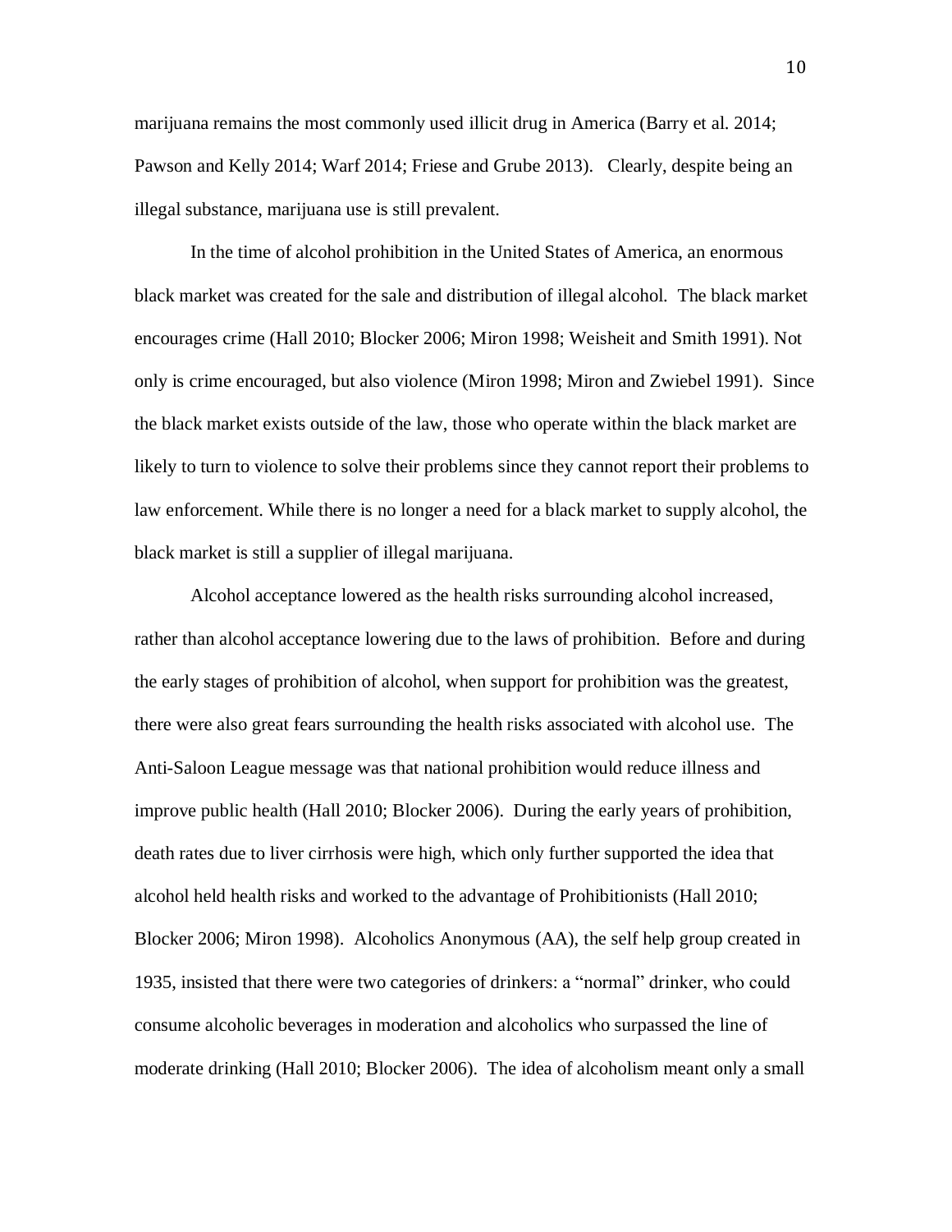marijuana remains the most commonly used illicit drug in America (Barry et al. 2014; Pawson and Kelly 2014; Warf 2014; Friese and Grube 2013). Clearly, despite being an illegal substance, marijuana use is still prevalent.

In the time of alcohol prohibition in the United States of America, an enormous black market was created for the sale and distribution of illegal alcohol. The black market encourages crime (Hall 2010; Blocker 2006; Miron 1998; Weisheit and Smith 1991). Not only is crime encouraged, but also violence (Miron 1998; Miron and Zwiebel 1991). Since the black market exists outside of the law, those who operate within the black market are likely to turn to violence to solve their problems since they cannot report their problems to law enforcement. While there is no longer a need for a black market to supply alcohol, the black market is still a supplier of illegal marijuana.

Alcohol acceptance lowered as the health risks surrounding alcohol increased, rather than alcohol acceptance lowering due to the laws of prohibition. Before and during the early stages of prohibition of alcohol, when support for prohibition was the greatest, there were also great fears surrounding the health risks associated with alcohol use. The Anti-Saloon League message was that national prohibition would reduce illness and improve public health (Hall 2010; Blocker 2006). During the early years of prohibition, death rates due to liver cirrhosis were high, which only further supported the idea that alcohol held health risks and worked to the advantage of Prohibitionists (Hall 2010; Blocker 2006; Miron 1998). Alcoholics Anonymous (AA), the self help group created in 1935, insisted that there were two categories of drinkers: a "normal" drinker, who could consume alcoholic beverages in moderation and alcoholics who surpassed the line of moderate drinking (Hall 2010; Blocker 2006). The idea of alcoholism meant only a small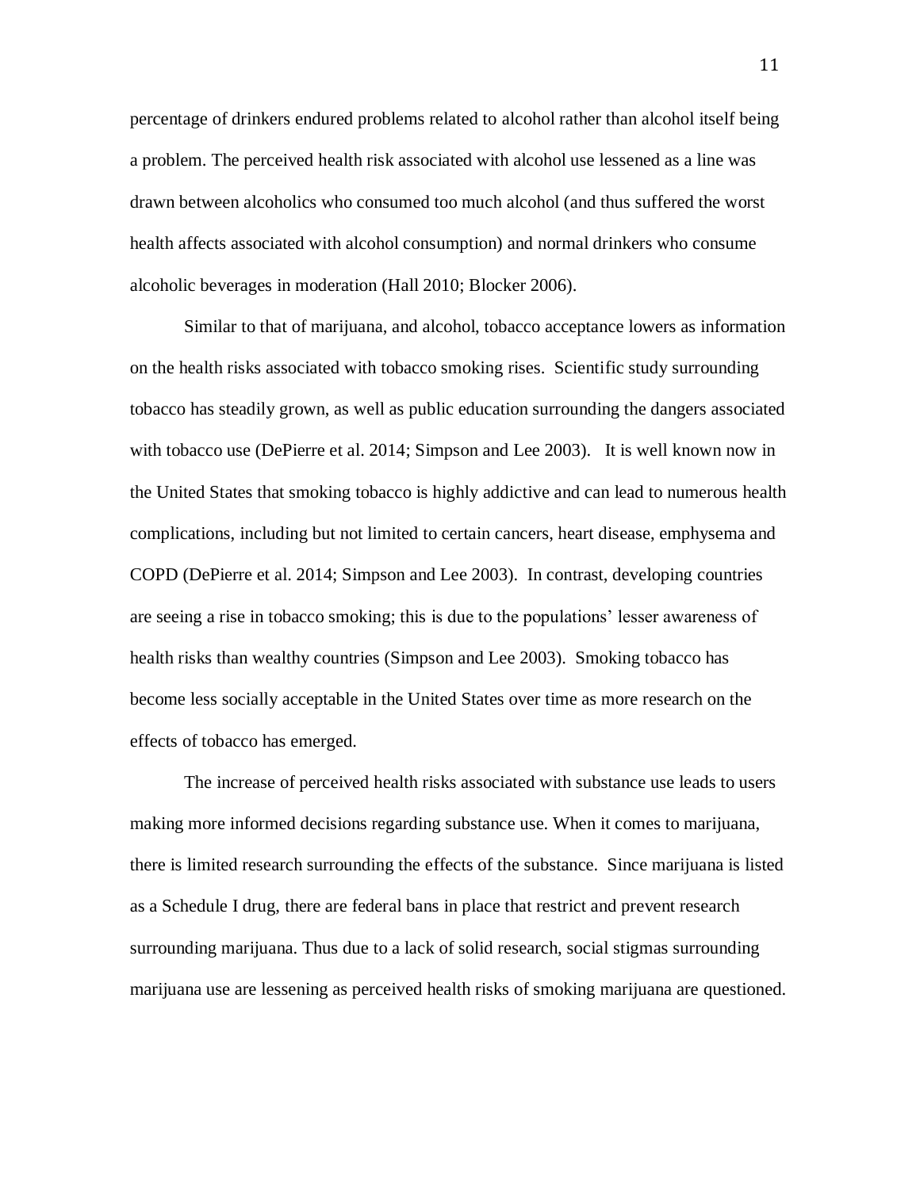percentage of drinkers endured problems related to alcohol rather than alcohol itself being a problem. The perceived health risk associated with alcohol use lessened as a line was drawn between alcoholics who consumed too much alcohol (and thus suffered the worst health affects associated with alcohol consumption) and normal drinkers who consume alcoholic beverages in moderation (Hall 2010; Blocker 2006).

Similar to that of marijuana, and alcohol, tobacco acceptance lowers as information on the health risks associated with tobacco smoking rises. Scientific study surrounding tobacco has steadily grown, as well as public education surrounding the dangers associated with tobacco use (DePierre et al. 2014; Simpson and Lee 2003). It is well known now in the United States that smoking tobacco is highly addictive and can lead to numerous health complications, including but not limited to certain cancers, heart disease, emphysema and COPD (DePierre et al. 2014; Simpson and Lee 2003). In contrast, developing countries are seeing a rise in tobacco smoking; this is due to the populations' lesser awareness of health risks than wealthy countries (Simpson and Lee 2003). Smoking tobacco has become less socially acceptable in the United States over time as more research on the effects of tobacco has emerged.

The increase of perceived health risks associated with substance use leads to users making more informed decisions regarding substance use. When it comes to marijuana, there is limited research surrounding the effects of the substance. Since marijuana is listed as a Schedule I drug, there are federal bans in place that restrict and prevent research surrounding marijuana. Thus due to a lack of solid research, social stigmas surrounding marijuana use are lessening as perceived health risks of smoking marijuana are questioned.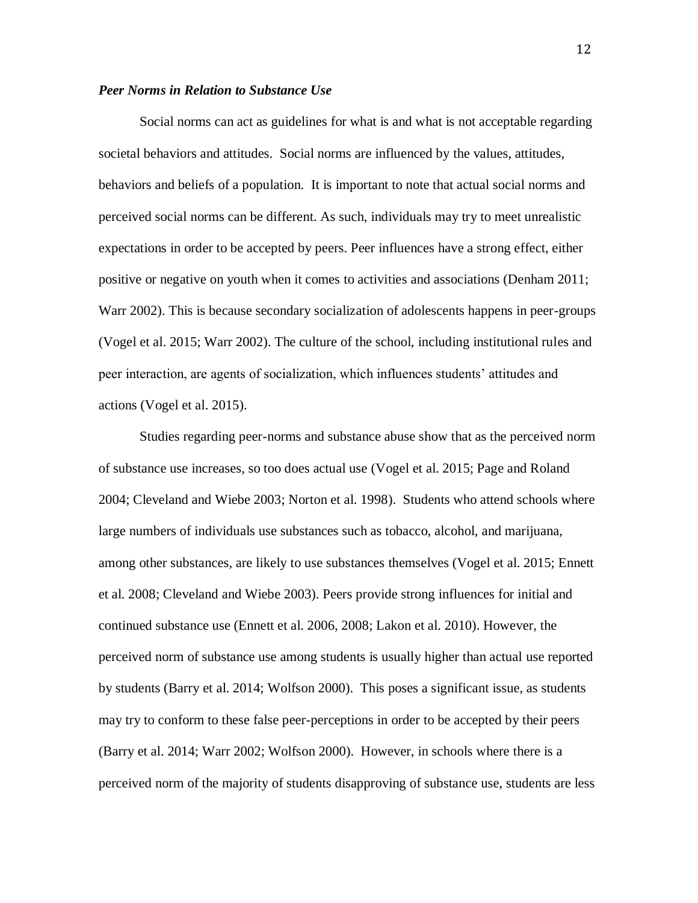### *Peer Norms in Relation to Substance Use*

Social norms can act as guidelines for what is and what is not acceptable regarding societal behaviors and attitudes. Social norms are influenced by the values, attitudes, behaviors and beliefs of a population. It is important to note that actual social norms and perceived social norms can be different. As such, individuals may try to meet unrealistic expectations in order to be accepted by peers. Peer influences have a strong effect, either positive or negative on youth when it comes to activities and associations (Denham 2011; Warr 2002). This is because secondary socialization of adolescents happens in peer-groups (Vogel et al. 2015; Warr 2002). The culture of the school, including institutional rules and peer interaction, are agents of socialization, which influences students' attitudes and actions (Vogel et al. 2015).

Studies regarding peer-norms and substance abuse show that as the perceived norm of substance use increases, so too does actual use (Vogel et al. 2015; Page and Roland 2004; Cleveland and Wiebe 2003; Norton et al. 1998). Students who attend schools where large numbers of individuals use substances such as tobacco, alcohol, and marijuana, among other substances, are likely to use substances themselves (Vogel et al. 2015; Ennett et al. 2008; Cleveland and Wiebe 2003). Peers provide strong influences for initial and continued substance use (Ennett et al. 2006, 2008; Lakon et al. 2010). However, the perceived norm of substance use among students is usually higher than actual use reported by students (Barry et al. 2014; Wolfson 2000). This poses a significant issue, as students may try to conform to these false peer-perceptions in order to be accepted by their peers (Barry et al. 2014; Warr 2002; Wolfson 2000). However, in schools where there is a perceived norm of the majority of students disapproving of substance use, students are less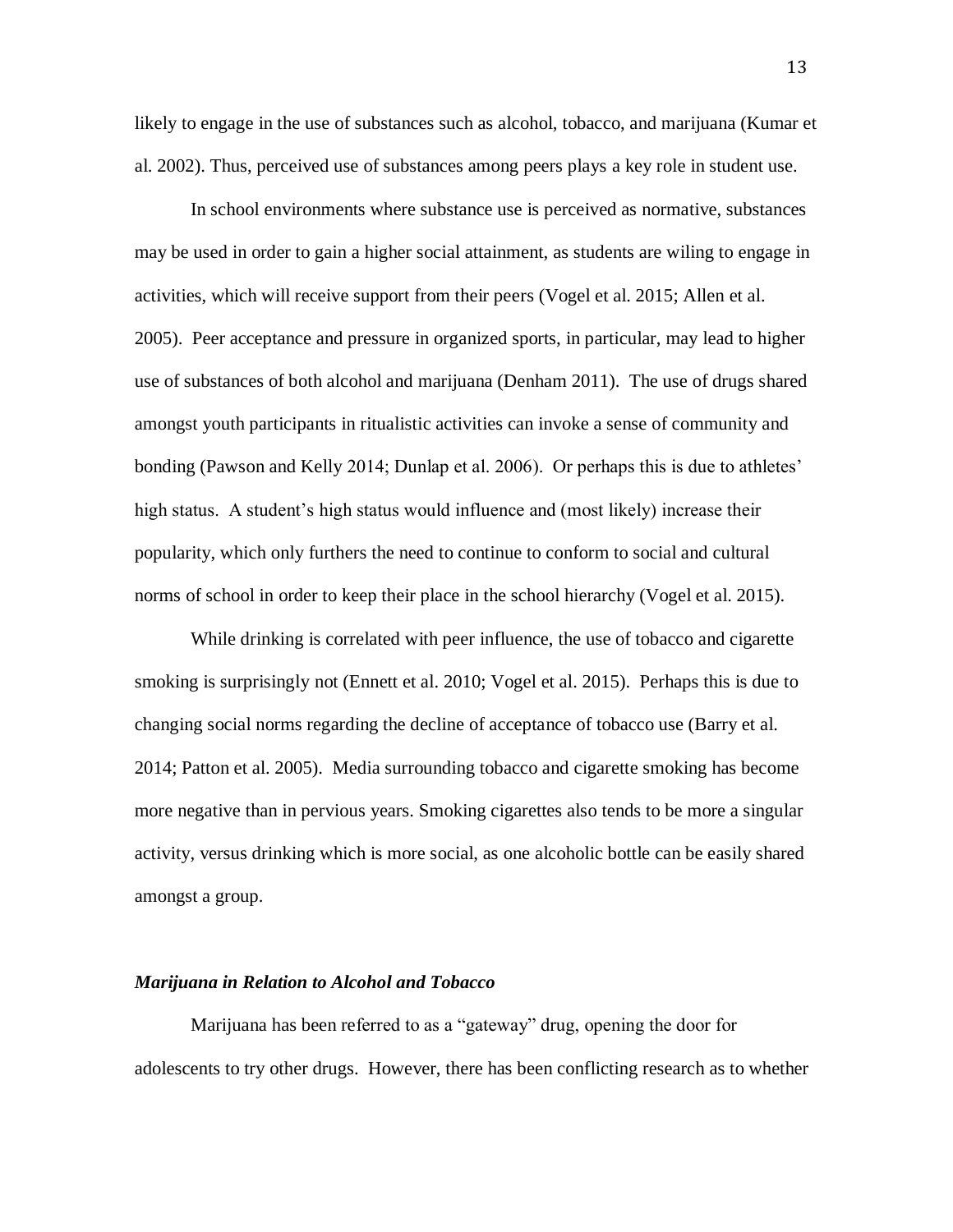likely to engage in the use of substances such as alcohol, tobacco, and marijuana (Kumar et al. 2002). Thus, perceived use of substances among peers plays a key role in student use.

In school environments where substance use is perceived as normative, substances may be used in order to gain a higher social attainment, as students are wiling to engage in activities, which will receive support from their peers (Vogel et al. 2015; Allen et al. 2005). Peer acceptance and pressure in organized sports, in particular, may lead to higher use of substances of both alcohol and marijuana (Denham 2011). The use of drugs shared amongst youth participants in ritualistic activities can invoke a sense of community and bonding (Pawson and Kelly 2014; Dunlap et al. 2006). Or perhaps this is due to athletes' high status. A student's high status would influence and (most likely) increase their popularity, which only furthers the need to continue to conform to social and cultural norms of school in order to keep their place in the school hierarchy (Vogel et al. 2015).

While drinking is correlated with peer influence, the use of tobacco and cigarette smoking is surprisingly not (Ennett et al. 2010; Vogel et al. 2015). Perhaps this is due to changing social norms regarding the decline of acceptance of tobacco use (Barry et al. 2014; Patton et al. 2005). Media surrounding tobacco and cigarette smoking has become more negative than in pervious years. Smoking cigarettes also tends to be more a singular activity, versus drinking which is more social, as one alcoholic bottle can be easily shared amongst a group.

### ***Marijuana in Relation to Alcohol and Tobacco***

Marijuana has been referred to as a "gateway" drug, opening the door for adolescents to try other drugs. However, there has been conflicting research as to whether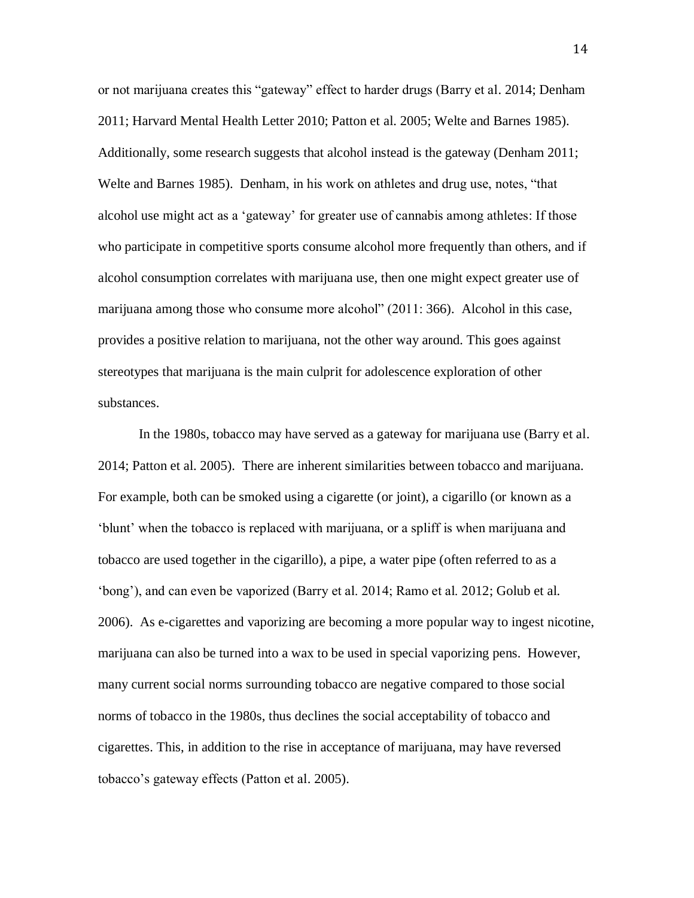or not marijuana creates this "gateway" effect to harder drugs (Barry et al. 2014; Denham 2011; Harvard Mental Health Letter 2010; Patton et al. 2005; Welte and Barnes 1985). Additionally, some research suggests that alcohol instead is the gateway (Denham 2011; Welte and Barnes 1985). Denham, in his work on athletes and drug use, notes, "that alcohol use might act as a 'gateway' for greater use of cannabis among athletes: If those who participate in competitive sports consume alcohol more frequently than others, and if alcohol consumption correlates with marijuana use, then one might expect greater use of marijuana among those who consume more alcohol" (2011: 366). Alcohol in this case, provides a positive relation to marijuana, not the other way around. This goes against stereotypes that marijuana is the main culprit for adolescence exploration of other substances.

In the 1980s, tobacco may have served as a gateway for marijuana use (Barry et al. 2014; Patton et al. 2005). There are inherent similarities between tobacco and marijuana. For example, both can be smoked using a cigarette (or joint), a cigarillo (or known as a 'blunt' when the tobacco is replaced with marijuana, or a spliff is when marijuana and tobacco are used together in the cigarillo), a pipe, a water pipe (often referred to as a 'bong'), and can even be vaporized (Barry et al. 2014; Ramo et al. 2012; Golub et al. 2006). As e-cigarettes and vaporizing are becoming a more popular way to ingest nicotine, marijuana can also be turned into a wax to be used in special vaporizing pens. However, many current social norms surrounding tobacco are negative compared to those social norms of tobacco in the 1980s, thus declines the social acceptability of tobacco and cigarettes. This, in addition to the rise in acceptance of marijuana, may have reversed tobacco's gateway effects (Patton et al. 2005).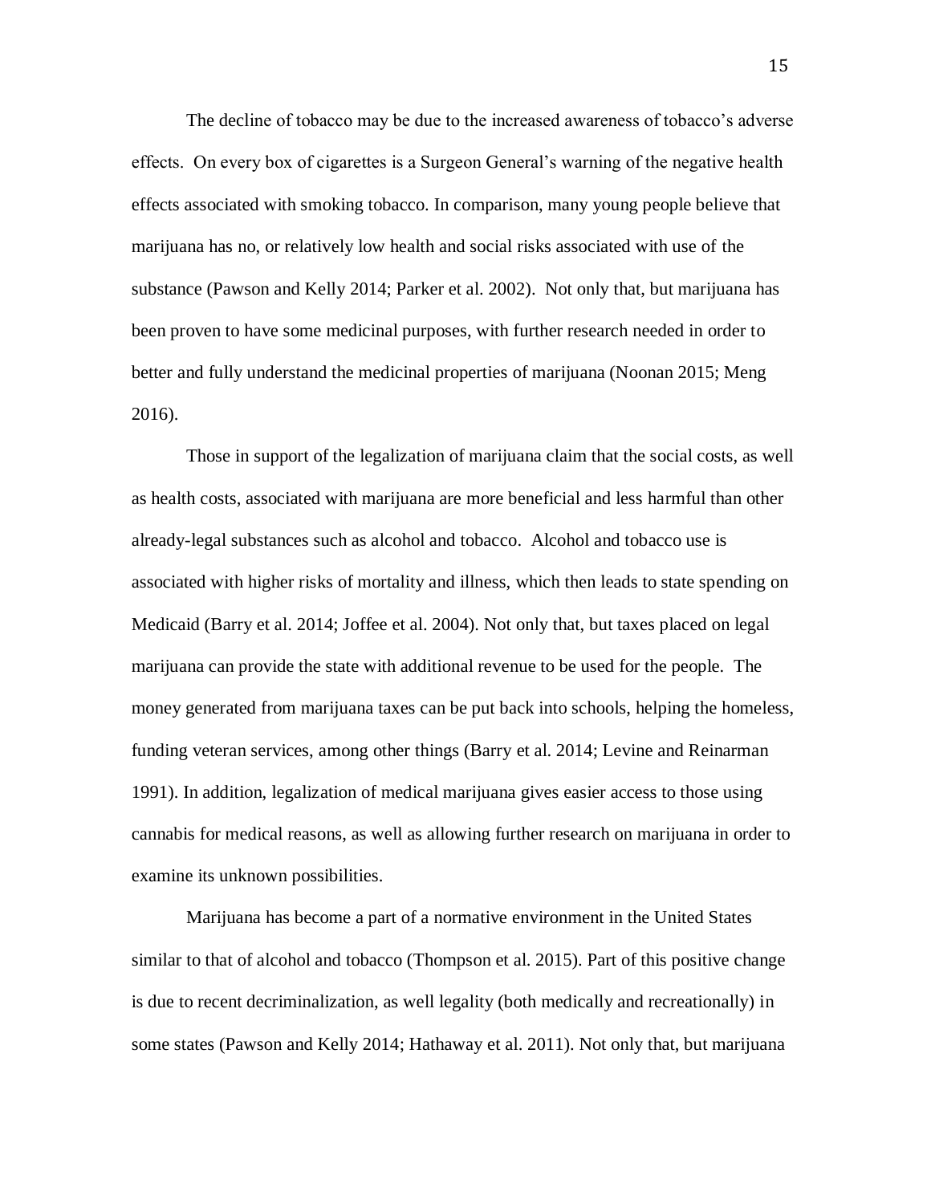The decline of tobacco may be due to the increased awareness of tobacco's adverse effects. On every box of cigarettes is a Surgeon General's warning of the negative health effects associated with smoking tobacco. In comparison, many young people believe that marijuana has no, or relatively low health and social risks associated with use of the substance (Pawson and Kelly 2014; Parker et al. 2002). Not only that, but marijuana has been proven to have some medicinal purposes, with further research needed in order to better and fully understand the medicinal properties of marijuana (Noonan 2015; Meng 2016).

Those in support of the legalization of marijuana claim that the social costs, as well as health costs, associated with marijuana are more beneficial and less harmful than other already-legal substances such as alcohol and tobacco. Alcohol and tobacco use is associated with higher risks of mortality and illness, which then leads to state spending on Medicaid (Barry et al. 2014; Joffee et al. 2004). Not only that, but taxes placed on legal marijuana can provide the state with additional revenue to be used for the people. The money generated from marijuana taxes can be put back into schools, helping the homeless, funding veteran services, among other things (Barry et al. 2014; Levine and Reinarman 1991). In addition, legalization of medical marijuana gives easier access to those using cannabis for medical reasons, as well as allowing further research on marijuana in order to examine its unknown possibilities.

Marijuana has become a part of a normative environment in the United States similar to that of alcohol and tobacco (Thompson et al. 2015). Part of this positive change is due to recent decriminalization, as well legality (both medically and recreationally) in some states (Pawson and Kelly 2014; Hathaway et al. 2011). Not only that, but marijuana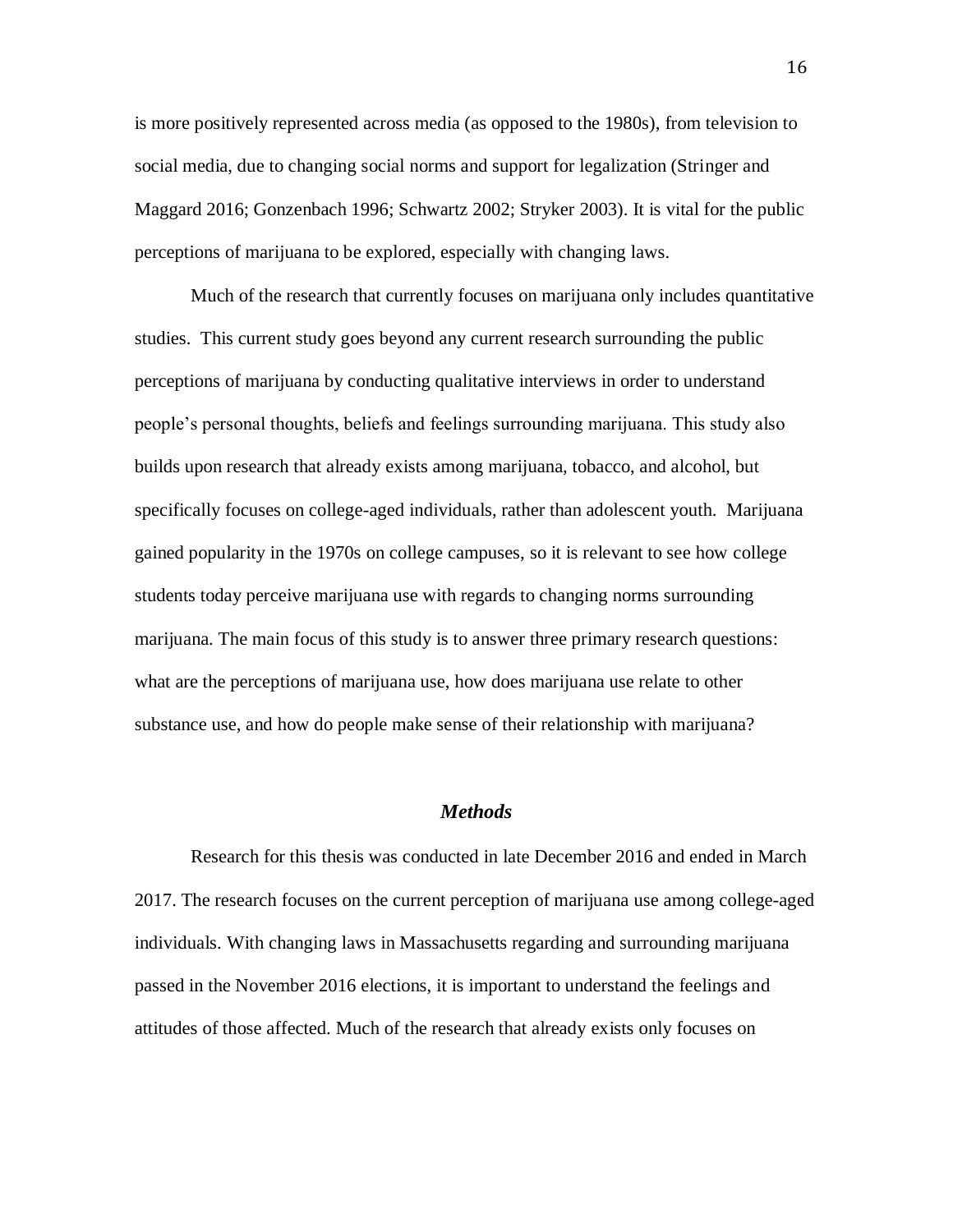is more positively represented across media (as opposed to the 1980s), from television to social media, due to changing social norms and support for legalization (Stringer and Maggard 2016; Gonzenbach 1996; Schwartz 2002; Stryker 2003). It is vital for the public perceptions of marijuana to be explored, especially with changing laws.

Much of the research that currently focuses on marijuana only includes quantitative studies. This current study goes beyond any current research surrounding the public perceptions of marijuana by conducting qualitative interviews in order to understand people's personal thoughts, beliefs and feelings surrounding marijuana. This study also builds upon research that already exists among marijuana, tobacco, and alcohol, but specifically focuses on college-aged individuals, rather than adolescent youth. Marijuana gained popularity in the 1970s on college campuses, so it is relevant to see how college students today perceive marijuana use with regards to changing norms surrounding marijuana. The main focus of this study is to answer three primary research questions: what are the perceptions of marijuana use, how does marijuana use relate to other substance use, and how do people make sense of their relationship with marijuana?

## *Methods*

Research for this thesis was conducted in late December 2016 and ended in March 2017. The research focuses on the current perception of marijuana use among college-aged individuals. With changing laws in Massachusetts regarding and surrounding marijuana passed in the November 2016 elections, it is important to understand the feelings and attitudes of those affected. Much of the research that already exists only focuses on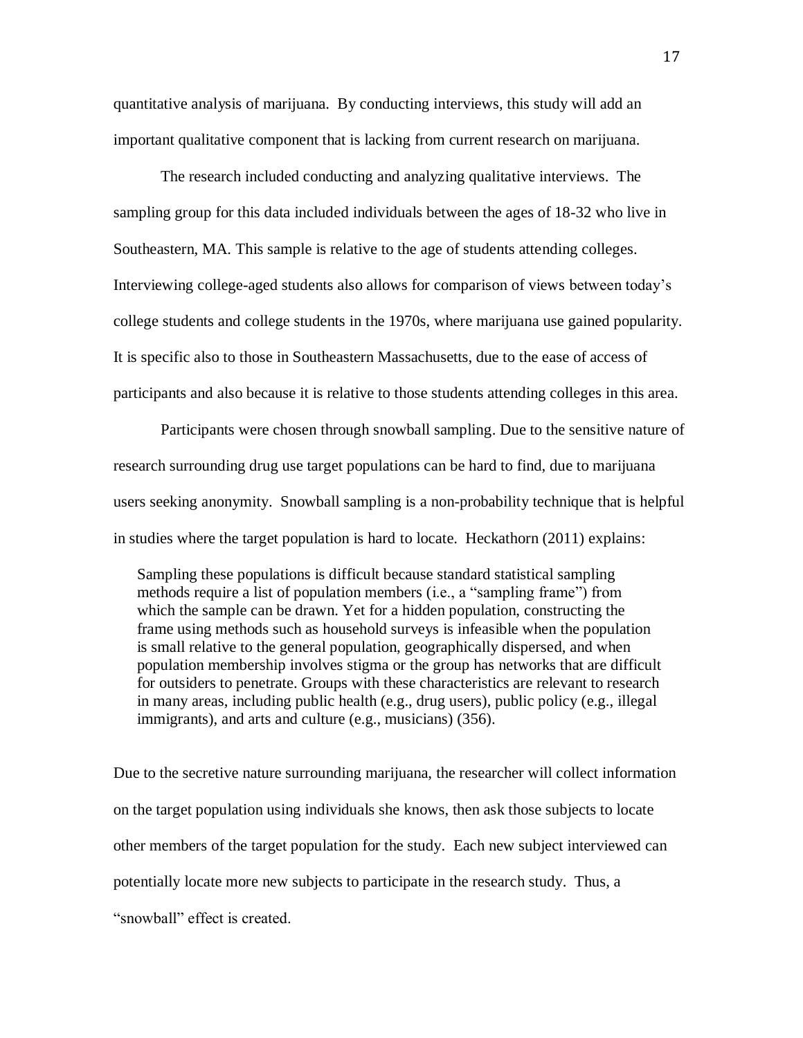quantitative analysis of marijuana. By conducting interviews, this study will add an important qualitative component that is lacking from current research on marijuana.

The research included conducting and analyzing qualitative interviews. The sampling group for this data included individuals between the ages of 18-32 who live in Southeastern, MA. This sample is relative to the age of students attending colleges. Interviewing college-aged students also allows for comparison of views between today's college students and college students in the 1970s, where marijuana use gained popularity. It is specific also to those in Southeastern Massachusetts, due to the ease of access of participants and also because it is relative to those students attending colleges in this area.

Participants were chosen through snowball sampling. Due to the sensitive nature of research surrounding drug use target populations can be hard to find, due to marijuana users seeking anonymity. Snowball sampling is a non-probability technique that is helpful in studies where the target population is hard to locate. Heckathorn (2011) explains:

> Sampling these populations is difficult because standard statistical sampling methods require a list of population members (i.e., a "sampling frame") from which the sample can be drawn. Yet for a hidden population, constructing the frame using methods such as household surveys is infeasible when the population is small relative to the general population, geographically dispersed, and when population membership involves stigma or the group has networks that are difficult for outsiders to penetrate. Groups with these characteristics are relevant to research in many areas, including public health (e.g., drug users), public policy (e.g., illegal immigrants), and arts and culture (e.g., musicians) (356).

Due to the secretive nature surrounding marijuana, the researcher will collect information on the target population using individuals she knows, then ask those subjects to locate other members of the target population for the study. Each new subject interviewed can potentially locate more new subjects to participate in the research study. Thus, a "snowball" effect is created.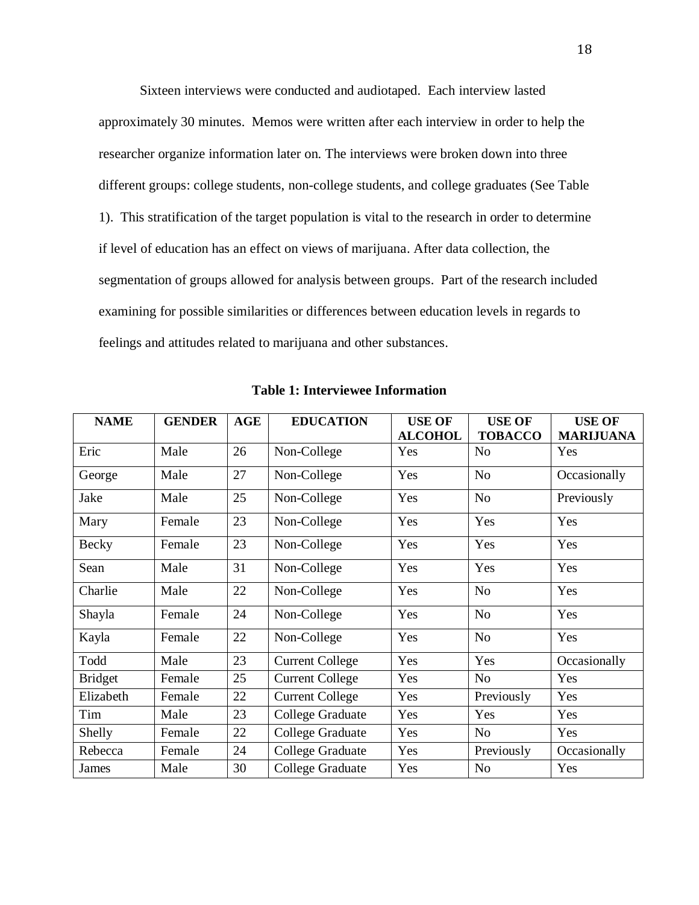Sixteen interviews were conducted and audiotaped. Each interview lasted approximately 30 minutes. Memos were written after each interview in order to help the researcher organize information later on. The interviews were broken down into three different groups: college students, non-college students, and college graduates (See Table 1). This stratification of the target population is vital to the research in order to determine if level of education has an effect on views of marijuana. After data collection, the segmentation of groups allowed for analysis between groups. Part of the research included examining for possible similarities or differences between education levels in regards to feelings and attitudes related to marijuana and other substances.

**Table 1: Interviewee Information**

| NAME | GENDER | AGE | EDUCATION | USE OF ALCOHOL | USE OF TOBACCO | USE OF MARIJUANA |
|---|---|---|---|---|---|---|
| Eric | Male | 26 | Non-College | Yes | No | Yes |
| George | Male | 27 | Non-College | Yes | No | Occasionally |
| Jake | Male | 25 | Non-College | Yes | No | Previously |
| Mary | Female | 23 | Non-College | Yes | Yes | Yes |
| Becky | Female | 23 | Non-College | Yes | Yes | Yes |
| Sean | Male | 31 | Non-College | Yes | Yes | Yes |
| Charlie | Male | 22 | Non-College | Yes | No | Yes |
| Shayla | Female | 24 | Non-College | Yes | No | Yes |
| Kayla | Female | 22 | Non-College | Yes | No | Yes |
| Todd | Male | 23 | Current College | Yes | Yes | Occasionally |
| Bridget | Female | 25 | Current College | Yes | No | Yes |
| Elizabeth | Female | 22 | Current College | Yes | Previously | Yes |
| Tim | Male | 23 | College Graduate | Yes | Yes | Yes |
| Shelly | Female | 22 | College Graduate | Yes | No | Yes |
| Rebecca | Female | 24 | College Graduate | Yes | Previously | Occasionally |
| James | Male | 30 | College Graduate | Yes | No | Yes |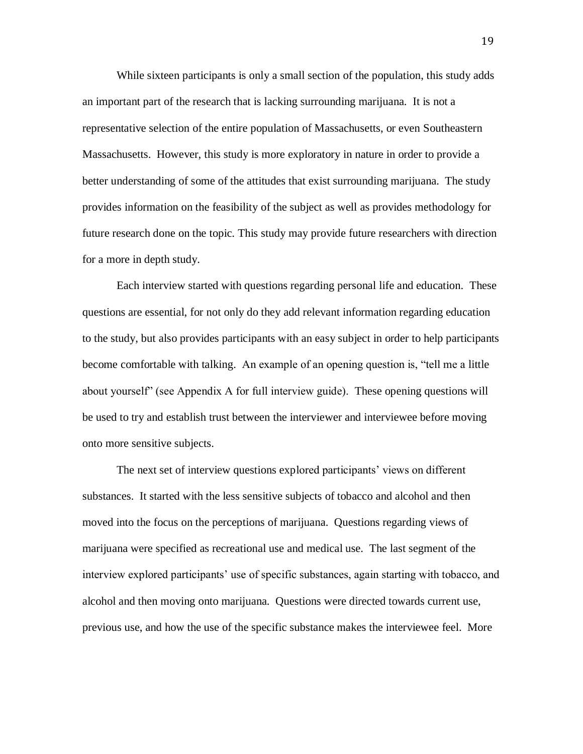While sixteen participants is only a small section of the population, this study adds an important part of the research that is lacking surrounding marijuana. It is not a representative selection of the entire population of Massachusetts, or even Southeastern Massachusetts. However, this study is more exploratory in nature in order to provide a better understanding of some of the attitudes that exist surrounding marijuana. The study provides information on the feasibility of the subject as well as provides methodology for future research done on the topic. This study may provide future researchers with direction for a more in depth study.

Each interview started with questions regarding personal life and education. These questions are essential, for not only do they add relevant information regarding education to the study, but also provides participants with an easy subject in order to help participants become comfortable with talking. An example of an opening question is, "tell me a little about yourself" (see Appendix A for full interview guide). These opening questions will be used to try and establish trust between the interviewer and interviewee before moving onto more sensitive subjects.

The next set of interview questions explored participants' views on different substances. It started with the less sensitive subjects of tobacco and alcohol and then moved into the focus on the perceptions of marijuana. Questions regarding views of marijuana were specified as recreational use and medical use. The last segment of the interview explored participants' use of specific substances, again starting with tobacco, and alcohol and then moving onto marijuana. Questions were directed towards current use, previous use, and how the use of the specific substance makes the interviewee feel. More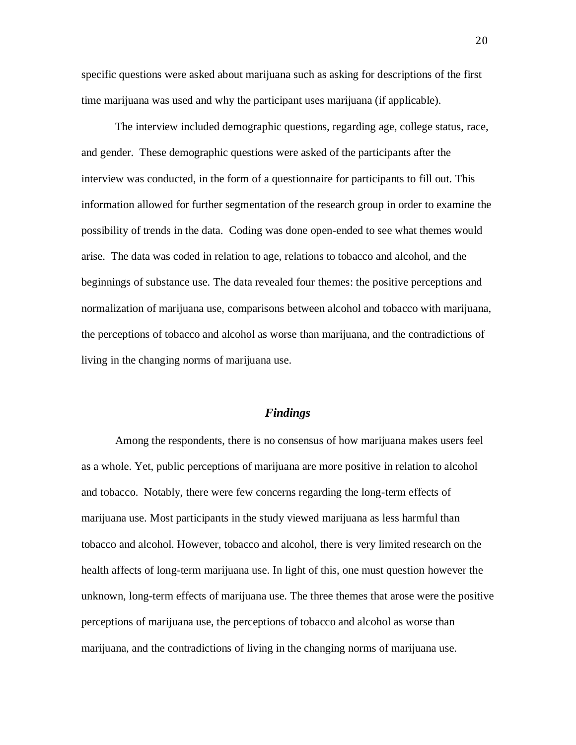specific questions were asked about marijuana such as asking for descriptions of the first time marijuana was used and why the participant uses marijuana (if applicable).

The interview included demographic questions, regarding age, college status, race, and gender. These demographic questions were asked of the participants after the interview was conducted, in the form of a questionnaire for participants to fill out. This information allowed for further segmentation of the research group in order to examine the possibility of trends in the data. Coding was done open-ended to see what themes would arise. The data was coded in relation to age, relations to tobacco and alcohol, and the beginnings of substance use. The data revealed four themes: the positive perceptions and normalization of marijuana use, comparisons between alcohol and tobacco with marijuana, the perceptions of tobacco and alcohol as worse than marijuana, and the contradictions of living in the changing norms of marijuana use.

## *Findings*

Among the respondents, there is no consensus of how marijuana makes users feel as a whole. Yet, public perceptions of marijuana are more positive in relation to alcohol and tobacco. Notably, there were few concerns regarding the long-term effects of marijuana use. Most participants in the study viewed marijuana as less harmful than tobacco and alcohol. However, tobacco and alcohol, there is very limited research on the health affects of long-term marijuana use. In light of this, one must question however the unknown, long-term effects of marijuana use. The three themes that arose were the positive perceptions of marijuana use, the perceptions of tobacco and alcohol as worse than marijuana, and the contradictions of living in the changing norms of marijuana use.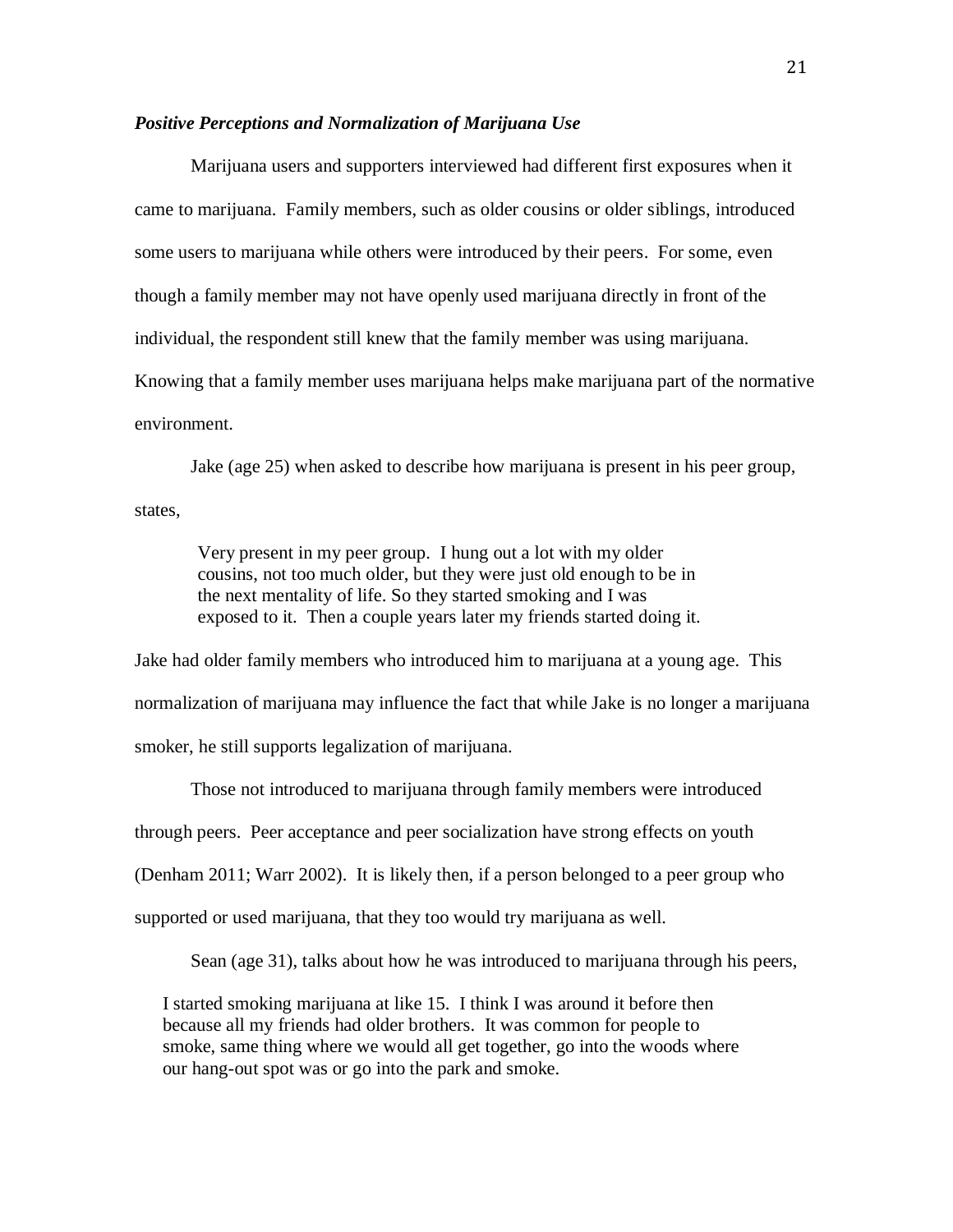*Positive Perceptions and Normalization of Marijuana Use*

Marijuana users and supporters interviewed had different first exposures when it came to marijuana. Family members, such as older cousins or older siblings, introduced some users to marijuana while others were introduced by their peers. For some, even though a family member may not have openly used marijuana directly in front of the individual, the respondent still knew that the family member was using marijuana. Knowing that a family member uses marijuana helps make marijuana part of the normative environment.

Jake (age 25) when asked to describe how marijuana is present in his peer group, states,

> Very present in my peer group. I hung out a lot with my older cousins, not too much older, but they were just old enough to be in the next mentality of life. So they started smoking and I was exposed to it. Then a couple years later my friends started doing it.

Jake had older family members who introduced him to marijuana at a young age. This normalization of marijuana may influence the fact that while Jake is no longer a marijuana smoker, he still supports legalization of marijuana.

Those not introduced to marijuana through family members were introduced through peers. Peer acceptance and peer socialization have strong effects on youth (Denham 2011; Warr 2002). It is likely then, if a person belonged to a peer group who supported or used marijuana, that they too would try marijuana as well.

Sean (age 31), talks about how he was introduced to marijuana through his peers,

> I started smoking marijuana at like 15. I think I was around it before then because all my friends had older brothers. It was common for people to smoke, same thing where we would all get together, go into the woods where our hang-out spot was or go into the park and smoke.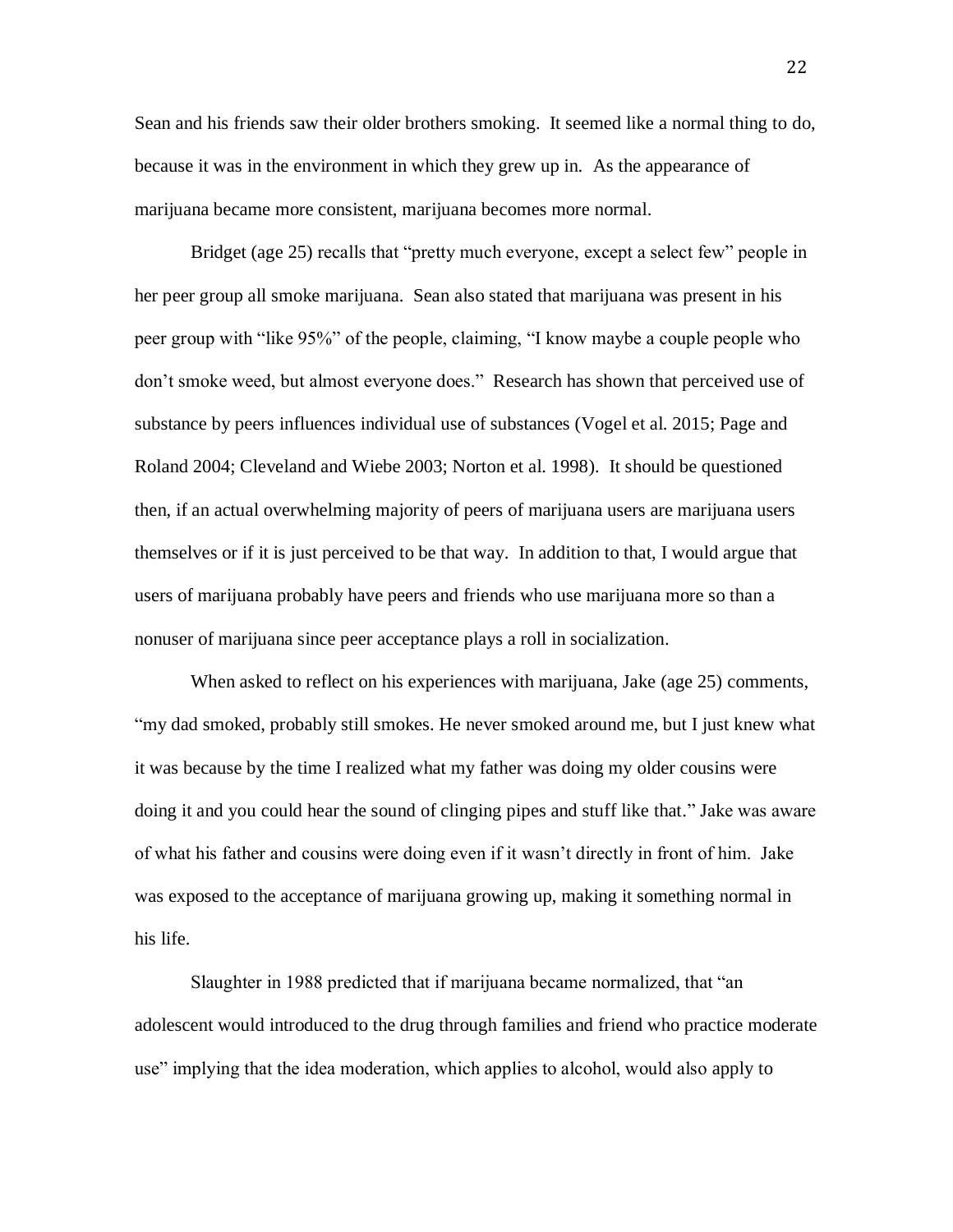Sean and his friends saw their older brothers smoking. It seemed like a normal thing to do, because it was in the environment in which they grew up in. As the appearance of marijuana became more consistent, marijuana becomes more normal.

Bridget (age 25) recalls that "pretty much everyone, except a select few" people in her peer group all smoke marijuana. Sean also stated that marijuana was present in his peer group with "like 95%" of the people, claiming, "I know maybe a couple people who don't smoke weed, but almost everyone does." Research has shown that perceived use of substance by peers influences individual use of substances (Vogel et al. 2015; Page and Roland 2004; Cleveland and Wiebe 2003; Norton et al. 1998). It should be questioned then, if an actual overwhelming majority of peers of marijuana users are marijuana users themselves or if it is just perceived to be that way. In addition to that, I would argue that users of marijuana probably have peers and friends who use marijuana more so than a nonuser of marijuana since peer acceptance plays a roll in socialization.

When asked to reflect on his experiences with marijuana, Jake (age 25) comments, "my dad smoked, probably still smokes. He never smoked around me, but I just knew what it was because by the time I realized what my father was doing my older cousins were doing it and you could hear the sound of clinging pipes and stuff like that." Jake was aware of what his father and cousins were doing even if it wasn't directly in front of him. Jake was exposed to the acceptance of marijuana growing up, making it something normal in his life.

Slaughter in 1988 predicted that if marijuana became normalized, that "an adolescent would introduced to the drug through families and friend who practice moderate use" implying that the idea moderation, which applies to alcohol, would also apply to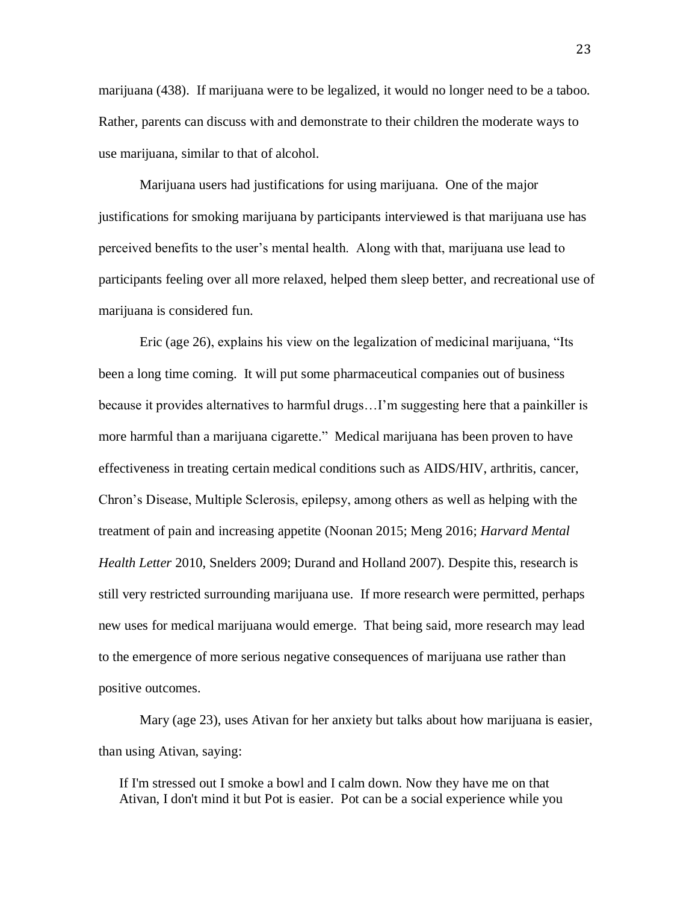marijuana (438). If marijuana were to be legalized, it would no longer need to be a taboo. Rather, parents can discuss with and demonstrate to their children the moderate ways to use marijuana, similar to that of alcohol.

Marijuana users had justifications for using marijuana. One of the major justifications for smoking marijuana by participants interviewed is that marijuana use has perceived benefits to the user's mental health. Along with that, marijuana use lead to participants feeling over all more relaxed, helped them sleep better, and recreational use of marijuana is considered fun.

Eric (age 26), explains his view on the legalization of medicinal marijuana, "Its been a long time coming. It will put some pharmaceutical companies out of business because it provides alternatives to harmful drugs…I'm suggesting here that a painkiller is more harmful than a marijuana cigarette." Medical marijuana has been proven to have effectiveness in treating certain medical conditions such as AIDS/HIV, arthritis, cancer, Chron's Disease, Multiple Sclerosis, epilepsy, among others as well as helping with the treatment of pain and increasing appetite (Noonan 2015; Meng 2016; *Harvard Mental Health Letter* 2010, Snelders 2009; Durand and Holland 2007). Despite this, research is still very restricted surrounding marijuana use. If more research were permitted, perhaps new uses for medical marijuana would emerge. That being said, more research may lead to the emergence of more serious negative consequences of marijuana use rather than positive outcomes.

Mary (age 23), uses Ativan for her anxiety but talks about how marijuana is easier, than using Ativan, saying:

> If I'm stressed out I smoke a bowl and I calm down. Now they have me on that Ativan, I don't mind it but Pot is easier. Pot can be a social experience while you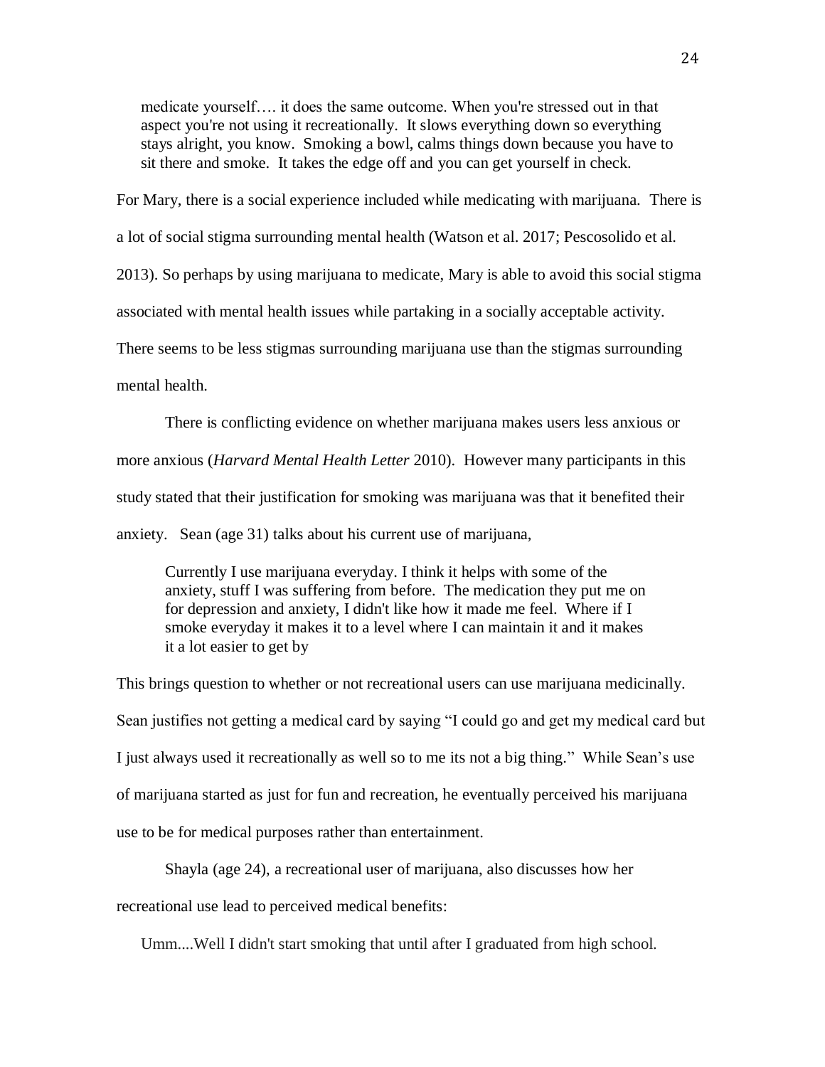> medicate yourself…. it does the same outcome. When you're stressed out in that aspect you're not using it recreationally. It slows everything down so everything stays alright, you know. Smoking a bowl, calms things down because you have to sit there and smoke. It takes the edge off and you can get yourself in check.

For Mary, there is a social experience included while medicating with marijuana. There is a lot of social stigma surrounding mental health (Watson et al. 2017; Pescosolido et al. 2013). So perhaps by using marijuana to medicate, Mary is able to avoid this social stigma associated with mental health issues while partaking in a socially acceptable activity. There seems to be less stigmas surrounding marijuana use than the stigmas surrounding mental health.

There is conflicting evidence on whether marijuana makes users less anxious or more anxious (*Harvard Mental Health Letter* 2010). However many participants in this study stated that their justification for smoking was marijuana was that it benefited their anxiety. Sean (age 31) talks about his current use of marijuana,

> Currently I use marijuana everyday. I think it helps with some of the anxiety, stuff I was suffering from before. The medication they put me on for depression and anxiety, I didn't like how it made me feel. Where if I smoke everyday it makes it to a level where I can maintain it and it makes it a lot easier to get by

This brings question to whether or not recreational users can use marijuana medicinally. Sean justifies not getting a medical card by saying "I could go and get my medical card but I just always used it recreationally as well so to me its not a big thing." While Sean's use of marijuana started as just for fun and recreation, he eventually perceived his marijuana use to be for medical purposes rather than entertainment.

Shayla (age 24), a recreational user of marijuana, also discusses how her recreational use lead to perceived medical benefits:

> Umm....Well I didn't start smoking that until after I graduated from high school.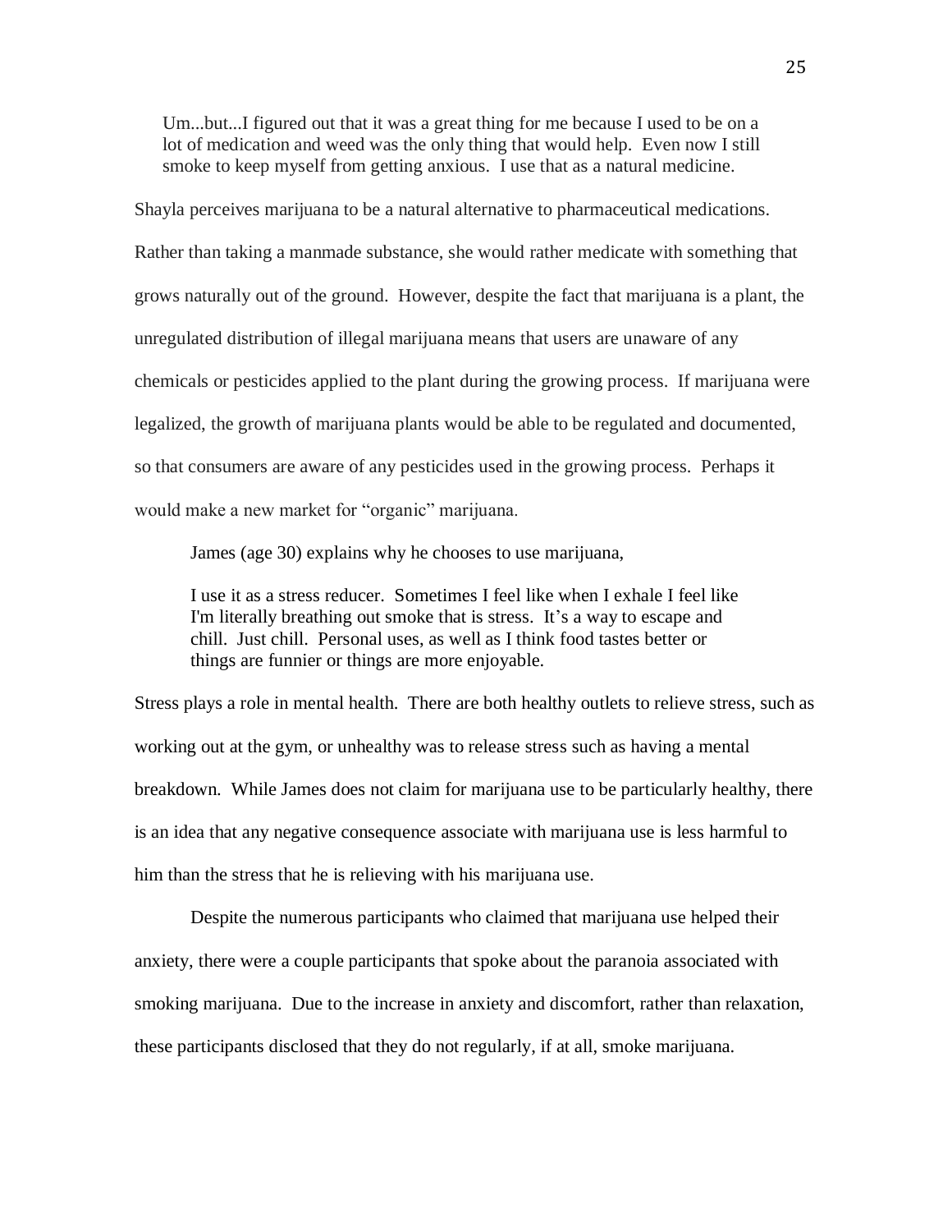> Um...but...I figured out that it was a great thing for me because I used to be on a lot of medication and weed was the only thing that would help. Even now I still smoke to keep myself from getting anxious. I use that as a natural medicine.

Shayla perceives marijuana to be a natural alternative to pharmaceutical medications. Rather than taking a manmade substance, she would rather medicate with something that grows naturally out of the ground. However, despite the fact that marijuana is a plant, the unregulated distribution of illegal marijuana means that users are unaware of any chemicals or pesticides applied to the plant during the growing process. If marijuana were legalized, the growth of marijuana plants would be able to be regulated and documented, so that consumers are aware of any pesticides used in the growing process. Perhaps it would make a new market for "organic" marijuana.

James (age 30) explains why he chooses to use marijuana,

> I use it as a stress reducer. Sometimes I feel like when I exhale I feel like I'm literally breathing out smoke that is stress. It's a way to escape and chill. Just chill. Personal uses, as well as I think food tastes better or things are funnier or things are more enjoyable.

Stress plays a role in mental health. There are both healthy outlets to relieve stress, such as working out at the gym, or unhealthy was to release stress such as having a mental breakdown. While James does not claim for marijuana use to be particularly healthy, there is an idea that any negative consequence associate with marijuana use is less harmful to him than the stress that he is relieving with his marijuana use.

Despite the numerous participants who claimed that marijuana use helped their anxiety, there were a couple participants that spoke about the paranoia associated with smoking marijuana. Due to the increase in anxiety and discomfort, rather than relaxation, these participants disclosed that they do not regularly, if at all, smoke marijuana.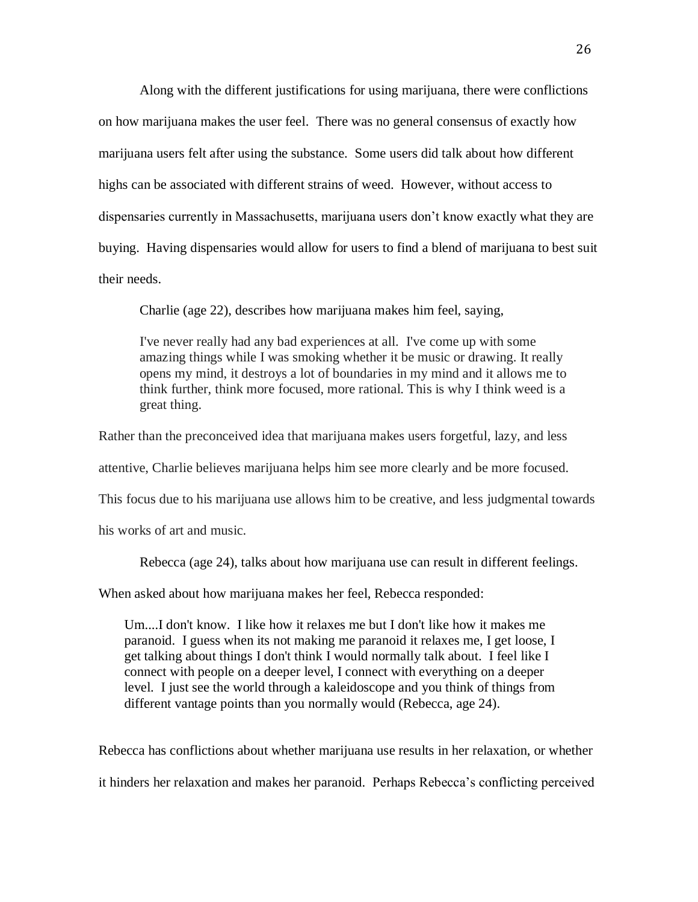Along with the different justifications for using marijuana, there were conflictions on how marijuana makes the user feel. There was no general consensus of exactly how marijuana users felt after using the substance. Some users did talk about how different highs can be associated with different strains of weed. However, without access to dispensaries currently in Massachusetts, marijuana users don't know exactly what they are buying. Having dispensaries would allow for users to find a blend of marijuana to best suit their needs.

Charlie (age 22), describes how marijuana makes him feel, saying,

> I've never really had any bad experiences at all. I've come up with some amazing things while I was smoking whether it be music or drawing. It really opens my mind, it destroys a lot of boundaries in my mind and it allows me to think further, think more focused, more rational. This is why I think weed is a great thing.

Rather than the preconceived idea that marijuana makes users forgetful, lazy, and less attentive, Charlie believes marijuana helps him see more clearly and be more focused. This focus due to his marijuana use allows him to be creative, and less judgmental towards his works of art and music.

Rebecca (age 24), talks about how marijuana use can result in different feelings. When asked about how marijuana makes her feel, Rebecca responded:

> Um....I don't know. I like how it relaxes me but I don't like how it makes me paranoid. I guess when its not making me paranoid it relaxes me, I get loose, I get talking about things I don't think I would normally talk about. I feel like I connect with people on a deeper level, I connect with everything on a deeper level. I just see the world through a kaleidoscope and you think of things from different vantage points than you normally would (Rebecca, age 24).

Rebecca has conflictions about whether marijuana use results in her relaxation, or whether it hinders her relaxation and makes her paranoid. Perhaps Rebecca's conflicting perceived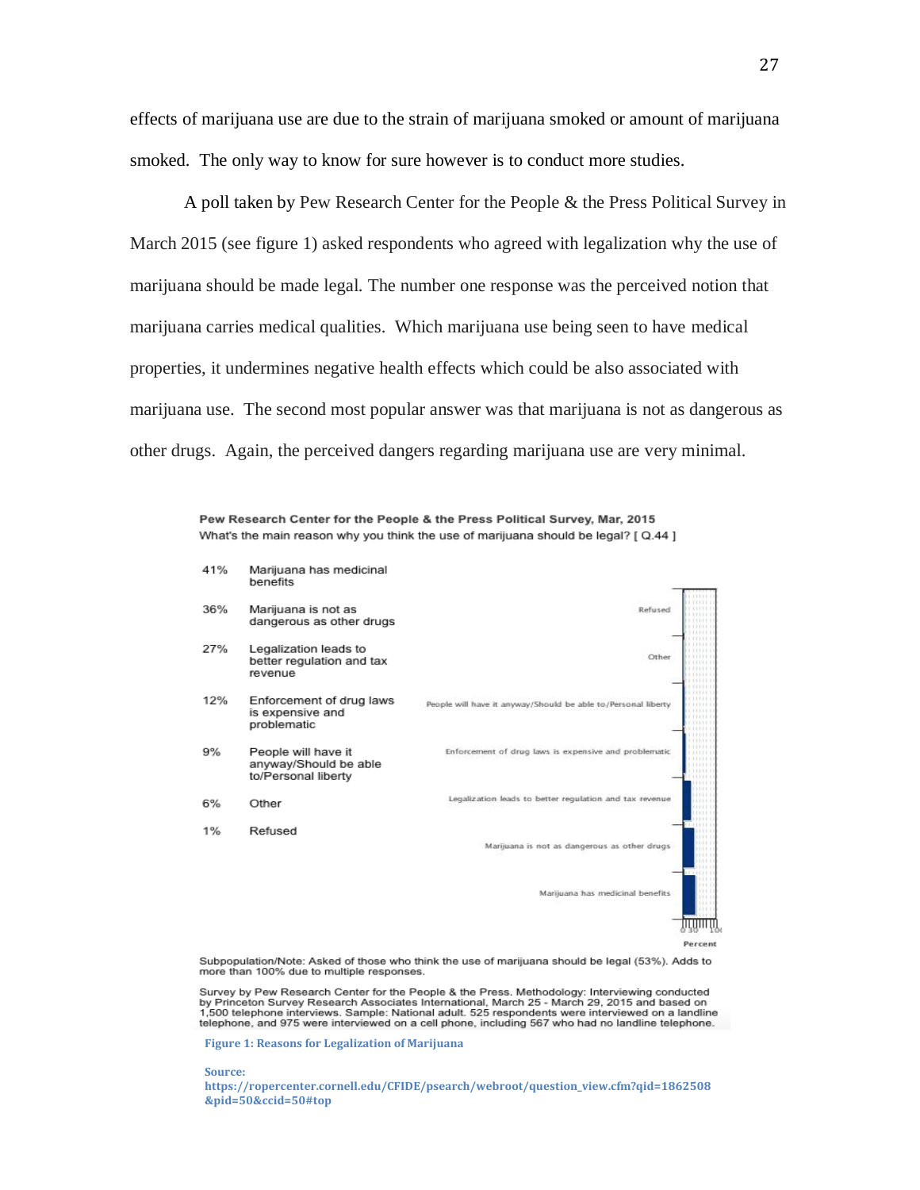effects of marijuana use are due to the strain of marijuana smoked or amount of marijuana smoked. The only way to know for sure however is to conduct more studies.

A poll taken by Pew Research Center for the People & the Press Political Survey in March 2015 (see figure 1) asked respondents who agreed with legalization why the use of marijuana should be made legal. The number one response was the perceived notion that marijuana carries medical qualities. Which marijuana use being seen to have medical properties, it undermines negative health effects which could be also associated with marijuana use. The second most popular answer was that marijuana is not as dangerous as other drugs. Again, the perceived dangers regarding marijuana use are very minimal.

**Pew Research Center for the People & the Press Political Survey, Mar, 2015**
What's the main reason why you think the use of marijuana should be legal? [ Q.44 ]

| Percent | Response |
|---|---|
| 41% | Marijuana has medicinal benefits |
| 36% | Marijuana is not as dangerous as other drugs |
| 27% | Legalization leads to better regulation and tax revenue |
| 12% | Enforcement of drug laws is expensive and problematic |
| 9% | People will have it anyway/Should be able to/Personal liberty |
| 6% | Other |
| 1% | Refused |

Subpopulation/Note: Asked of those who think the use of marijuana should be legal (53%). Adds to more than 100% due to multiple responses.

Survey by Pew Research Center for the People & the Press. Methodology: Interviewing conducted by Princeton Survey Research Associates International, March 25 - March 29, 2015 and based on 1,500 telephone interviews. Sample: National adult. 525 respondents were interviewed on a landline telephone, and 975 were interviewed on a cell phone, including 567 who had no landline telephone.

**Figure 1: Reasons for Legalization of Marijuana**

**Source:**
**https://ropercenter.cornell.edu/CFIDE/psearch/webroot/question_view.cfm?qid=1862508&pid=50&ccid=50#top**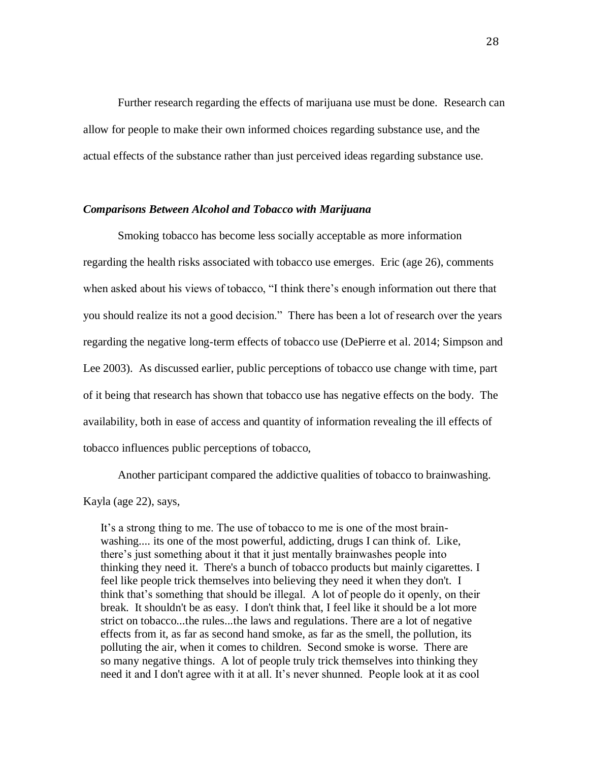Further research regarding the effects of marijuana use must be done. Research can allow for people to make their own informed choices regarding substance use, and the actual effects of the substance rather than just perceived ideas regarding substance use.

### *Comparisons Between Alcohol and Tobacco with Marijuana*

Smoking tobacco has become less socially acceptable as more information regarding the health risks associated with tobacco use emerges. Eric (age 26), comments when asked about his views of tobacco, "I think there's enough information out there that you should realize its not a good decision." There has been a lot of research over the years regarding the negative long-term effects of tobacco use (DePierre et al. 2014; Simpson and Lee 2003). As discussed earlier, public perceptions of tobacco use change with time, part of it being that research has shown that tobacco use has negative effects on the body. The availability, both in ease of access and quantity of information revealing the ill effects of tobacco influences public perceptions of tobacco,

Another participant compared the addictive qualities of tobacco to brainwashing. Kayla (age 22), says,

> It's a strong thing to me. The use of tobacco to me is one of the most brain-washing.... its one of the most powerful, addicting, drugs I can think of. Like, there's just something about it that it just mentally brainwashes people into thinking they need it. There's a bunch of tobacco products but mainly cigarettes. I feel like people trick themselves into believing they need it when they don't. I think that's something that should be illegal. A lot of people do it openly, on their break. It shouldn't be as easy. I don't think that, I feel like it should be a lot more strict on tobacco...the rules...the laws and regulations. There are a lot of negative effects from it, as far as second hand smoke, as far as the smell, the pollution, its polluting the air, when it comes to children. Second smoke is worse. There are so many negative things. A lot of people truly trick themselves into thinking they need it and I don't agree with it at all. It's never shunned. People look at it as cool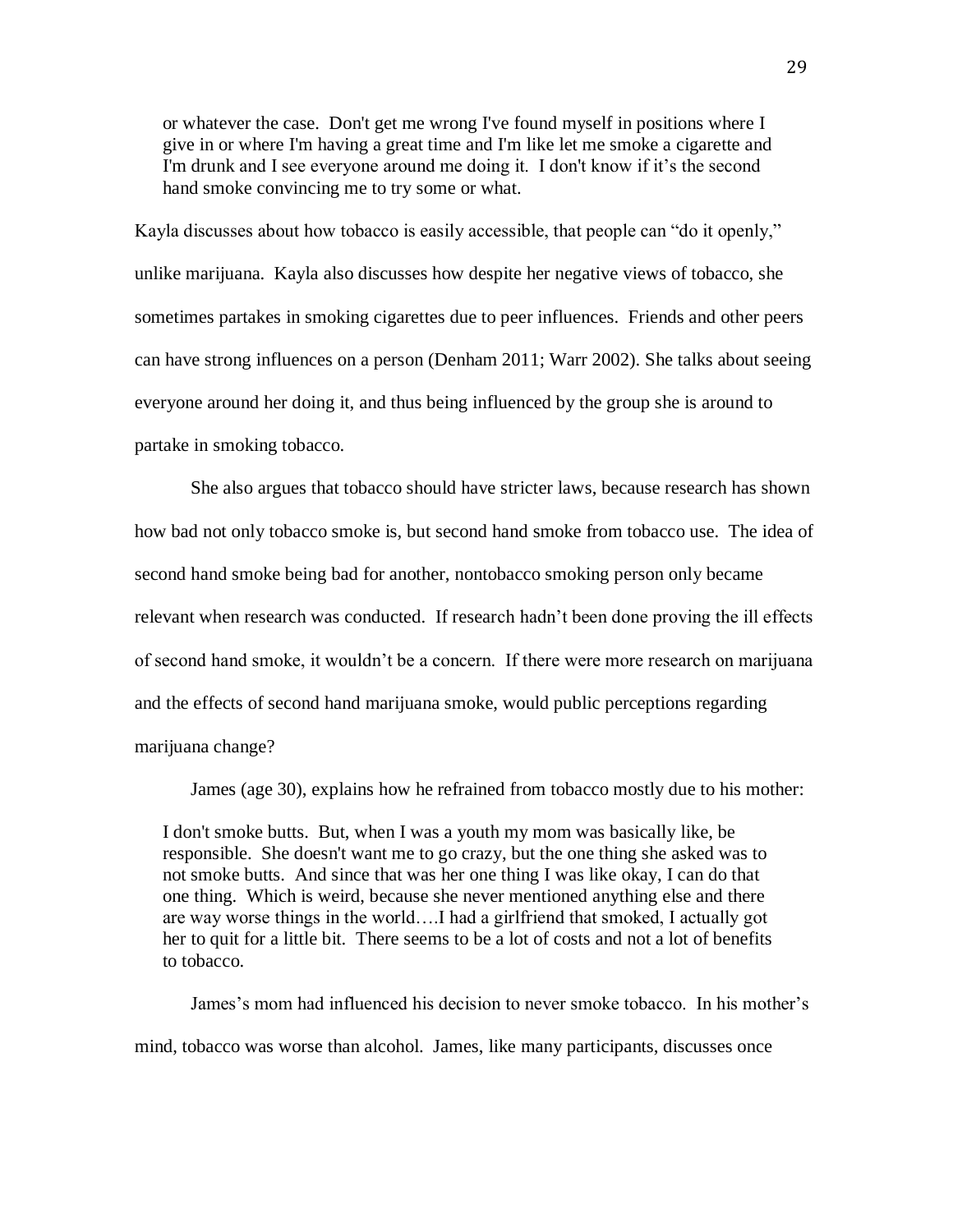> or whatever the case. Don't get me wrong I've found myself in positions where I give in or where I'm having a great time and I'm like let me smoke a cigarette and I'm drunk and I see everyone around me doing it. I don't know if it's the second hand smoke convincing me to try some or what.

Kayla discusses about how tobacco is easily accessible, that people can "do it openly," unlike marijuana. Kayla also discusses how despite her negative views of tobacco, she sometimes partakes in smoking cigarettes due to peer influences. Friends and other peers can have strong influences on a person (Denham 2011; Warr 2002). She talks about seeing everyone around her doing it, and thus being influenced by the group she is around to partake in smoking tobacco.

She also argues that tobacco should have stricter laws, because research has shown how bad not only tobacco smoke is, but second hand smoke from tobacco use. The idea of second hand smoke being bad for another, nontobacco smoking person only became relevant when research was conducted. If research hadn't been done proving the ill effects of second hand smoke, it wouldn't be a concern. If there were more research on marijuana and the effects of second hand marijuana smoke, would public perceptions regarding marijuana change?

James (age 30), explains how he refrained from tobacco mostly due to his mother:

> I don't smoke butts. But, when I was a youth my mom was basically like, be responsible. She doesn't want me to go crazy, but the one thing she asked was to not smoke butts. And since that was her one thing I was like okay, I can do that one thing. Which is weird, because she never mentioned anything else and there are way worse things in the world….I had a girlfriend that smoked, I actually got her to quit for a little bit. There seems to be a lot of costs and not a lot of benefits to tobacco.

James's mom had influenced his decision to never smoke tobacco. In his mother's mind, tobacco was worse than alcohol. James, like many participants, discusses once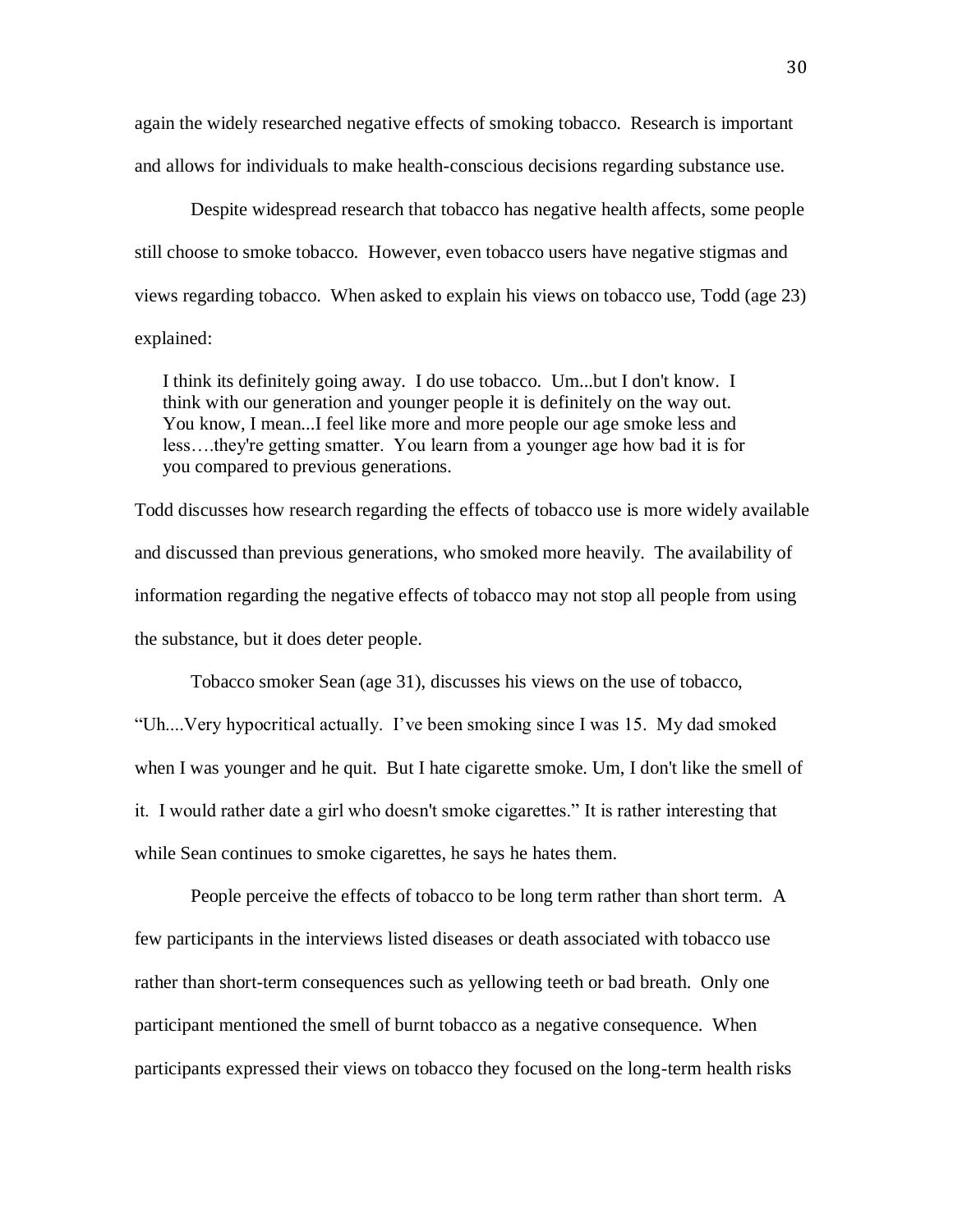again the widely researched negative effects of smoking tobacco. Research is important and allows for individuals to make health-conscious decisions regarding substance use.

Despite widespread research that tobacco has negative health affects, some people still choose to smoke tobacco. However, even tobacco users have negative stigmas and views regarding tobacco. When asked to explain his views on tobacco use, Todd (age 23) explained:

> I think its definitely going away. I do use tobacco. Um...but I don't know. I think with our generation and younger people it is definitely on the way out. You know, I mean...I feel like more and more people our age smoke less and less….they're getting smatter. You learn from a younger age how bad it is for you compared to previous generations.

Todd discusses how research regarding the effects of tobacco use is more widely available and discussed than previous generations, who smoked more heavily. The availability of information regarding the negative effects of tobacco may not stop all people from using the substance, but it does deter people.

Tobacco smoker Sean (age 31), discusses his views on the use of tobacco, "Uh....Very hypocritical actually. I've been smoking since I was 15. My dad smoked when I was younger and he quit. But I hate cigarette smoke. Um, I don't like the smell of it. I would rather date a girl who doesn't smoke cigarettes." It is rather interesting that while Sean continues to smoke cigarettes, he says he hates them.

People perceive the effects of tobacco to be long term rather than short term. A few participants in the interviews listed diseases or death associated with tobacco use rather than short-term consequences such as yellowing teeth or bad breath. Only one participant mentioned the smell of burnt tobacco as a negative consequence. When participants expressed their views on tobacco they focused on the long-term health risks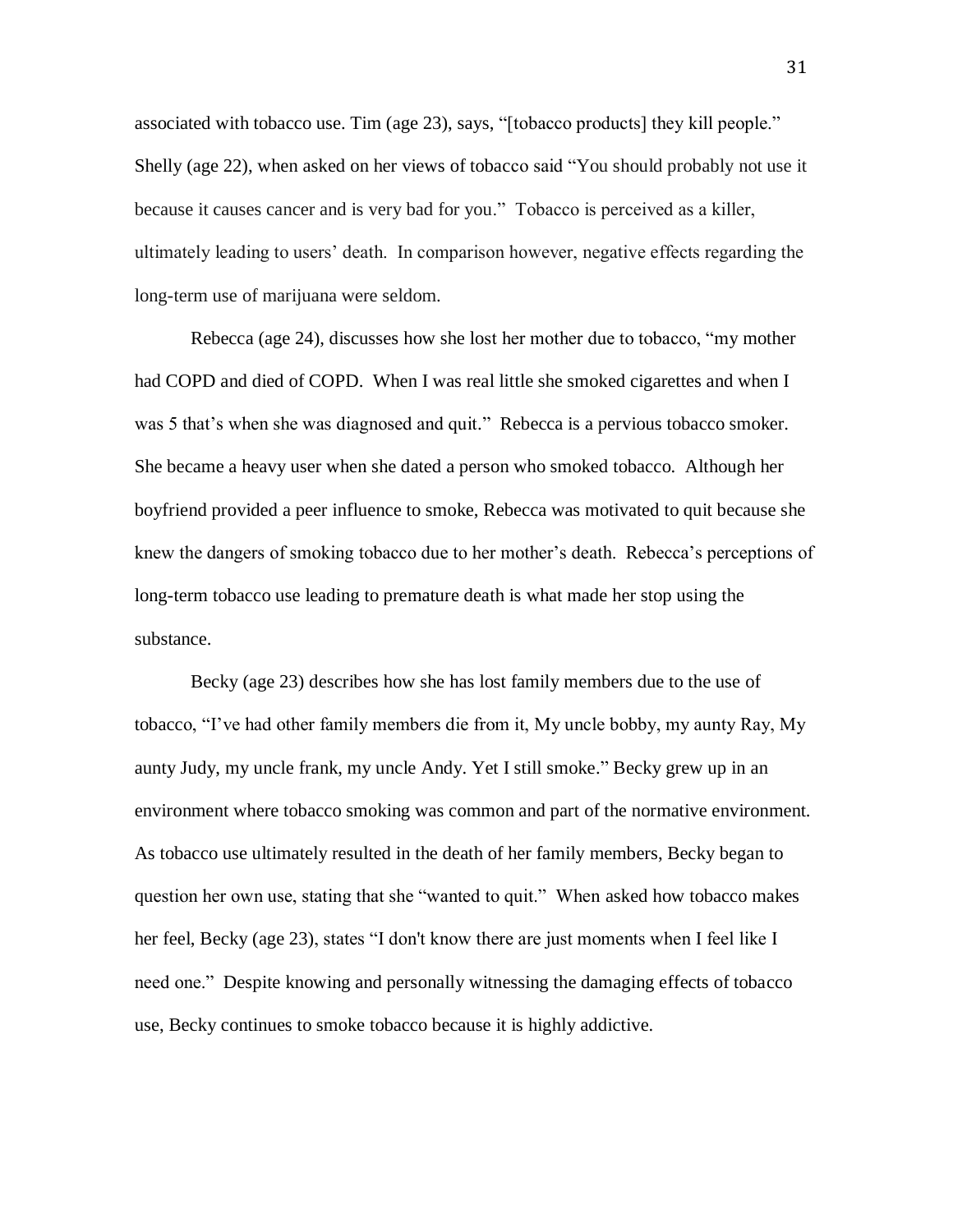associated with tobacco use. Tim (age 23), says, "[tobacco products] they kill people." Shelly (age 22), when asked on her views of tobacco said "You should probably not use it because it causes cancer and is very bad for you." Tobacco is perceived as a killer, ultimately leading to users' death. In comparison however, negative effects regarding the long-term use of marijuana were seldom.

Rebecca (age 24), discusses how she lost her mother due to tobacco, "my mother had COPD and died of COPD. When I was real little she smoked cigarettes and when I was 5 that's when she was diagnosed and quit." Rebecca is a pervious tobacco smoker. She became a heavy user when she dated a person who smoked tobacco. Although her boyfriend provided a peer influence to smoke, Rebecca was motivated to quit because she knew the dangers of smoking tobacco due to her mother's death. Rebecca's perceptions of long-term tobacco use leading to premature death is what made her stop using the substance.

Becky (age 23) describes how she has lost family members due to the use of tobacco, "I've had other family members die from it, My uncle bobby, my aunty Ray, My aunty Judy, my uncle frank, my uncle Andy. Yet I still smoke." Becky grew up in an environment where tobacco smoking was common and part of the normative environment. As tobacco use ultimately resulted in the death of her family members, Becky began to question her own use, stating that she "wanted to quit." When asked how tobacco makes her feel, Becky (age 23), states "I don't know there are just moments when I feel like I need one." Despite knowing and personally witnessing the damaging effects of tobacco use, Becky continues to smoke tobacco because it is highly addictive.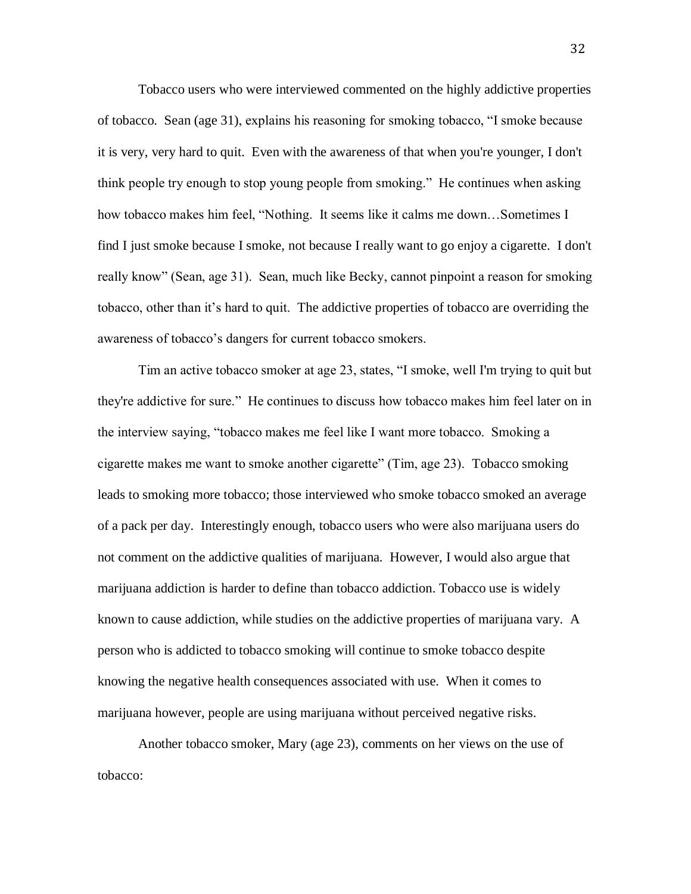Tobacco users who were interviewed commented on the highly addictive properties of tobacco. Sean (age 31), explains his reasoning for smoking tobacco, "I smoke because it is very, very hard to quit. Even with the awareness of that when you're younger, I don't think people try enough to stop young people from smoking." He continues when asking how tobacco makes him feel, "Nothing. It seems like it calms me down…Sometimes I find I just smoke because I smoke, not because I really want to go enjoy a cigarette. I don't really know" (Sean, age 31). Sean, much like Becky, cannot pinpoint a reason for smoking tobacco, other than it's hard to quit. The addictive properties of tobacco are overriding the awareness of tobacco's dangers for current tobacco smokers.

Tim an active tobacco smoker at age 23, states, "I smoke, well I'm trying to quit but they're addictive for sure." He continues to discuss how tobacco makes him feel later on in the interview saying, "tobacco makes me feel like I want more tobacco. Smoking a cigarette makes me want to smoke another cigarette" (Tim, age 23). Tobacco smoking leads to smoking more tobacco; those interviewed who smoke tobacco smoked an average of a pack per day. Interestingly enough, tobacco users who were also marijuana users do not comment on the addictive qualities of marijuana. However, I would also argue that marijuana addiction is harder to define than tobacco addiction. Tobacco use is widely known to cause addiction, while studies on the addictive properties of marijuana vary. A person who is addicted to tobacco smoking will continue to smoke tobacco despite knowing the negative health consequences associated with use. When it comes to marijuana however, people are using marijuana without perceived negative risks.

Another tobacco smoker, Mary (age 23), comments on her views on the use of tobacco: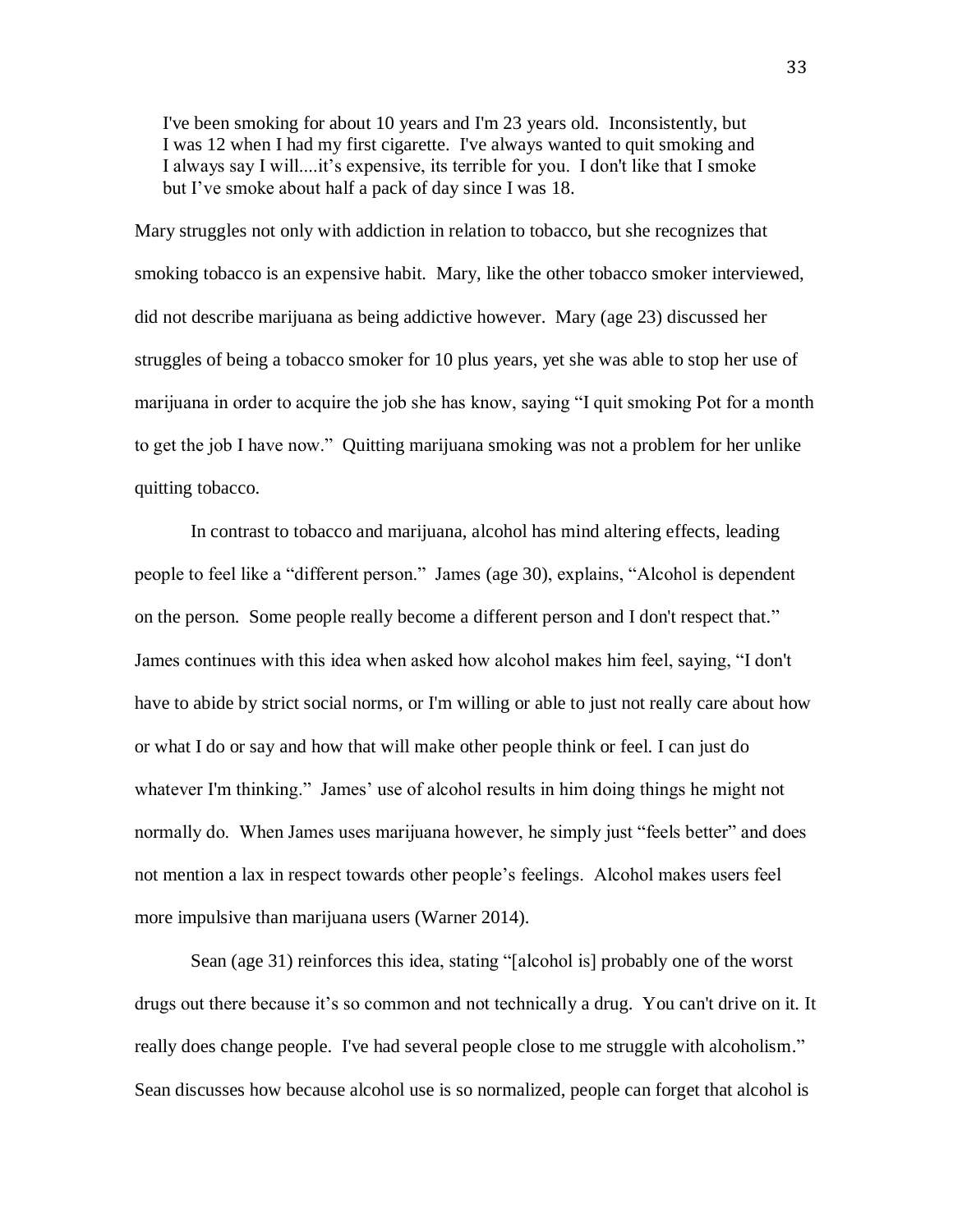> I've been smoking for about 10 years and I'm 23 years old. Inconsistently, but I was 12 when I had my first cigarette. I've always wanted to quit smoking and I always say I will....it's expensive, its terrible for you. I don't like that I smoke but I've smoke about half a pack of day since I was 18.

Mary struggles not only with addiction in relation to tobacco, but she recognizes that smoking tobacco is an expensive habit. Mary, like the other tobacco smoker interviewed, did not describe marijuana as being addictive however. Mary (age 23) discussed her struggles of being a tobacco smoker for 10 plus years, yet she was able to stop her use of marijuana in order to acquire the job she has know, saying "I quit smoking Pot for a month to get the job I have now." Quitting marijuana smoking was not a problem for her unlike quitting tobacco.

In contrast to tobacco and marijuana, alcohol has mind altering effects, leading people to feel like a "different person." James (age 30), explains, "Alcohol is dependent on the person. Some people really become a different person and I don't respect that." James continues with this idea when asked how alcohol makes him feel, saying, "I don't have to abide by strict social norms, or I'm willing or able to just not really care about how or what I do or say and how that will make other people think or feel. I can just do whatever I'm thinking." James' use of alcohol results in him doing things he might not normally do. When James uses marijuana however, he simply just "feels better" and does not mention a lax in respect towards other people's feelings. Alcohol makes users feel more impulsive than marijuana users (Warner 2014).

Sean (age 31) reinforces this idea, stating "[alcohol is] probably one of the worst drugs out there because it's so common and not technically a drug. You can't drive on it. It really does change people. I've had several people close to me struggle with alcoholism." Sean discusses how because alcohol use is so normalized, people can forget that alcohol is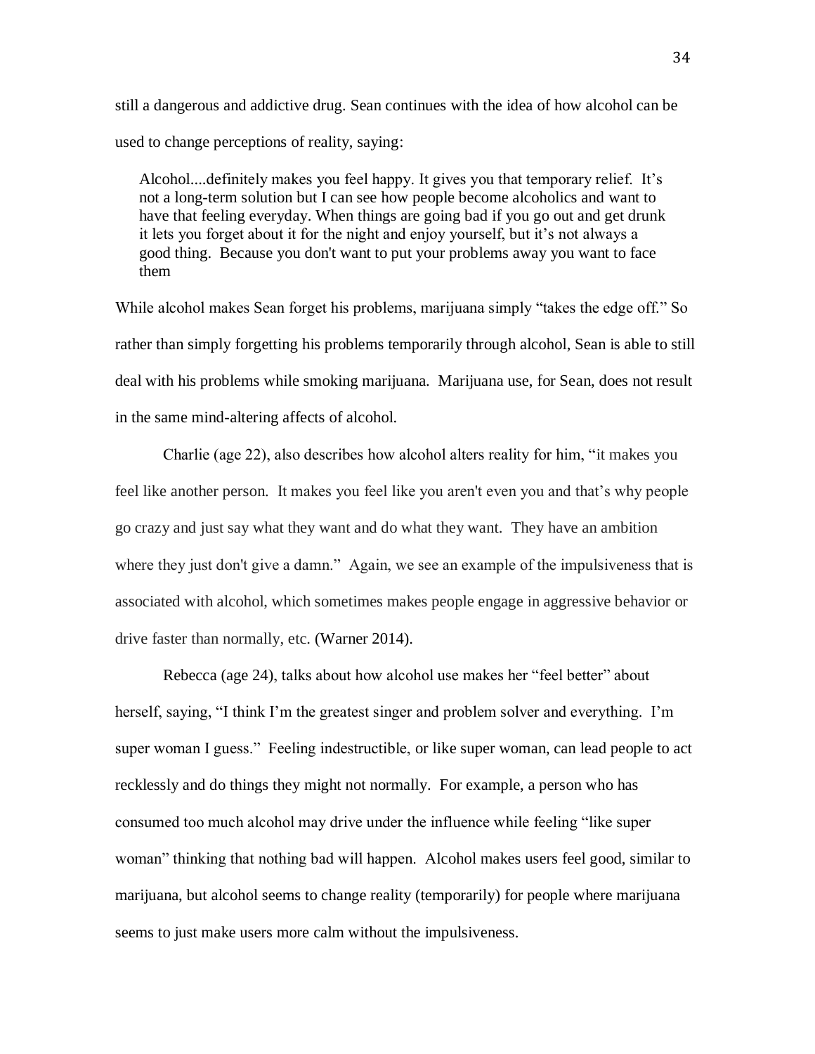still a dangerous and addictive drug. Sean continues with the idea of how alcohol can be used to change perceptions of reality, saying:

> Alcohol....definitely makes you feel happy. It gives you that temporary relief. It's not a long-term solution but I can see how people become alcoholics and want to have that feeling everyday. When things are going bad if you go out and get drunk it lets you forget about it for the night and enjoy yourself, but it's not always a good thing. Because you don't want to put your problems away you want to face them

While alcohol makes Sean forget his problems, marijuana simply "takes the edge off." So rather than simply forgetting his problems temporarily through alcohol, Sean is able to still deal with his problems while smoking marijuana. Marijuana use, for Sean, does not result in the same mind-altering affects of alcohol.

Charlie (age 22), also describes how alcohol alters reality for him, "it makes you feel like another person. It makes you feel like you aren't even you and that's why people go crazy and just say what they want and do what they want. They have an ambition where they just don't give a damn." Again, we see an example of the impulsiveness that is associated with alcohol, which sometimes makes people engage in aggressive behavior or drive faster than normally, etc. (Warner 2014).

Rebecca (age 24), talks about how alcohol use makes her "feel better" about herself, saying, "I think I'm the greatest singer and problem solver and everything. I'm super woman I guess." Feeling indestructible, or like super woman, can lead people to act recklessly and do things they might not normally. For example, a person who has consumed too much alcohol may drive under the influence while feeling "like super woman" thinking that nothing bad will happen. Alcohol makes users feel good, similar to marijuana, but alcohol seems to change reality (temporarily) for people where marijuana seems to just make users more calm without the impulsiveness.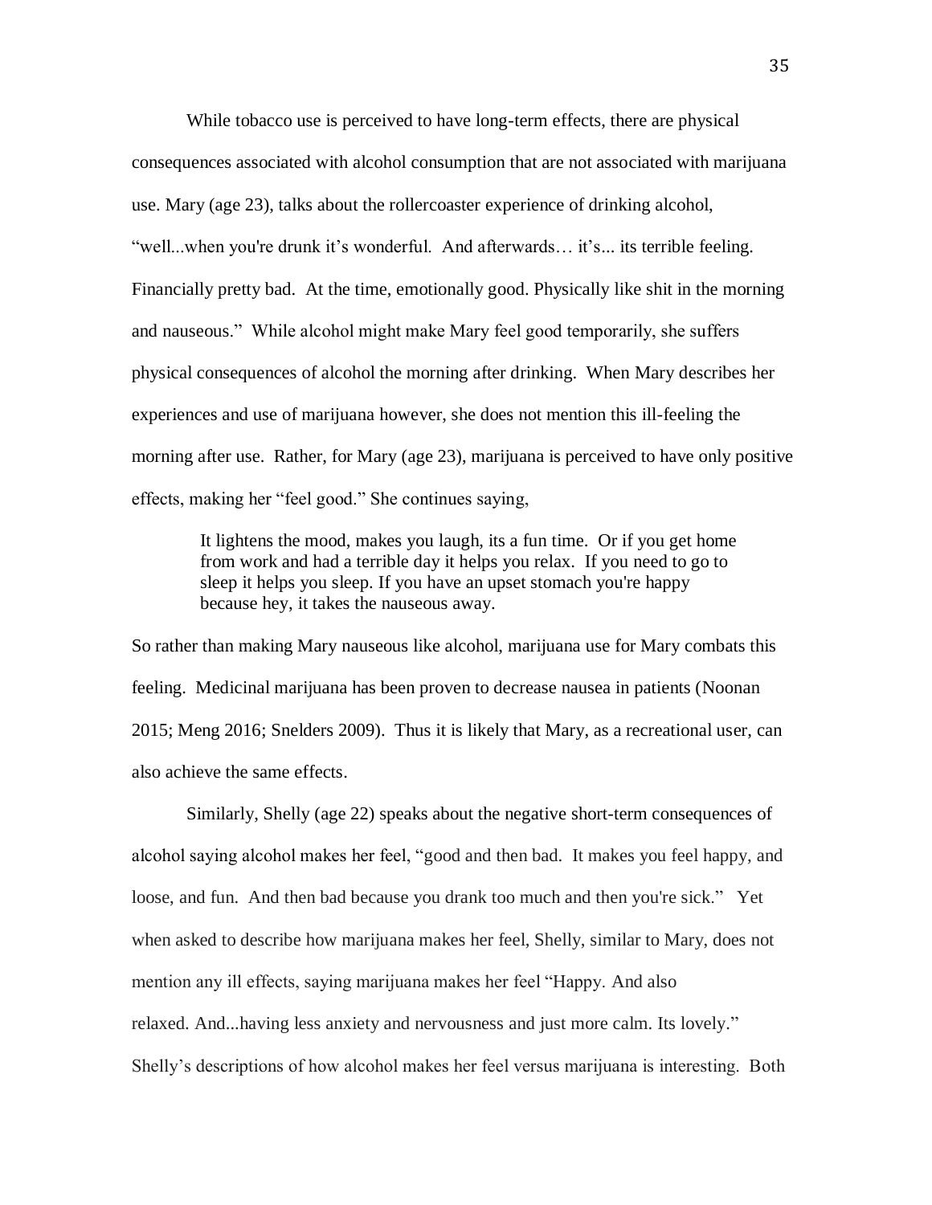While tobacco use is perceived to have long-term effects, there are physical consequences associated with alcohol consumption that are not associated with marijuana use. Mary (age 23), talks about the rollercoaster experience of drinking alcohol, "well...when you're drunk it's wonderful. And afterwards… it's... its terrible feeling. Financially pretty bad. At the time, emotionally good. Physically like shit in the morning and nauseous." While alcohol might make Mary feel good temporarily, she suffers physical consequences of alcohol the morning after drinking. When Mary describes her experiences and use of marijuana however, she does not mention this ill-feeling the morning after use. Rather, for Mary (age 23), marijuana is perceived to have only positive effects, making her "feel good." She continues saying,

> It lightens the mood, makes you laugh, its a fun time. Or if you get home from work and had a terrible day it helps you relax. If you need to go to sleep it helps you sleep. If you have an upset stomach you're happy because hey, it takes the nauseous away.

So rather than making Mary nauseous like alcohol, marijuana use for Mary combats this feeling. Medicinal marijuana has been proven to decrease nausea in patients (Noonan 2015; Meng 2016; Snelders 2009). Thus it is likely that Mary, as a recreational user, can also achieve the same effects.

Similarly, Shelly (age 22) speaks about the negative short-term consequences of alcohol saying alcohol makes her feel, "good and then bad. It makes you feel happy, and loose, and fun. And then bad because you drank too much and then you're sick." Yet when asked to describe how marijuana makes her feel, Shelly, similar to Mary, does not mention any ill effects, saying marijuana makes her feel "Happy. And also relaxed. And...having less anxiety and nervousness and just more calm. Its lovely." Shelly's descriptions of how alcohol makes her feel versus marijuana is interesting. Both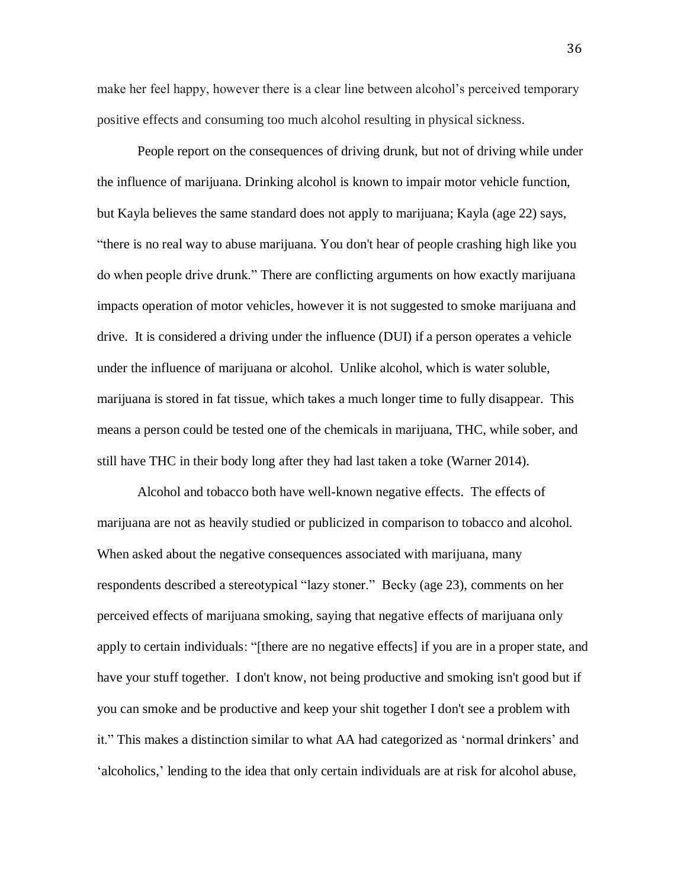make her feel happy, however there is a clear line between alcohol's perceived temporary positive effects and consuming too much alcohol resulting in physical sickness.

People report on the consequences of driving drunk, but not of driving while under the influence of marijuana. Drinking alcohol is known to impair motor vehicle function, but Kayla believes the same standard does not apply to marijuana; Kayla (age 22) says, "there is no real way to abuse marijuana. You don't hear of people crashing high like you do when people drive drunk." There are conflicting arguments on how exactly marijuana impacts operation of motor vehicles, however it is not suggested to smoke marijuana and drive. It is considered a driving under the influence (DUI) if a person operates a vehicle under the influence of marijuana or alcohol. Unlike alcohol, which is water soluble, marijuana is stored in fat tissue, which takes a much longer time to fully disappear. This means a person could be tested one of the chemicals in marijuana, THC, while sober, and still have THC in their body long after they had last taken a toke (Warner 2014).

Alcohol and tobacco both have well-known negative effects. The effects of marijuana are not as heavily studied or publicized in comparison to tobacco and alcohol. When asked about the negative consequences associated with marijuana, many respondents described a stereotypical "lazy stoner." Becky (age 23), comments on her perceived effects of marijuana smoking, saying that negative effects of marijuana only apply to certain individuals: "[there are no negative effects] if you are in a proper state, and have your stuff together. I don't know, not being productive and smoking isn't good but if you can smoke and be productive and keep your shit together I don't see a problem with it." This makes a distinction similar to what AA had categorized as 'normal drinkers' and 'alcoholics,' lending to the idea that only certain individuals are at risk for alcohol abuse,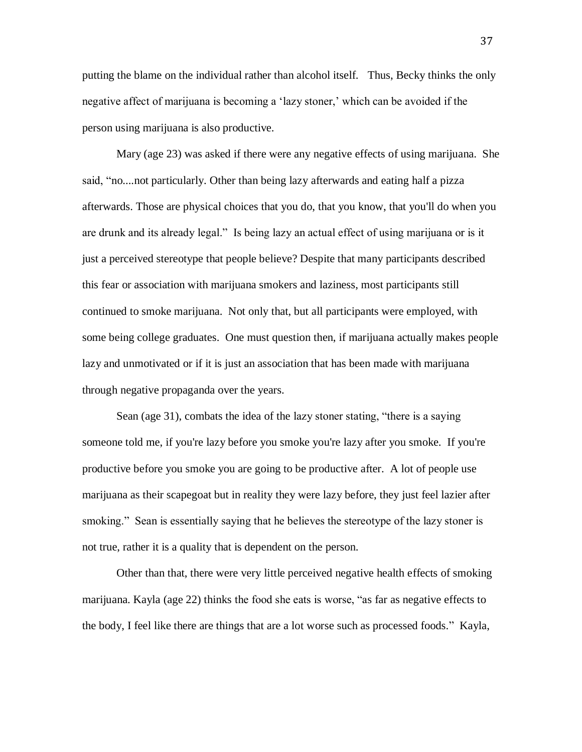putting the blame on the individual rather than alcohol itself. Thus, Becky thinks the only negative affect of marijuana is becoming a 'lazy stoner,' which can be avoided if the person using marijuana is also productive.

Mary (age 23) was asked if there were any negative effects of using marijuana. She said, "no....not particularly. Other than being lazy afterwards and eating half a pizza afterwards. Those are physical choices that you do, that you know, that you'll do when you are drunk and its already legal." Is being lazy an actual effect of using marijuana or is it just a perceived stereotype that people believe? Despite that many participants described this fear or association with marijuana smokers and laziness, most participants still continued to smoke marijuana. Not only that, but all participants were employed, with some being college graduates. One must question then, if marijuana actually makes people lazy and unmotivated or if it is just an association that has been made with marijuana through negative propaganda over the years.

Sean (age 31), combats the idea of the lazy stoner stating, "there is a saying someone told me, if you're lazy before you smoke you're lazy after you smoke. If you're productive before you smoke you are going to be productive after. A lot of people use marijuana as their scapegoat but in reality they were lazy before, they just feel lazier after smoking." Sean is essentially saying that he believes the stereotype of the lazy stoner is not true, rather it is a quality that is dependent on the person.

Other than that, there were very little perceived negative health effects of smoking marijuana. Kayla (age 22) thinks the food she eats is worse, "as far as negative effects to the body, I feel like there are things that are a lot worse such as processed foods." Kayla,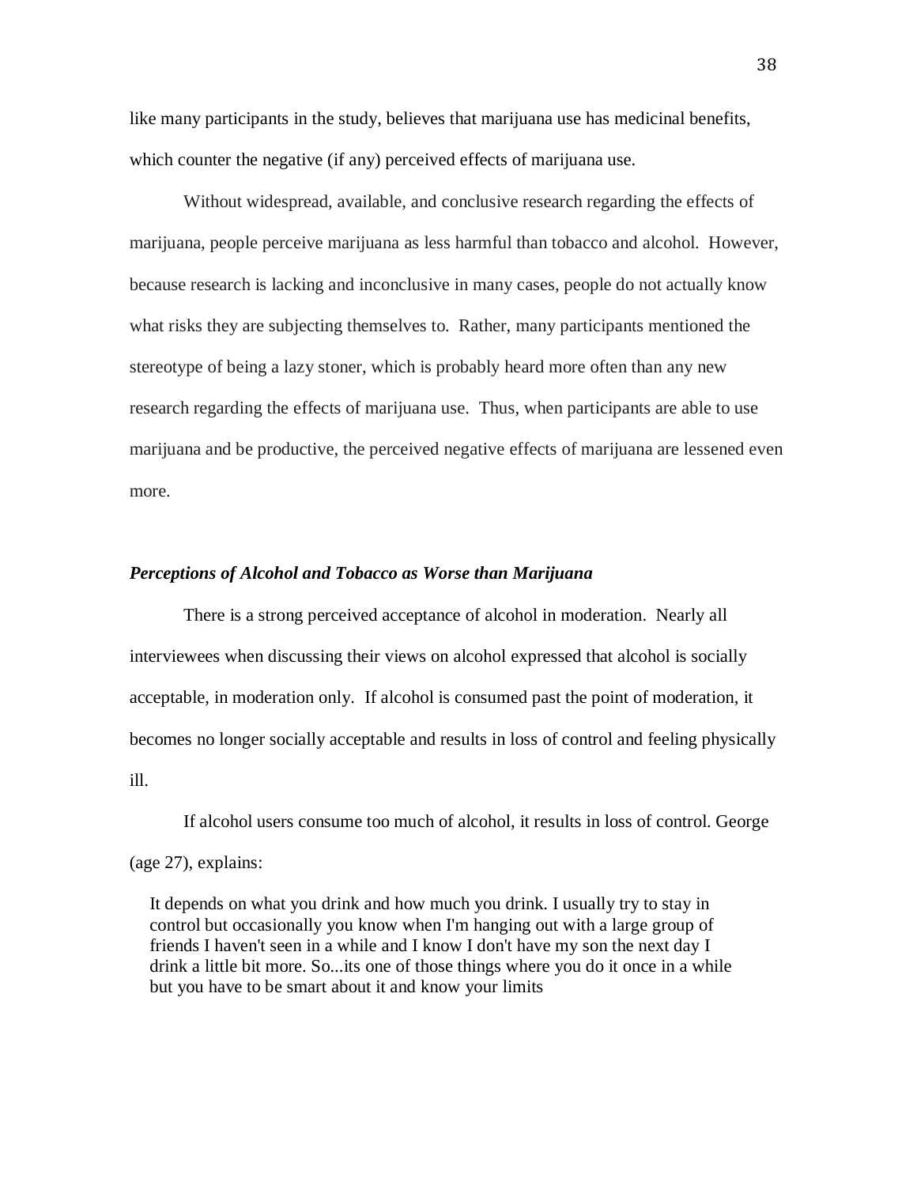like many participants in the study, believes that marijuana use has medicinal benefits, which counter the negative (if any) perceived effects of marijuana use.

Without widespread, available, and conclusive research regarding the effects of marijuana, people perceive marijuana as less harmful than tobacco and alcohol. However, because research is lacking and inconclusive in many cases, people do not actually know what risks they are subjecting themselves to. Rather, many participants mentioned the stereotype of being a lazy stoner, which is probably heard more often than any new research regarding the effects of marijuana use. Thus, when participants are able to use marijuana and be productive, the perceived negative effects of marijuana are lessened even more.

### *Perceptions of Alcohol and Tobacco as Worse than Marijuana*

There is a strong perceived acceptance of alcohol in moderation. Nearly all interviewees when discussing their views on alcohol expressed that alcohol is socially acceptable, in moderation only. If alcohol is consumed past the point of moderation, it becomes no longer socially acceptable and results in loss of control and feeling physically ill.

If alcohol users consume too much of alcohol, it results in loss of control. George (age 27), explains:

> It depends on what you drink and how much you drink. I usually try to stay in control but occasionally you know when I'm hanging out with a large group of friends I haven't seen in a while and I know I don't have my son the next day I drink a little bit more. So...its one of those things where you do it once in a while but you have to be smart about it and know your limits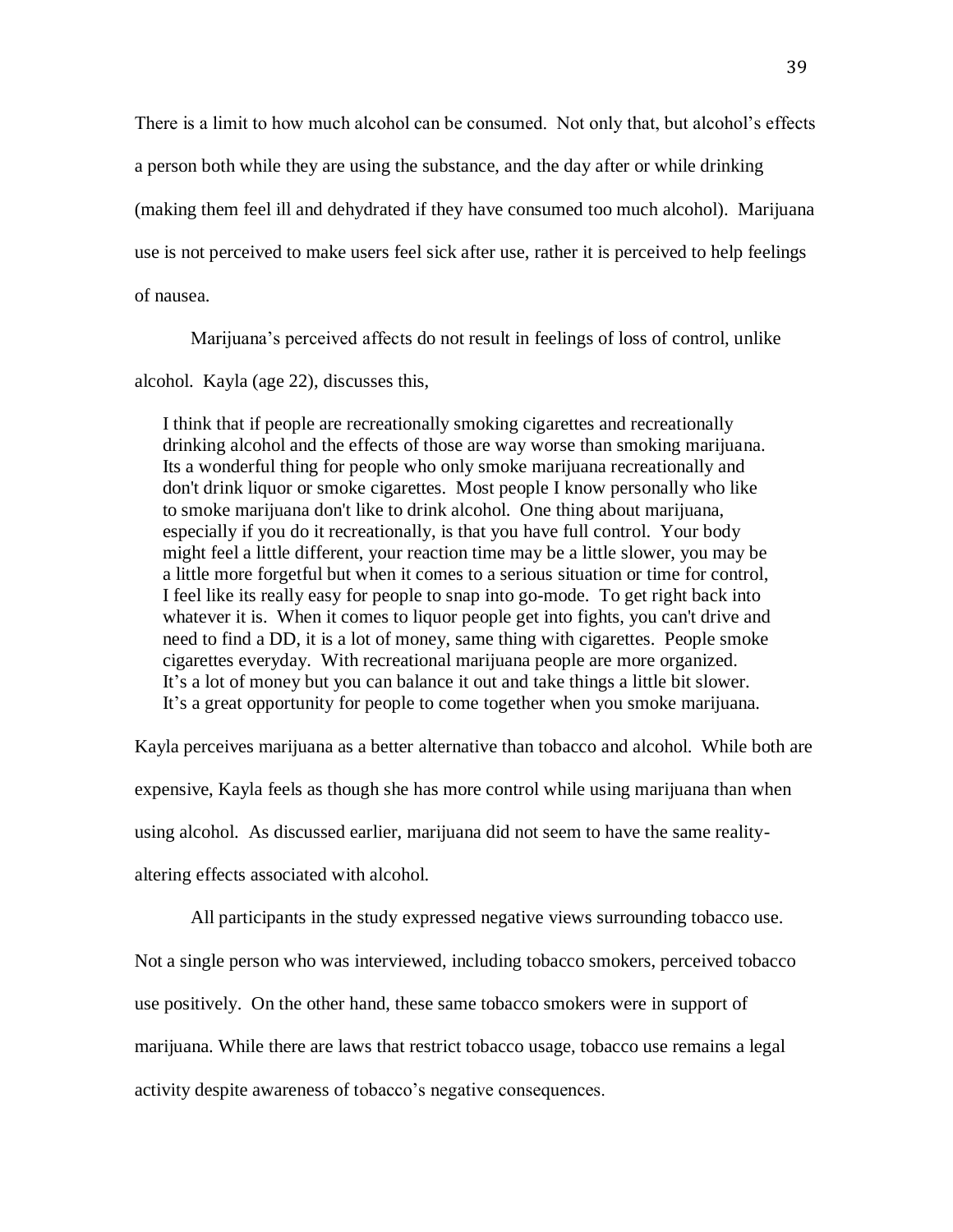There is a limit to how much alcohol can be consumed. Not only that, but alcohol's effects a person both while they are using the substance, and the day after or while drinking (making them feel ill and dehydrated if they have consumed too much alcohol). Marijuana use is not perceived to make users feel sick after use, rather it is perceived to help feelings of nausea.

Marijuana's perceived affects do not result in feelings of loss of control, unlike alcohol. Kayla (age 22), discusses this,

> I think that if people are recreationally smoking cigarettes and recreationally drinking alcohol and the effects of those are way worse than smoking marijuana. Its a wonderful thing for people who only smoke marijuana recreationally and don't drink liquor or smoke cigarettes. Most people I know personally who like to smoke marijuana don't like to drink alcohol. One thing about marijuana, especially if you do it recreationally, is that you have full control. Your body might feel a little different, your reaction time may be a little slower, you may be a little more forgetful but when it comes to a serious situation or time for control, I feel like its really easy for people to snap into go-mode. To get right back into whatever it is. When it comes to liquor people get into fights, you can't drive and need to find a DD, it is a lot of money, same thing with cigarettes. People smoke cigarettes everyday. With recreational marijuana people are more organized. It's a lot of money but you can balance it out and take things a little bit slower. It's a great opportunity for people to come together when you smoke marijuana.

Kayla perceives marijuana as a better alternative than tobacco and alcohol. While both are expensive, Kayla feels as though she has more control while using marijuana than when using alcohol. As discussed earlier, marijuana did not seem to have the same reality-altering effects associated with alcohol.

All participants in the study expressed negative views surrounding tobacco use. Not a single person who was interviewed, including tobacco smokers, perceived tobacco use positively. On the other hand, these same tobacco smokers were in support of marijuana. While there are laws that restrict tobacco usage, tobacco use remains a legal activity despite awareness of tobacco's negative consequences.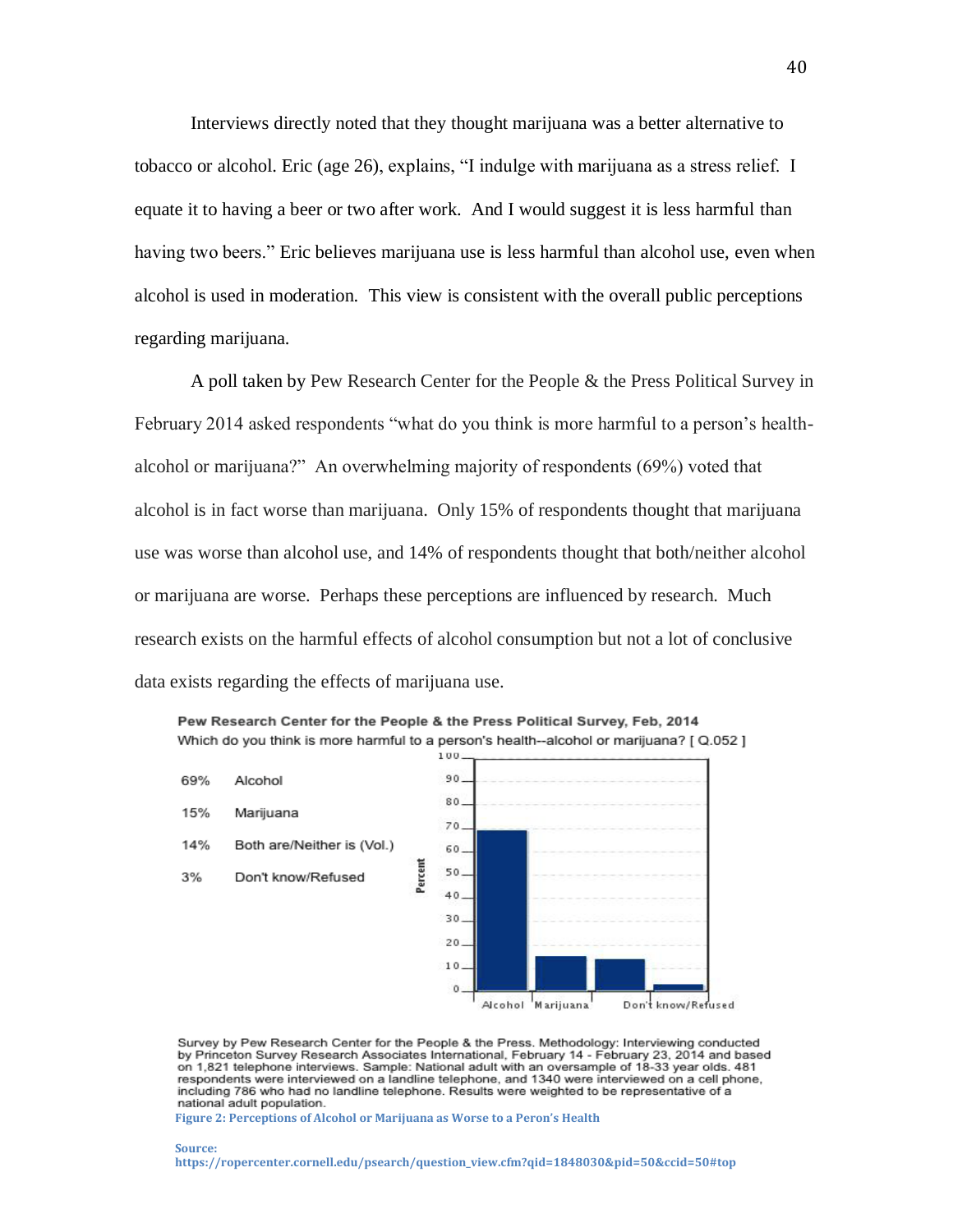Interviews directly noted that they thought marijuana was a better alternative to tobacco or alcohol. Eric (age 26), explains, “I indulge with marijuana as a stress relief. I equate it to having a beer or two after work. And I would suggest it is less harmful than having two beers.” Eric believes marijuana use is less harmful than alcohol use, even when alcohol is used in moderation. This view is consistent with the overall public perceptions regarding marijuana.

A poll taken by Pew Research Center for the People & the Press Political Survey in February 2014 asked respondents “what do you think is more harmful to a person’s health-alcohol or marijuana?” An overwhelming majority of respondents (69%) voted that alcohol is in fact worse than marijuana. Only 15% of respondents thought that marijuana use was worse than alcohol use, and 14% of respondents thought that both/neither alcohol or marijuana are worse. Perhaps these perceptions are influenced by research. Much research exists on the harmful effects of alcohol consumption but not a lot of conclusive data exists regarding the effects of marijuana use.

**Pew Research Center for the People & the Press Political Survey, Feb, 2014**

Which do you think is more harmful to a person's health--alcohol or marijuana? [ Q.052 ]

| Percent | Response |
|---|---|
| 69% | Alcohol |
| 15% | Marijuana |
| 14% | Both are/Neither is (Vol.) |
| 3% | Don't know/Refused |

Survey by Pew Research Center for the People & the Press. Methodology: Interviewing conducted by Princeton Survey Research Associates International, February 14 - February 23, 2014 and based on 1,821 telephone interviews. Sample: National adult with an oversample of 18-33 year olds. 481 respondents were interviewed on a landline telephone, and 1340 were interviewed on a cell phone, including 786 who had no landline telephone. Results were weighted to be representative of a national adult population.

**Figure 2: Perceptions of Alcohol or Marijuana as Worse to a Peron's Health**

**Source:**
**https://ropercenter.cornell.edu/psearch/question_view.cfm?qid=1848030&pid=50&ccid=50#top**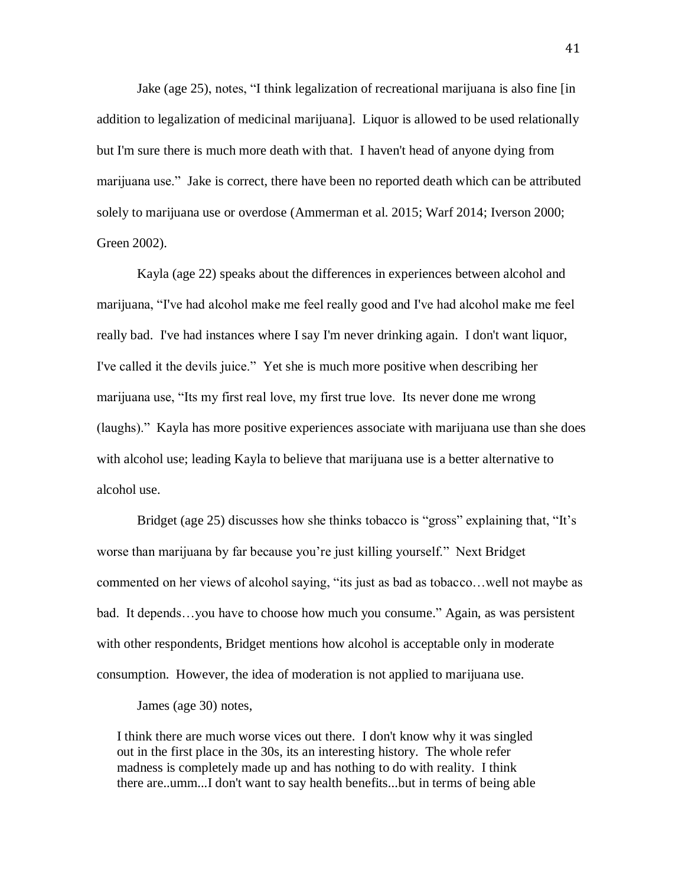Jake (age 25), notes, "I think legalization of recreational marijuana is also fine [in addition to legalization of medicinal marijuana]. Liquor is allowed to be used relationally but I'm sure there is much more death with that. I haven't head of anyone dying from marijuana use." Jake is correct, there have been no reported death which can be attributed solely to marijuana use or overdose (Ammerman et al. 2015; Warf 2014; Iverson 2000; Green 2002).

Kayla (age 22) speaks about the differences in experiences between alcohol and marijuana, "I've had alcohol make me feel really good and I've had alcohol make me feel really bad. I've had instances where I say I'm never drinking again. I don't want liquor, I've called it the devils juice." Yet she is much more positive when describing her marijuana use, "Its my first real love, my first true love. Its never done me wrong (laughs)." Kayla has more positive experiences associate with marijuana use than she does with alcohol use; leading Kayla to believe that marijuana use is a better alternative to alcohol use.

Bridget (age 25) discusses how she thinks tobacco is "gross" explaining that, "It's worse than marijuana by far because you're just killing yourself." Next Bridget commented on her views of alcohol saying, "its just as bad as tobacco…well not maybe as bad. It depends…you have to choose how much you consume." Again, as was persistent with other respondents, Bridget mentions how alcohol is acceptable only in moderate consumption. However, the idea of moderation is not applied to marijuana use.

James (age 30) notes,

> I think there are much worse vices out there. I don't know why it was singled out in the first place in the 30s, its an interesting history. The whole refer madness is completely made up and has nothing to do with reality. I think there are..umm...I don't want to say health benefits...but in terms of being able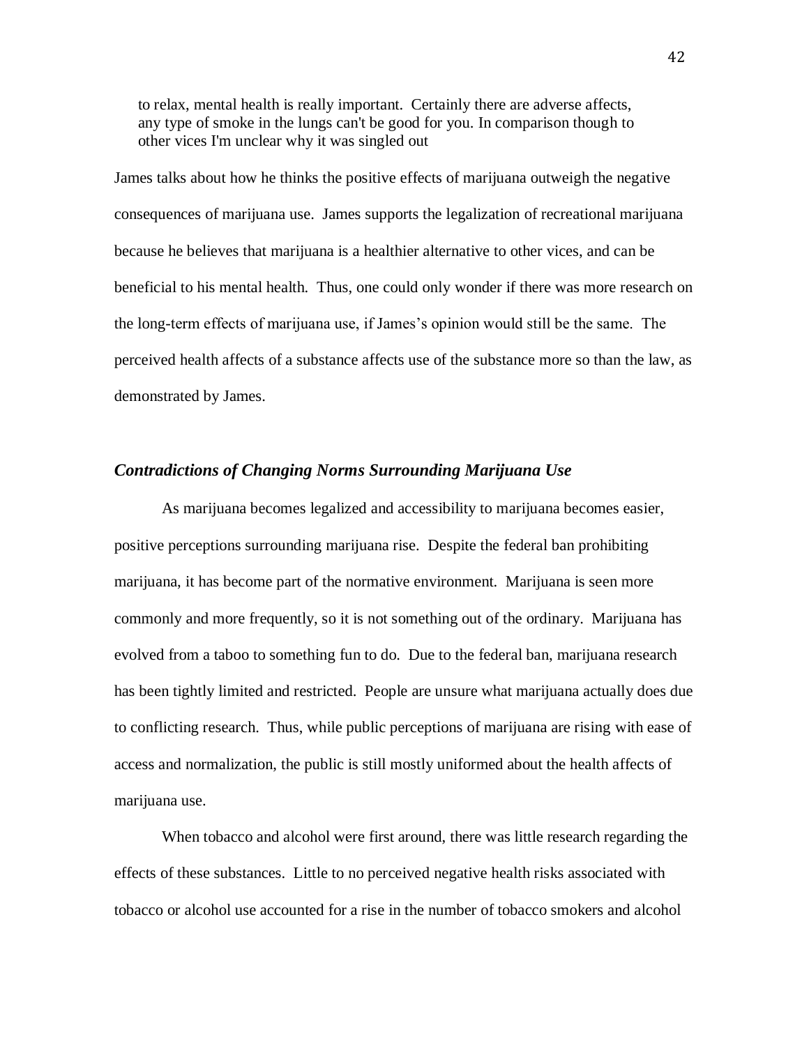> to relax, mental health is really important. Certainly there are adverse affects, any type of smoke in the lungs can't be good for you. In comparison though to other vices I'm unclear why it was singled out

James talks about how he thinks the positive effects of marijuana outweigh the negative consequences of marijuana use. James supports the legalization of recreational marijuana because he believes that marijuana is a healthier alternative to other vices, and can be beneficial to his mental health. Thus, one could only wonder if there was more research on the long-term effects of marijuana use, if James's opinion would still be the same. The perceived health affects of a substance affects use of the substance more so than the law, as demonstrated by James.

### *Contradictions of Changing Norms Surrounding Marijuana Use*

As marijuana becomes legalized and accessibility to marijuana becomes easier, positive perceptions surrounding marijuana rise. Despite the federal ban prohibiting marijuana, it has become part of the normative environment. Marijuana is seen more commonly and more frequently, so it is not something out of the ordinary. Marijuana has evolved from a taboo to something fun to do. Due to the federal ban, marijuana research has been tightly limited and restricted. People are unsure what marijuana actually does due to conflicting research. Thus, while public perceptions of marijuana are rising with ease of access and normalization, the public is still mostly uformed about the health affects of marijuana use.

When tobacco and alcohol were first around, there was little research regarding the effects of these substances. Little to no perceived negative health risks associated with tobacco or alcohol use accounted for a rise in the number of tobacco smokers and alcohol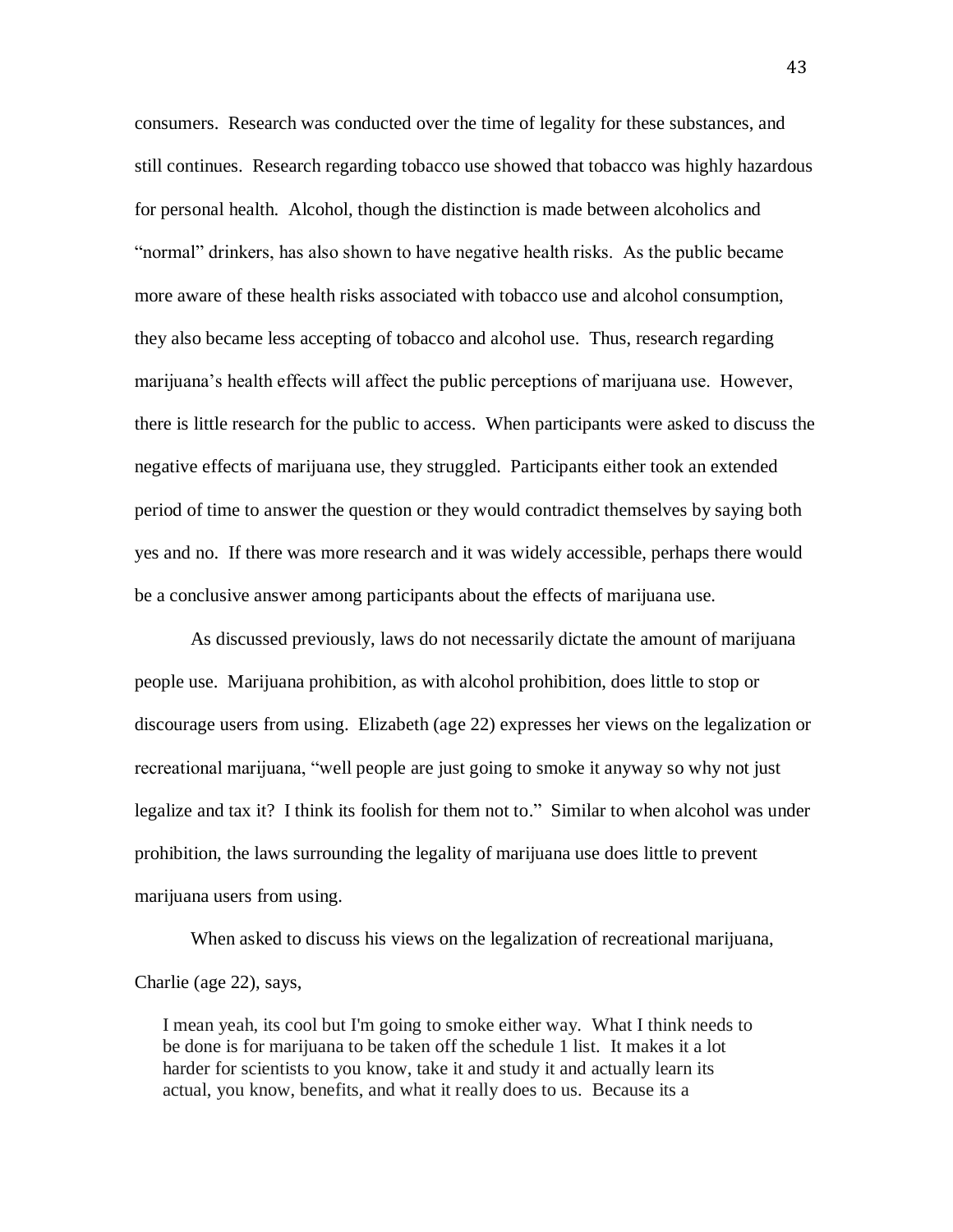consumers. Research was conducted over the time of legality for these substances, and still continues. Research regarding tobacco use showed that tobacco was highly hazardous for personal health. Alcohol, though the distinction is made between alcoholics and "normal" drinkers, has also shown to have negative health risks. As the public became more aware of these health risks associated with tobacco use and alcohol consumption, they also became less accepting of tobacco and alcohol use. Thus, research regarding marijuana's health effects will affect the public perceptions of marijuana use. However, there is little research for the public to access. When participants were asked to discuss the negative effects of marijuana use, they struggled. Participants either took an extended period of time to answer the question or they would contradict themselves by saying both yes and no. If there was more research and it was widely accessible, perhaps there would be a conclusive answer among participants about the effects of marijuana use.

As discussed previously, laws do not necessarily dictate the amount of marijuana people use. Marijuana prohibition, as with alcohol prohibition, does little to stop or discourage users from using. Elizabeth (age 22) expresses her views on the legalization or recreational marijuana, "well people are just going to smoke it anyway so why not just legalize and tax it? I think its foolish for them not to." Similar to when alcohol was under prohibition, the laws surrounding the legality of marijuana use does little to prevent marijuana users from using.

When asked to discuss his views on the legalization of recreational marijuana, Charlie (age 22), says,

> I mean yeah, its cool but I'm going to smoke either way. What I think needs to be done is for marijuana to be taken off the schedule 1 list. It makes it a lot harder for scientists to you know, take it and study it and actually learn its actual, you know, benefits, and what it really does to us. Because its a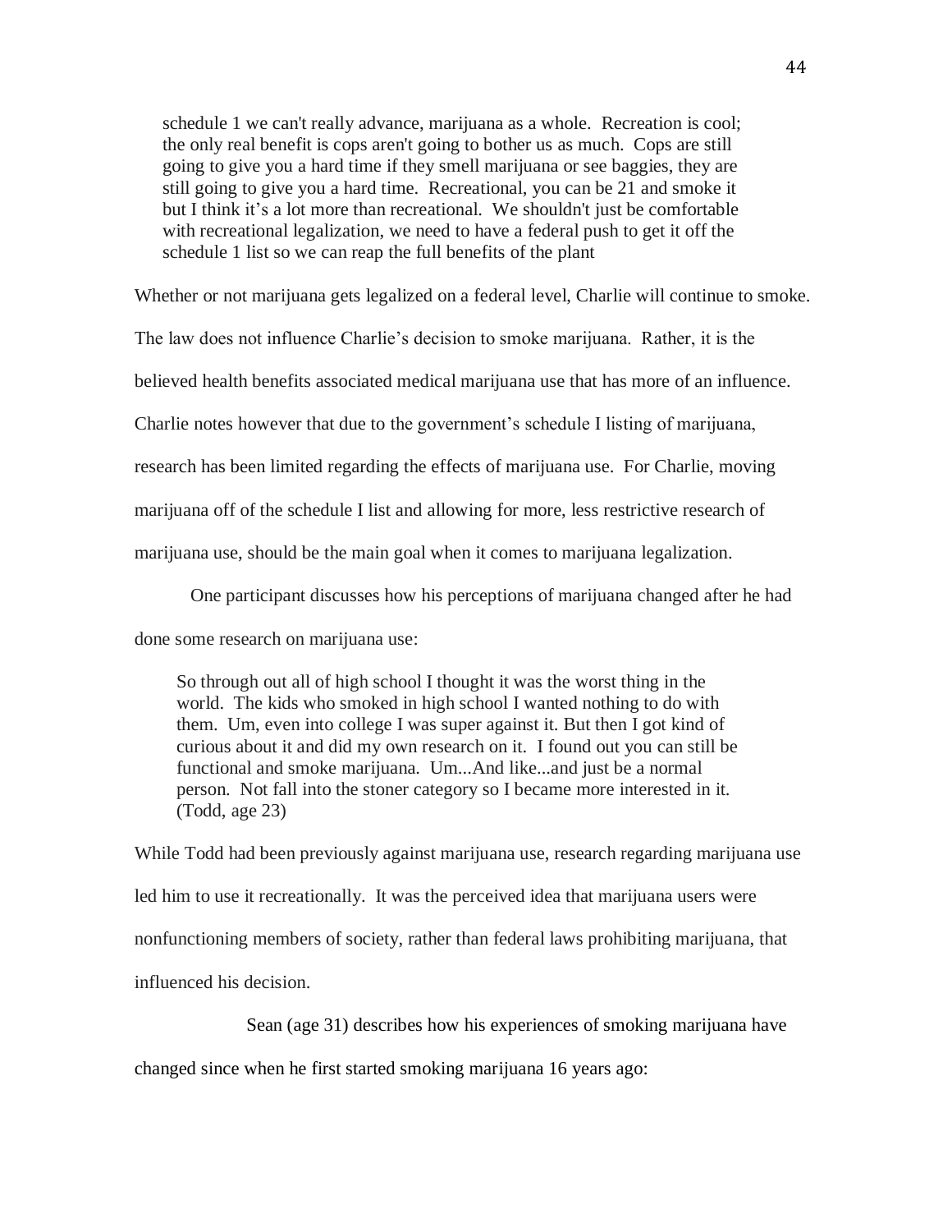> schedule 1 we can't really advance, marijuana as a whole. Recreation is cool; the only real benefit is cops aren't going to bother us as much. Cops are still going to give you a hard time if they smell marijuana or see baggies, they are still going to give you a hard time. Recreational, you can be 21 and smoke it but I think it's a lot more than recreational. We shouldn't just be comfortable with recreational legalization, we need to have a federal push to get it off the schedule 1 list so we can reap the full benefits of the plant

Whether or not marijuana gets legalized on a federal level, Charlie will continue to smoke. The law does not influence Charlie's decision to smoke marijuana. Rather, it is the believed health benefits associated medical marijuana use that has more of an influence. Charlie notes however that due to the government's schedule I listing of marijuana, research has been limited regarding the effects of marijuana use. For Charlie, moving marijuana off of the schedule I list and allowing for more, less restrictive research of marijuana use, should be the main goal when it comes to marijuana legalization.

One participant discusses how his perceptions of marijuana changed after he had done some research on marijuana use:

> So through out all of high school I thought it was the worst thing in the world. The kids who smoked in high school I wanted nothing to do with them. Um, even into college I was super against it. But then I got kind of curious about it and did my own research on it. I found out you can still be functional and smoke marijuana. Um...And like...and just be a normal person. Not fall into the stoner category so I became more interested in it. (Todd, age 23)

While Todd had been previously against marijuana use, research regarding marijuana use led him to use it recreationally. It was the perceived idea that marijuana users were nonfunctioning members of society, rather than federal laws prohibiting marijuana, that influenced his decision.

Sean (age 31) describes how his experiences of smoking marijuana have changed since when he first started smoking marijuana 16 years ago: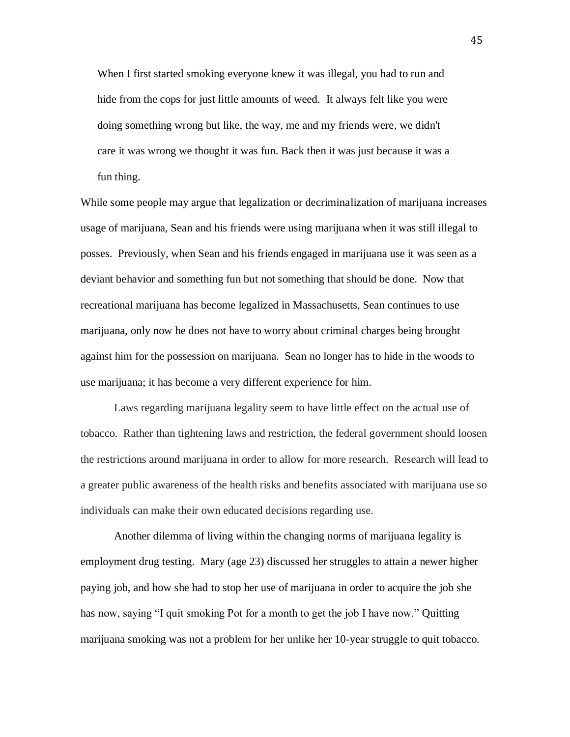> When I first started smoking everyone knew it was illegal, you had to run and hide from the cops for just little amounts of weed. It always felt like you were doing something wrong but like, the way, me and my friends were, we didn't care it was wrong we thought it was fun. Back then it was just because it was a fun thing.

While some people may argue that legalization or decriminalization of marijuana increases usage of marijuana, Sean and his friends were using marijuana when it was still illegal to posses. Previously, when Sean and his friends engaged in marijuana use it was seen as a deviant behavior and something fun but not something that should be done. Now that recreational marijuana has become legalized in Massachusetts, Sean continues to use marijuana, only now he does not have to worry about criminal charges being brought against him for the possession on marijuana. Sean no longer has to hide in the woods to use marijuana; it has become a very different experience for him.

Laws regarding marijuana legality seem to have little effect on the actual use of tobacco. Rather than tightening laws and restriction, the federal government should loosen the restrictions around marijuana in order to allow for more research. Research will lead to a greater public awareness of the health risks and benefits associated with marijuana use so individuals can make their own educated decisions regarding use.

Another dilemma of living within the changing norms of marijuana legality is employment drug testing. Mary (age 23) discussed her struggles to attain a newer higher paying job, and how she had to stop her use of marijuana in order to acquire the job she has now, saying "I quit smoking Pot for a month to get the job I have now." Quitting marijuana smoking was not a problem for her unlike her 10-year struggle to quit tobacco.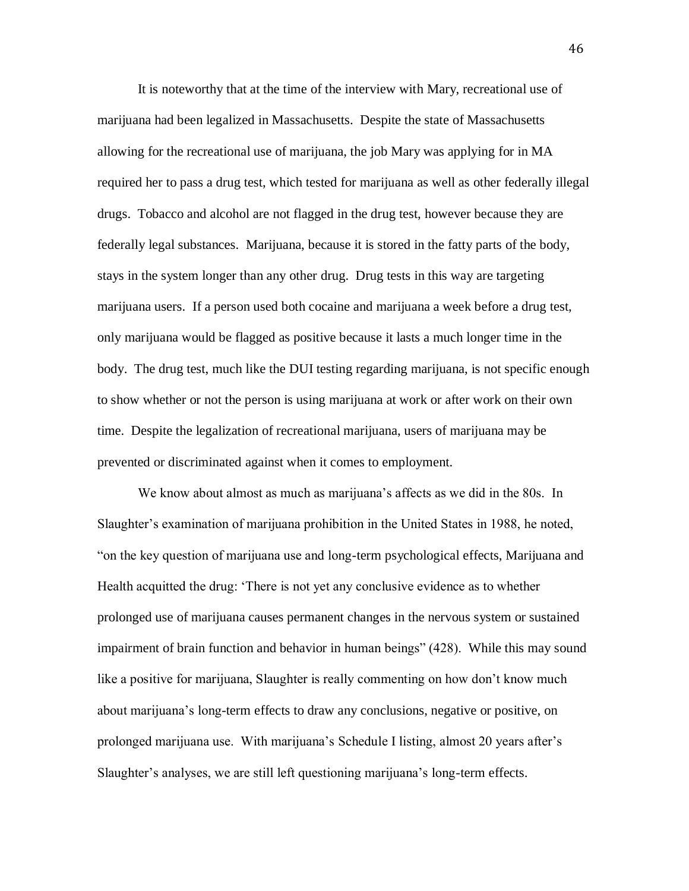It is noteworthy that at the time of the interview with Mary, recreational use of marijuana had been legalized in Massachusetts. Despite the state of Massachusetts allowing for the recreational use of marijuana, the job Mary was applying for in MA required her to pass a drug test, which tested for marijuana as well as other federally illegal drugs. Tobacco and alcohol are not flagged in the drug test, however because they are federally legal substances. Marijuana, because it is stored in the fatty parts of the body, stays in the system longer than any other drug. Drug tests in this way are targeting marijuana users. If a person used both cocaine and marijuana a week before a drug test, only marijuana would be flagged as positive because it lasts a much longer time in the body. The drug test, much like the DUI testing regarding marijuana, is not specific enough to show whether or not the person is using marijuana at work or after work on their own time. Despite the legalization of recreational marijuana, users of marijuana may be prevented or discriminated against when it comes to employment.

We know about almost as much as marijuana's affects as we did in the 80s. In Slaughter's examination of marijuana prohibition in the United States in 1988, he noted, "on the key question of marijuana use and long-term psychological effects, Marijuana and Health acquitted the drug: 'There is not yet any conclusive evidence as to whether prolonged use of marijuana causes permanent changes in the nervous system or sustained impairment of brain function and behavior in human beings" (428). While this may sound like a positive for marijuana, Slaughter is really commenting on how don't know much about marijuana's long-term effects to draw any conclusions, negative or positive, on prolonged marijuana use. With marijuana's Schedule I listing, almost 20 years after's Slaughter's analyses, we are still left questioning marijuana's long-term effects.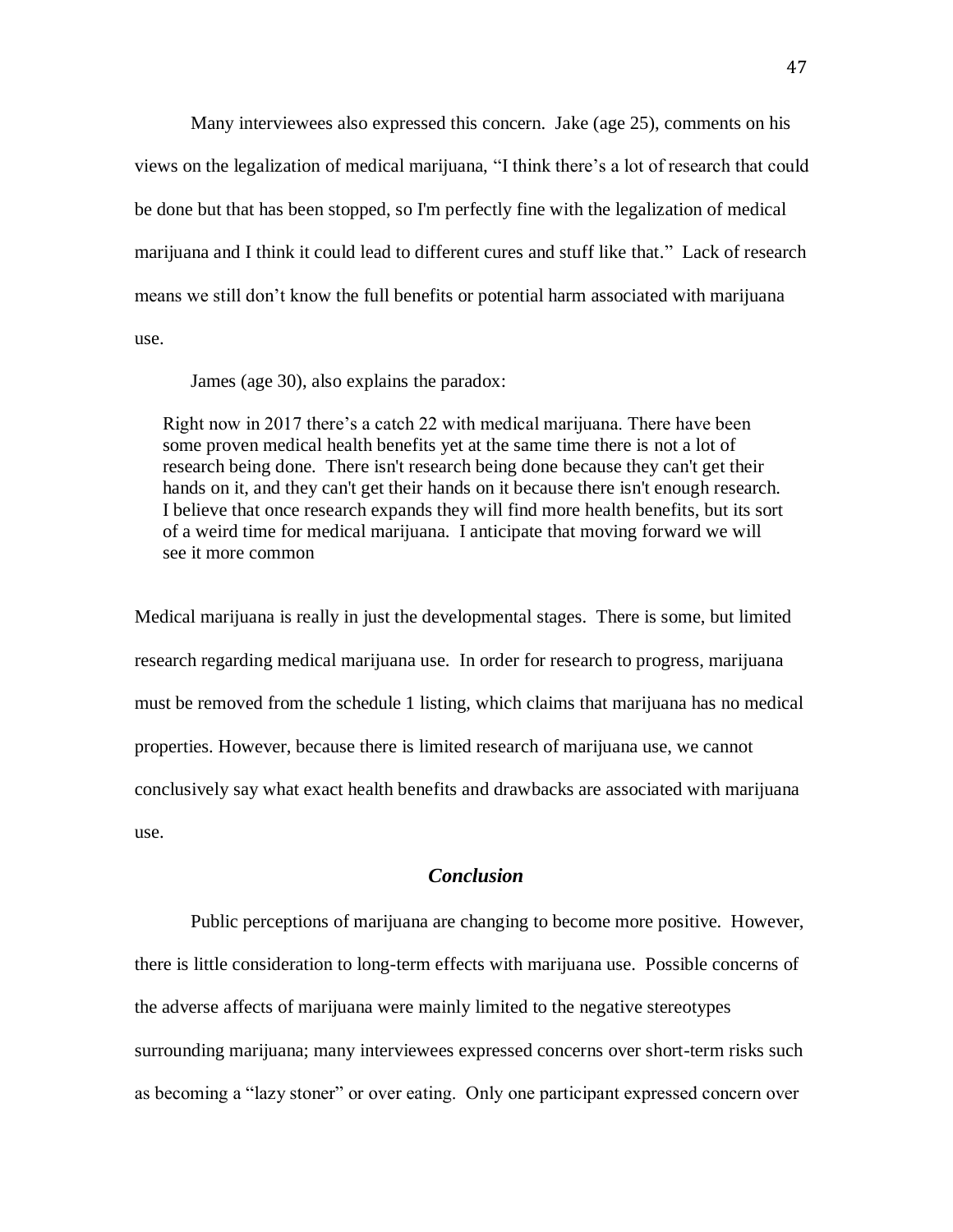Many interviewees also expressed this concern. Jake (age 25), comments on his views on the legalization of medical marijuana, "I think there's a lot of research that could be done but that has been stopped, so I'm perfectly fine with the legalization of medical marijuana and I think it could lead to different cures and stuff like that." Lack of research means we still don't know the full benefits or potential harm associated with marijuana use.

James (age 30), also explains the paradox:

> Right now in 2017 there's a catch 22 with medical marijuana. There have been some proven medical health benefits yet at the same time there is not a lot of research being done. There isn't research being done because they can't get their hands on it, and they can't get their hands on it because there isn't enough research. I believe that once research expands they will find more health benefits, but its sort of a weird time for medical marijuana. I anticipate that moving forward we will see it more common

Medical marijuana is really in just the developmental stages. There is some, but limited research regarding medical marijuana use. In order for research to progress, marijuana must be removed from the schedule 1 listing, which claims that marijuana has no medical properties. However, because there is limited research of marijuana use, we cannot conclusively say what exact health benefits and drawbacks are associated with marijuana use.

### *Conclusion*

Public perceptions of marijuana are changing to become more positive. However, there is little consideration to long-term effects with marijuana use. Possible concerns of the adverse affects of marijuana were mainly limited to the negative stereotypes surrounding marijuana; many interviewees expressed concerns over short-term risks such as becoming a "lazy stoner" or over eating. Only one participant expressed concern over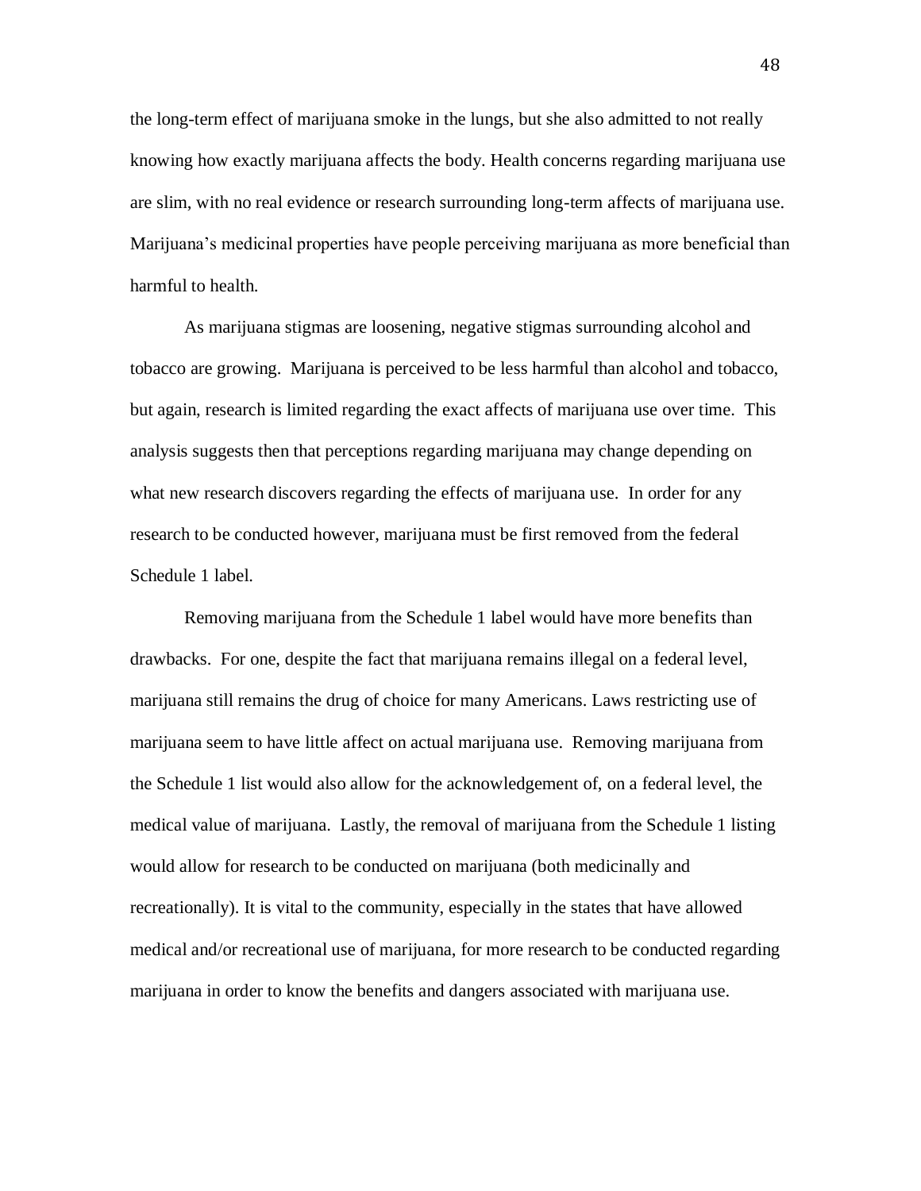the long-term effect of marijuana smoke in the lungs, but she also admitted to not really knowing how exactly marijuana affects the body. Health concerns regarding marijuana use are slim, with no real evidence or research surrounding long-term affects of marijuana use. Marijuana's medicinal properties have people perceiving marijuana as more beneficial than harmful to health.

As marijuana stigmas are loosening, negative stigmas surrounding alcohol and tobacco are growing. Marijuana is perceived to be less harmful than alcohol and tobacco, but again, research is limited regarding the exact affects of marijuana use over time. This analysis suggests then that perceptions regarding marijuana may change depending on what new research discovers regarding the effects of marijuana use. In order for any research to be conducted however, marijuana must be first removed from the federal Schedule 1 label.

Removing marijuana from the Schedule 1 label would have more benefits than drawbacks. For one, despite the fact that marijuana remains illegal on a federal level, marijuana still remains the drug of choice for many Americans. Laws restricting use of marijuana seem to have little affect on actual marijuana use. Removing marijuana from the Schedule 1 list would also allow for the acknowledgement of, on a federal level, the medical value of marijuana. Lastly, the removal of marijuana from the Schedule 1 listing would allow for research to be conducted on marijuana (both medicinally and recreationally). It is vital to the community, especially in the states that have allowed medical and/or recreational use of marijuana, for more research to be conducted regarding marijuana in order to know the benefits and dangers associated with marijuana use.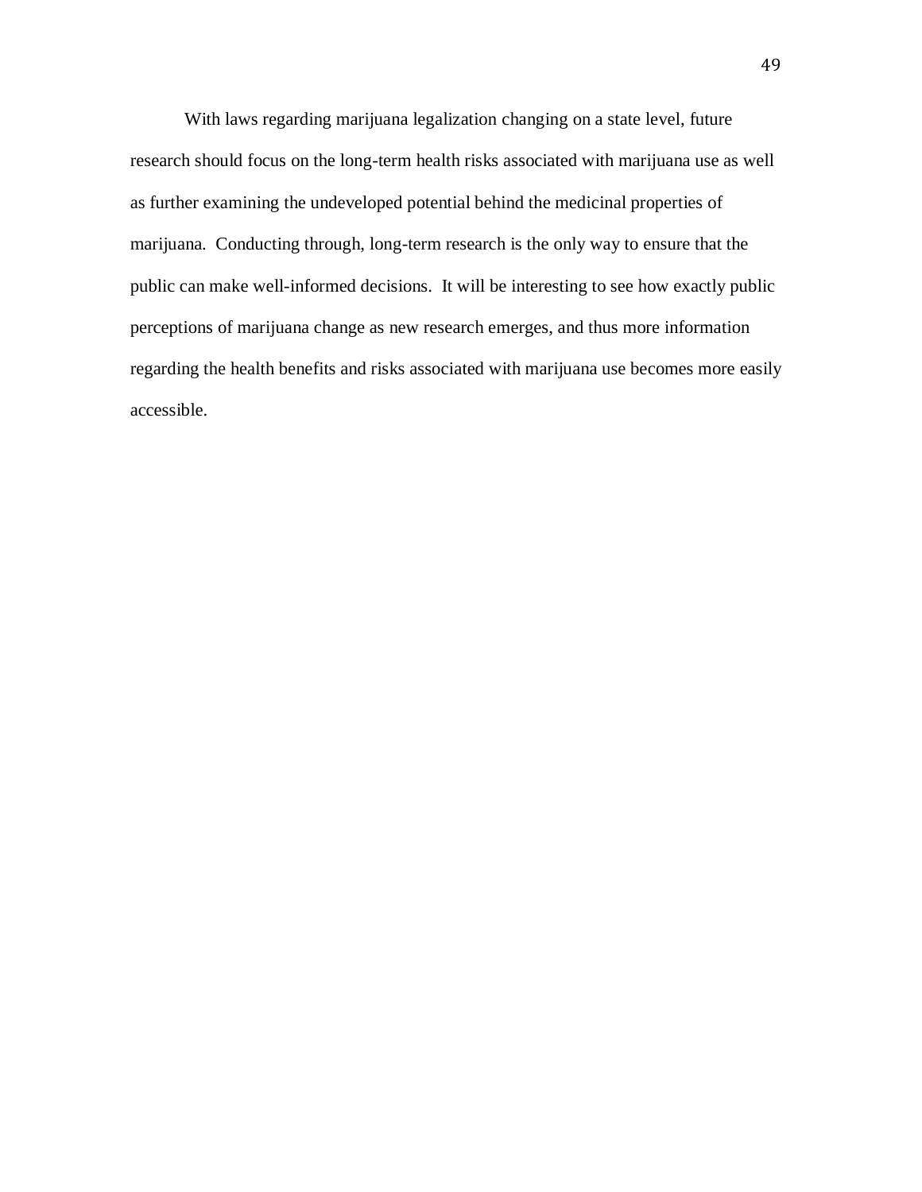With laws regarding marijuana legalization changing on a state level, future research should focus on the long-term health risks associated with marijuana use as well as further examining the undeveloped potential behind the medicinal properties of marijuana. Conducting through, long-term research is the only way to ensure that the public can make well-informed decisions. It will be interesting to see how exactly public perceptions of marijuana change as new research emerges, and thus more information regarding the health benefits and risks associated with marijuana use becomes more easily accessible.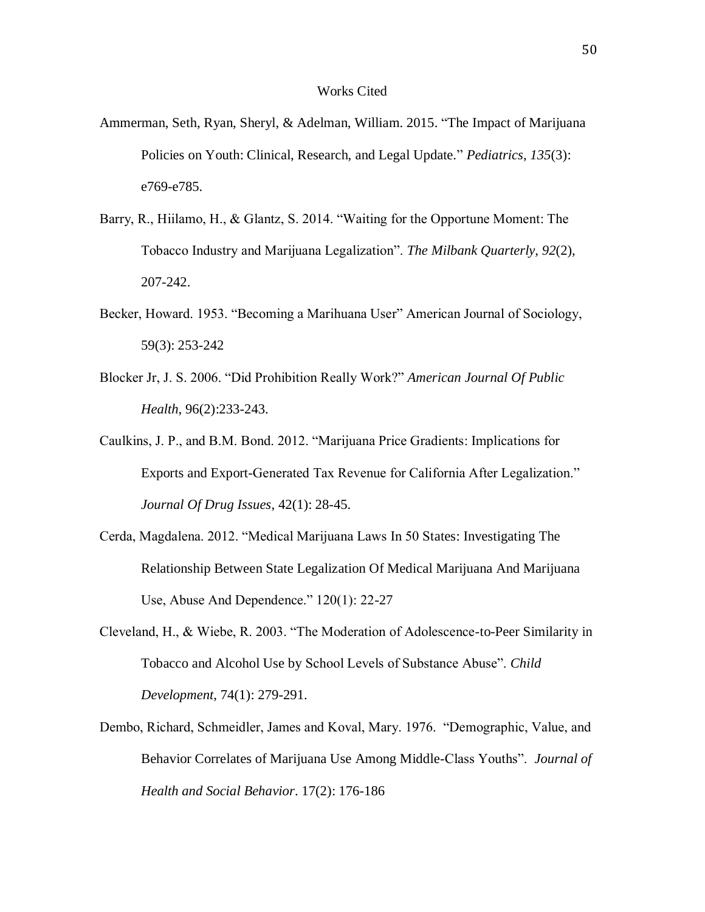# Works Cited

Ammerman, Seth, Ryan, Sheryl, & Adelman, William. 2015. "The Impact of Marijuana Policies on Youth: Clinical, Research, and Legal Update." *Pediatrics*, *135*(3): e769-e785.

Barry, R., Hiilamo, H., & Glantz, S. 2014. "Waiting for the Opportune Moment: The Tobacco Industry and Marijuana Legalization". *The Milbank Quarterly, 92*(2), 207-242.

Becker, Howard. 1953. "Becoming a Marihuana User" American Journal of Sociology, 59(3): 253-242

Blocker Jr, J. S. 2006. "Did Prohibition Really Work?" *American Journal Of Public Health*, 96(2):233-243.

Caulkins, J. P., and B.M. Bond. 2012. "Marijuana Price Gradients: Implications for Exports and Export-Generated Tax Revenue for California After Legalization." *Journal Of Drug Issues*, 42(1): 28-45.

Cerda, Magdalena. 2012. "Medical Marijuana Laws In 50 States: Investigating The Relationship Between State Legalization Of Medical Marijuana And Marijuana Use, Abuse And Dependence." 120(1): 22-27

Cleveland, H., & Wiebe, R. 2003. "The Moderation of Adolescence-to-Peer Similarity in Tobacco and Alcohol Use by School Levels of Substance Abuse". *Child Development*, 74(1): 279-291.

Dembo, Richard, Schmeidler, James and Koval, Mary. 1976. "Demographic, Value, and Behavior Correlates of Marijuana Use Among Middle-Class Youths". *Journal of Health and Social Behavior*. 17(2): 176-186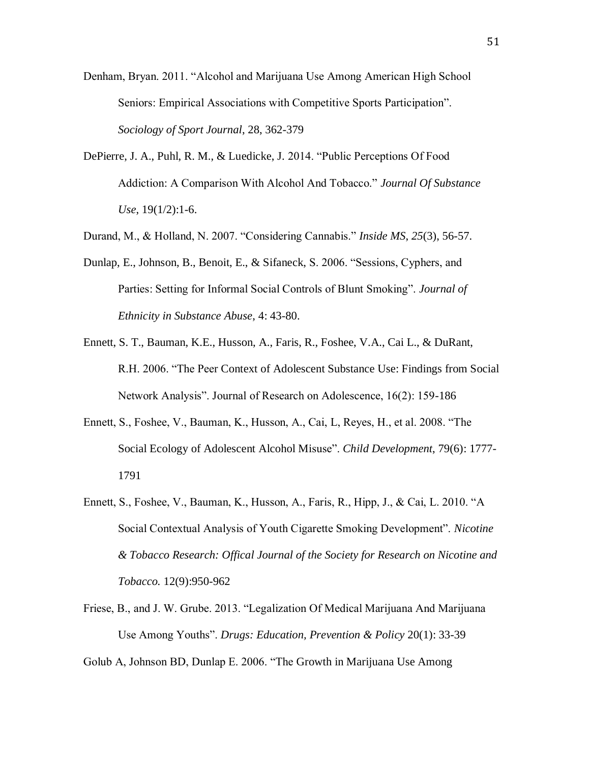Denham, Bryan. 2011. “Alcohol and Marijuana Use Among American High School Seniors: Empirical Associations with Competitive Sports Participation”. *Sociology of Sport Journal*, 28, 362-379

DePierre, J. A., Puhl, R. M., & Luedicke, J. 2014. “Public Perceptions Of Food Addiction: A Comparison With Alcohol And Tobacco.” *Journal Of Substance Use*, 19(1/2):1-6.

Durand, M., & Holland, N. 2007. “Considering Cannabis.” *Inside MS*, *25*(3), 56-57.

Dunlap, E., Johnson, B., Benoit, E., & Sifaneck, S. 2006. “Sessions, Cyphers, and Parties: Setting for Informal Social Controls of Blunt Smoking”. *Journal of Ethnicity in Substance Abuse*, 4: 43-80.

Ennett, S. T., Bauman, K.E., Husson, A., Faris, R., Foshee, V.A., Cai L., & DuRant, R.H. 2006. “The Peer Context of Adolescent Substance Use: Findings from Social Network Analysis”. Journal of Research on Adolescence, 16(2): 159-186

Ennett, S., Foshee, V., Bauman, K., Husson, A., Cai, L, Reyes, H., et al. 2008. “The Social Ecology of Adolescent Alcohol Misuse”. *Child Development*, 79(6): 1777-1791

Ennett, S., Foshee, V., Bauman, K., Husson, A., Faris, R., Hipp, J., & Cai, L. 2010. “A Social Contextual Analysis of Youth Cigarette Smoking Development”. *Nicotine & Tobacco Research: Offical Journal of the Society for Research on Nicotine and Tobacco.* 12(9):950-962

Friese, B., and J. W. Grube. 2013. “Legalization Of Medical Marijuana And Marijuana Use Among Youths”. *Drugs: Education, Prevention & Policy* 20(1): 33-39

Golub A, Johnson BD, Dunlap E. 2006. “The Growth in Marijuana Use Among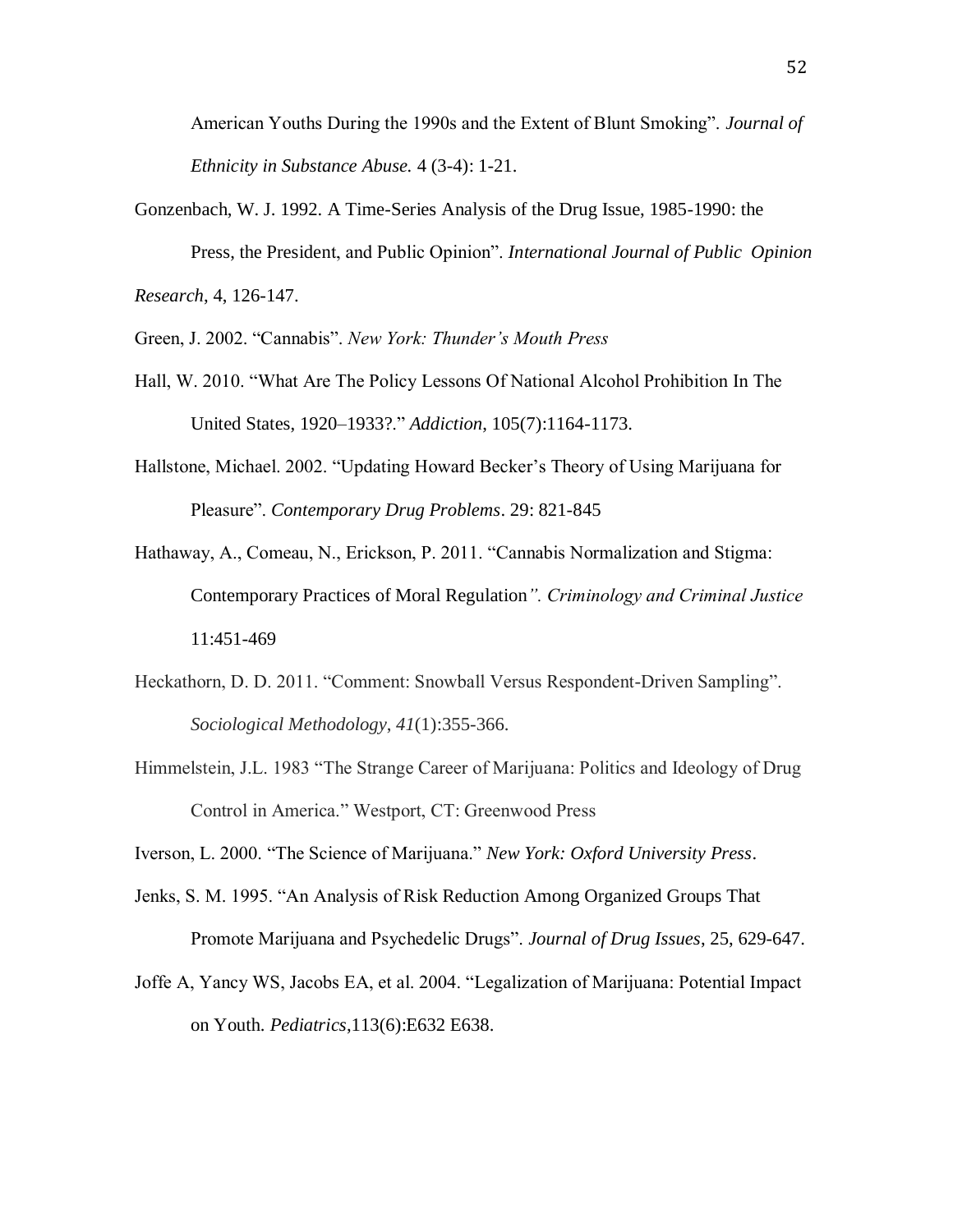American Youths During the 1990s and the Extent of Blunt Smoking". *Journal of Ethnicity in Substance Abuse.* 4 (3-4): 1-21.

Gonzenbach, W. J. 1992. A Time-Series Analysis of the Drug Issue, 1985-1990: the Press, the President, and Public Opinion". *International Journal of Public Opinion Research*, 4, 126-147.

Green, J. 2002. "Cannabis". *New York: Thunder's Mouth Press*

Hall, W. 2010. "What Are The Policy Lessons Of National Alcohol Prohibition In The United States, 1920–1933?." *Addiction*, 105(7):1164-1173.

Hallstone, Michael. 2002. "Updating Howard Becker's Theory of Using Marijuana for Pleasure". *Contemporary Drug Problems*. 29: 821-845

Hathaway, A., Comeau, N., Erickson, P. 2011. "Cannabis Normalization and Stigma: Contemporary Practices of Moral Regulation*". Criminology and Criminal Justice* 11:451-469

Heckathorn, D. D. 2011. "Comment: Snowball Versus Respondent-Driven Sampling". *Sociological Methodology*, *41*(1):355-366.

Himmelstein, J.L. 1983 "The Strange Career of Marijuana: Politics and Ideology of Drug Control in America." Westport, CT: Greenwood Press

Iverson, L. 2000. "The Science of Marijuana." *New York: Oxford University Press*.

Jenks, S. M. 1995. "An Analysis of Risk Reduction Among Organized Groups That Promote Marijuana and Psychedelic Drugs". *Journal of Drug Issues*, 25, 629-647.

Joffe A, Yancy WS, Jacobs EA, et al. 2004. "Legalization of Marijuana: Potential Impact on Youth. *Pediatrics*,113(6):E632 E638.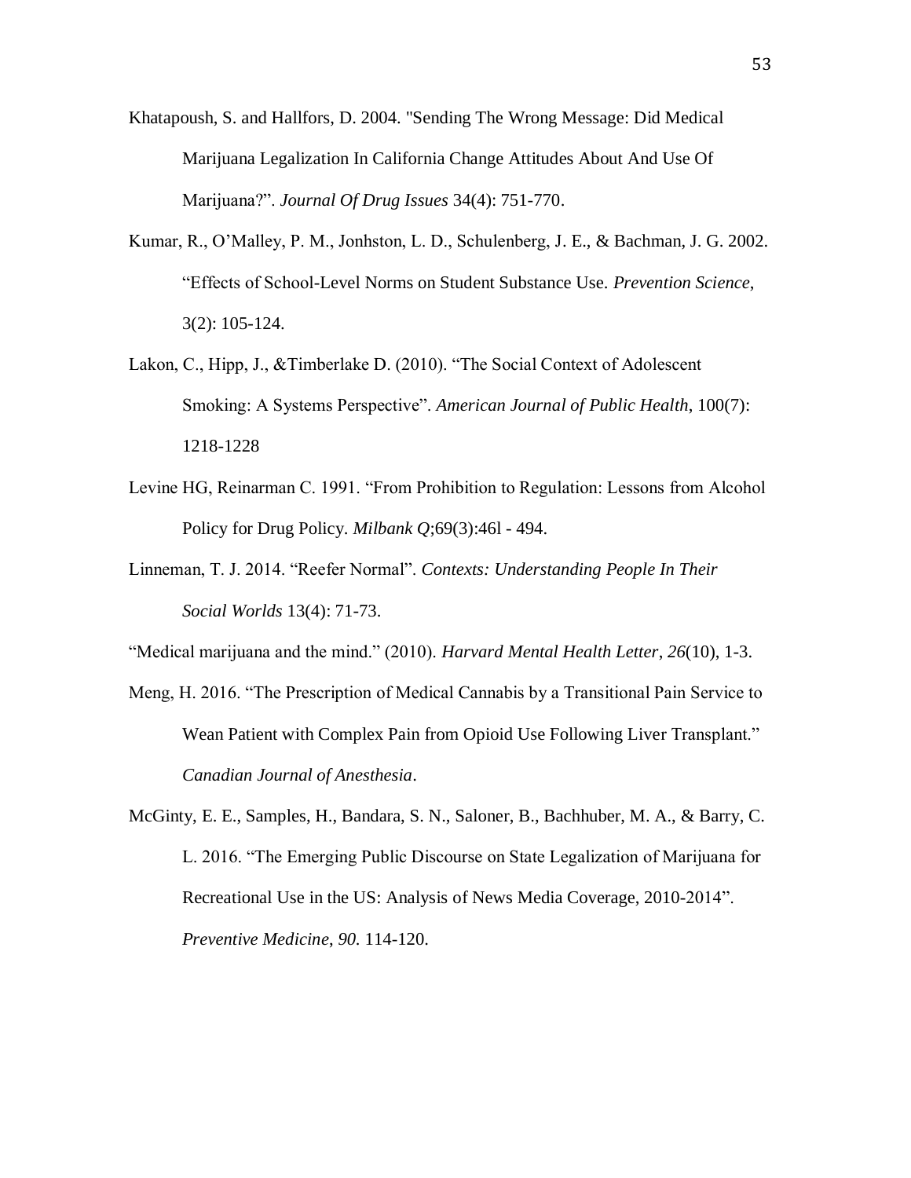Khatapoush, S. and Hallfors, D. 2004. "Sending The Wrong Message: Did Medical Marijuana Legalization In California Change Attitudes About And Use Of Marijuana?". *Journal Of Drug Issues* 34(4): 751-770.

Kumar, R., O'Malley, P. M., Jonhston, L. D., Schulenberg, J. E., & Bachman, J. G. 2002. "Effects of School-Level Norms on Student Substance Use. *Prevention Science*, 3(2): 105-124.

Lakon, C., Hipp, J., &Timberlake D. (2010). "The Social Context of Adolescent Smoking: A Systems Perspective". *American Journal of Public Health*, 100(7): 1218-1228

Levine HG, Reinarman C. 1991. "From Prohibition to Regulation: Lessons from Alcohol Policy for Drug Policy. *Milbank Q*;69(3):46l - 494.

Linneman, T. J. 2014. "Reefer Normal". *Contexts: Understanding People In Their Social Worlds* 13(4): 71-73.

"Medical marijuana and the mind." (2010). *Harvard Mental Health Letter*, *26*(10), 1-3.

Meng, H. 2016. "The Prescription of Medical Cannabis by a Transitional Pain Service to Wean Patient with Complex Pain from Opioid Use Following Liver Transplant." *Canadian Journal of Anesthesia*.

McGinty, E. E., Samples, H., Bandara, S. N., Saloner, B., Bachhuber, M. A., & Barry, C. L. 2016. "The Emerging Public Discourse on State Legalization of Marijuana for Recreational Use in the US: Analysis of News Media Coverage, 2010-2014". *Preventive Medicine*, *90*. 114-120.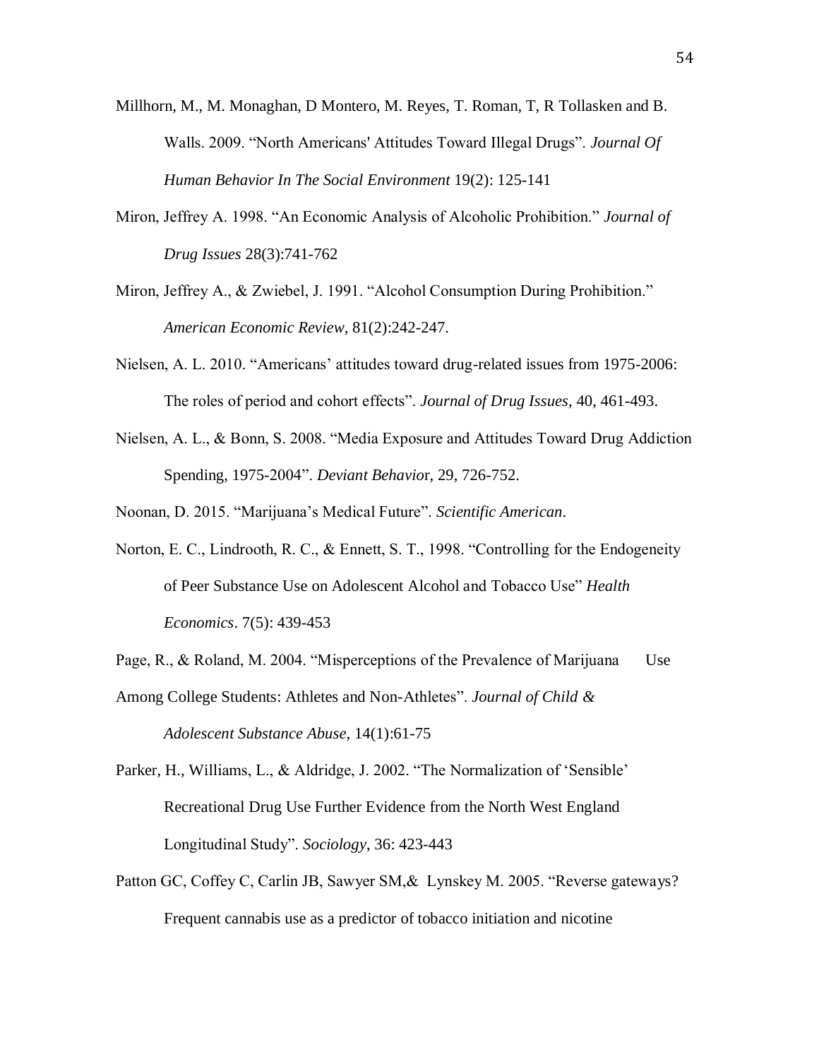Millhorn, M., M. Monaghan, D Montero, M. Reyes, T. Roman, T, R Tollasken and B. Walls. 2009. "North Americans' Attitudes Toward Illegal Drugs". *Journal Of Human Behavior In The Social Environment* 19(2): 125-141

Miron, Jeffrey A. 1998. "An Economic Analysis of Alcoholic Prohibition." *Journal of Drug Issues* 28(3):741-762

Miron, Jeffrey A., & Zwiebel, J. 1991. "Alcohol Consumption During Prohibition." *American Economic Review*, 81(2):242-247.

Nielsen, A. L. 2010. "Americans' attitudes toward drug-related issues from 1975-2006: The roles of period and cohort effects". *Journal of Drug Issues*, 40, 461-493.

Nielsen, A. L., & Bonn, S. 2008. "Media Exposure and Attitudes Toward Drug Addiction Spending, 1975-2004". *Deviant Behavio*r, 29, 726-752.

Noonan, D. 2015. "Marijuana's Medical Future". *Scientific American*.

Norton, E. C., Lindrooth, R. C., & Ennett, S. T., 1998. "Controlling for the Endogeneity of Peer Substance Use on Adolescent Alcohol and Tobacco Use" *Health Economics*. 7(5): 439-453

Page, R., & Roland, M. 2004. "Misperceptions of the Prevalence of Marijuana Use Among College Students: Athletes and Non-Athletes". *Journal of Child & Adolescent Substance Abuse*, 14(1):61-75

Parker, H., Williams, L., & Aldridge, J. 2002. "The Normalization of 'Sensible' Recreational Drug Use Further Evidence from the North West England Longitudinal Study". *Sociology*, 36: 423-443

Patton GC, Coffey C, Carlin JB, Sawyer SM,& Lynskey M. 2005. "Reverse gateways? Frequent cannabis use as a predictor of tobacco initiation and nicotine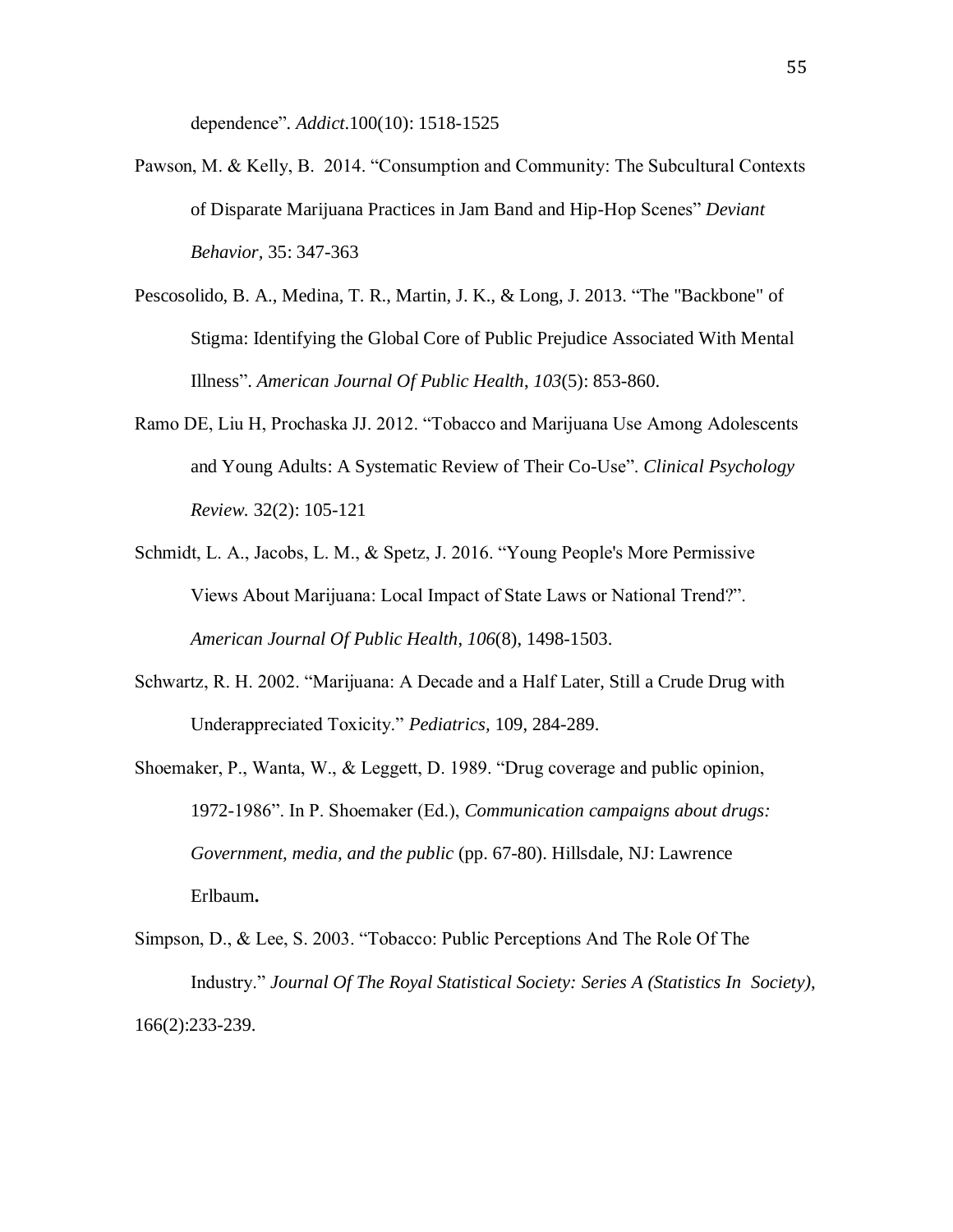dependence". *Addict*.100(10): 1518-1525

Pawson, M. & Kelly, B. 2014. "Consumption and Community: The Subcultural Contexts of Disparate Marijuana Practices in Jam Band and Hip-Hop Scenes" *Deviant Behavior,* 35: 347-363

Pescosolido, B. A., Medina, T. R., Martin, J. K., & Long, J. 2013. "The "Backbone" of Stigma: Identifying the Global Core of Public Prejudice Associated With Mental Illness". *American Journal Of Public Health*, *103*(5): 853-860.

Ramo DE, Liu H, Prochaska JJ. 2012. "Tobacco and Marijuana Use Among Adolescents and Young Adults: A Systematic Review of Their Co-Use". *Clinical Psychology Review.* 32(2): 105-121

Schmidt, L. A., Jacobs, L. M., & Spetz, J. 2016. "Young People's More Permissive Views About Marijuana: Local Impact of State Laws or National Trend?". *American Journal Of Public Health*, *106*(8), 1498-1503.

Schwartz, R. H. 2002. "Marijuana: A Decade and a Half Later, Still a Crude Drug with Underappreciated Toxicity." *Pediatrics,* 109, 284-289.

Shoemaker, P., Wanta, W., & Leggett, D. 1989. "Drug coverage and public opinion, 1972-1986". In P. Shoemaker (Ed.), *Communication campaigns about drugs: Government, media, and the public* (pp. 67-80). Hillsdale, NJ: Lawrence Erlbaum**.**

Simpson, D., & Lee, S. 2003. "Tobacco: Public Perceptions And The Role Of The Industry." *Journal Of The Royal Statistical Society: Series A (Statistics In Society)*, 166(2):233-239.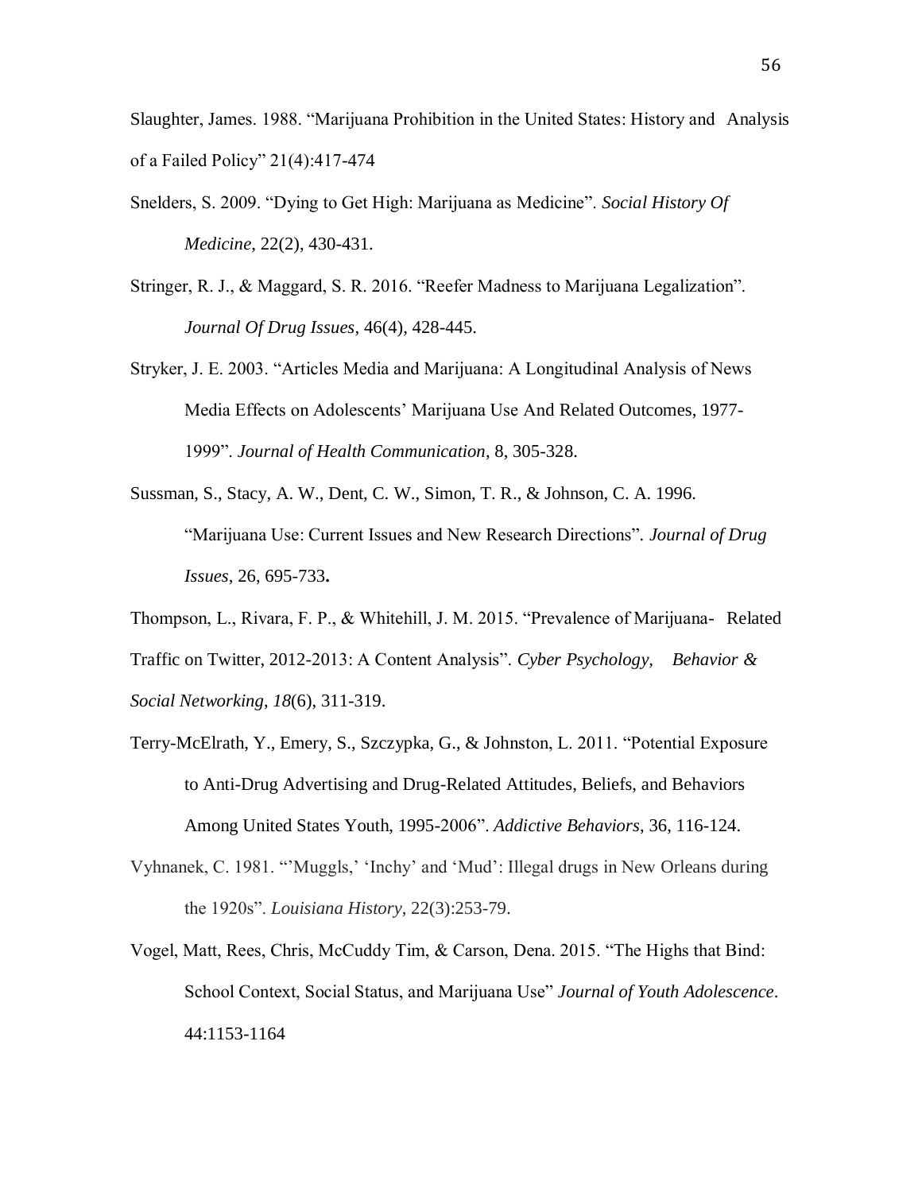Slaughter, James. 1988. "Marijuana Prohibition in the United States: History and Analysis of a Failed Policy" 21(4):417-474

Snelders, S. 2009. "Dying to Get High: Marijuana as Medicine". *Social History Of Medicine*, 22(2), 430-431.

Stringer, R. J., & Maggard, S. R. 2016. "Reefer Madness to Marijuana Legalization". *Journal Of Drug Issues*, 46(4), 428-445.

Stryker, J. E. 2003. "Articles Media and Marijuana: A Longitudinal Analysis of News Media Effects on Adolescents' Marijuana Use And Related Outcomes, 1977-1999". *Journal of Health Communication*, 8, 305-328.

Sussman, S., Stacy, A. W., Dent, C. W., Simon, T. R., & Johnson, C. A. 1996. "Marijuana Use: Current Issues and New Research Directions". *Journal of Drug Issues*, 26, 695-733**.**

Thompson, L., Rivara, F. P., & Whitehill, J. M. 2015. "Prevalence of Marijuana- Related Traffic on Twitter, 2012-2013: A Content Analysis". *Cyber Psychology, Behavior & Social Networking*, *18*(6), 311-319.

Terry-McElrath, Y., Emery, S., Szczypka, G., & Johnston, L. 2011. "Potential Exposure to Anti-Drug Advertising and Drug-Related Attitudes, Beliefs, and Behaviors Among United States Youth, 1995-2006". *Addictive Behaviors*, 36, 116-124.

Vyhnanek, C. 1981. "'Muggls,' 'Inchy' and 'Mud': Illegal drugs in New Orleans during the 1920s". *Louisiana History*, 22(3):253-79.

Vogel, Matt, Rees, Chris, McCuddy Tim, & Carson, Dena. 2015. "The Highs that Bind: School Context, Social Status, and Marijuana Use" *Journal of Youth Adolescence*. 44:1153-1164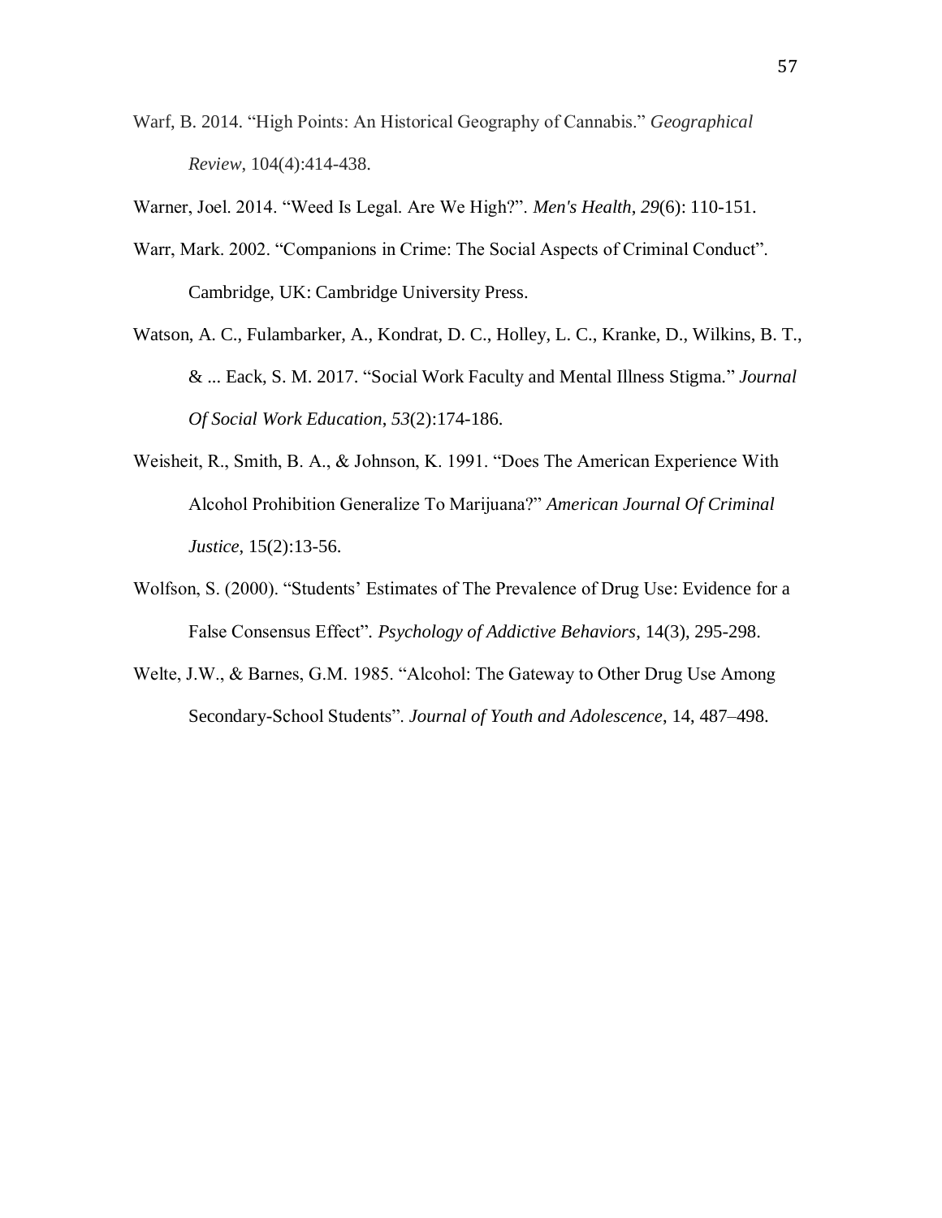Warf, B. 2014. “High Points: An Historical Geography of Cannabis.” *Geographical Review*, 104(4):414-438.

Warner, Joel. 2014. “Weed Is Legal. Are We High?”. *Men's Health*, *29*(6): 110-151.

Warr, Mark. 2002. “Companions in Crime: The Social Aspects of Criminal Conduct”. Cambridge, UK: Cambridge University Press.

Watson, A. C., Fulambarker, A., Kondrat, D. C., Holley, L. C., Kranke, D., Wilkins, B. T., & ... Eack, S. M. 2017. “Social Work Faculty and Mental Illness Stigma.” *Journal Of Social Work Education*, *53*(2):174-186.

Weisheit, R., Smith, B. A., & Johnson, K. 1991. “Does The American Experience With Alcohol Prohibition Generalize To Marijuana?” *American Journal Of Criminal Justice*, 15(2):13-56.

Wolfson, S. (2000). “Students’ Estimates of The Prevalence of Drug Use: Evidence for a False Consensus Effect”. *Psychology of Addictive Behaviors*, 14(3), 295-298.

Welte, J.W., & Barnes, G.M. 1985. “Alcohol: The Gateway to Other Drug Use Among Secondary-School Students”. *Journal of Youth and Adolescence*, 14, 487–498.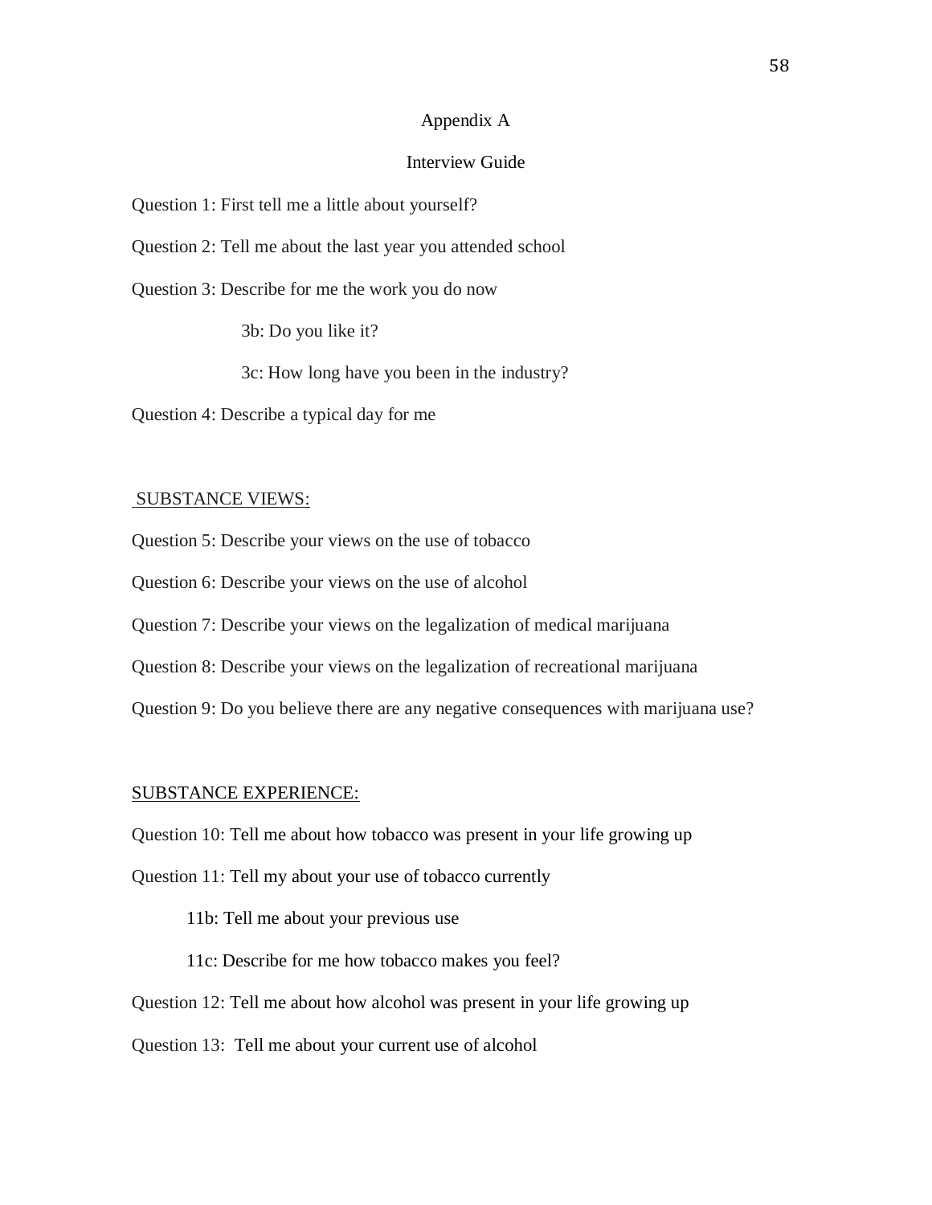# Appendix A

## Interview Guide

Question 1: First tell me a little about yourself?

Question 2: Tell me about the last year you attended school

Question 3: Describe for me the work you do now

3b: Do you like it?

3c: How long have you been in the industry?

Question 4: Describe a typical day for me

<u>SUBSTANCE VIEWS:</u>

Question 5: Describe your views on the use of tobacco

Question 6: Describe your views on the use of alcohol

Question 7: Describe your views on the legalization of medical marijuana

Question 8: Describe your views on the legalization of recreational marijuana

Question 9: Do you believe there are any negative consequences with marijuana use?

<u>SUBSTANCE EXPERIENCE:</u>

Question 10: Tell me about how tobacco was present in your life growing up

Question 11: Tell my about your use of tobacco currently

11b: Tell me about your previous use

11c: Describe for me how tobacco makes you feel?

Question 12: Tell me about how alcohol was present in your life growing up

Question 13: Tell me about your current use of alcohol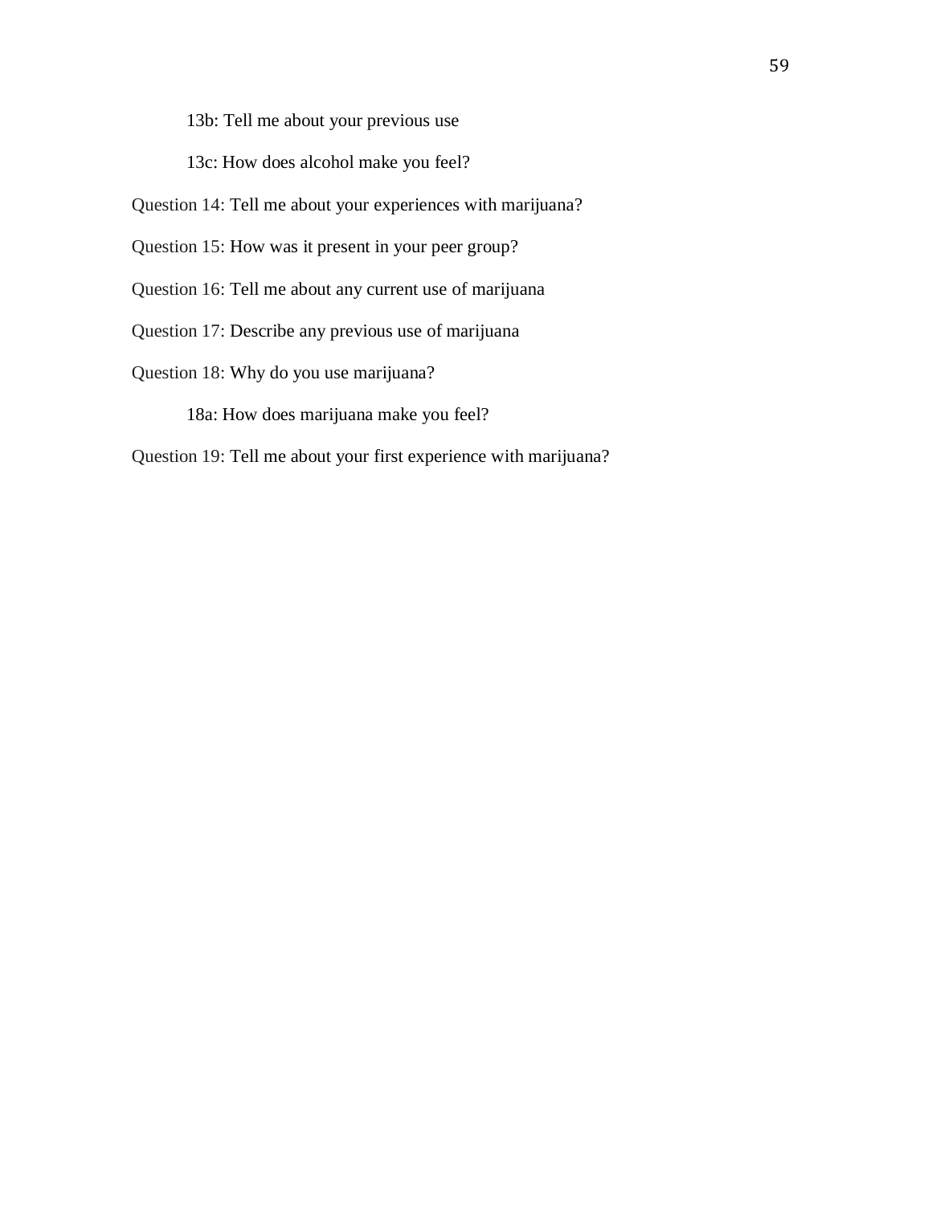13b: Tell me about your previous use

13c: How does alcohol make you feel?

Question 14: Tell me about your experiences with marijuana?

Question 15: How was it present in your peer group?

Question 16: Tell me about any current use of marijuana

Question 17: Describe any previous use of marijuana

Question 18: Why do you use marijuana?

18a: How does marijuana make you feel?

Question 19: Tell me about your first experience with marijuana?